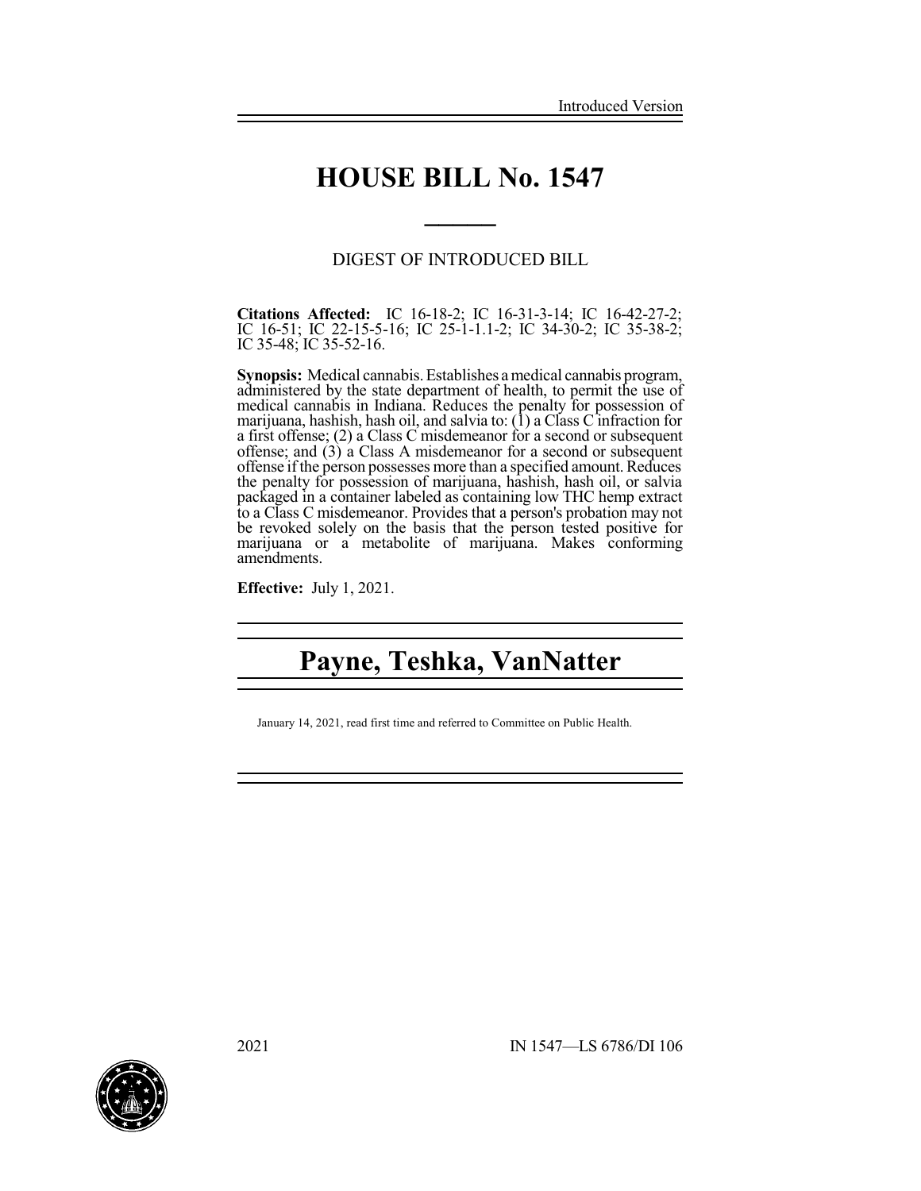Introduced Version

# HOUSE BILL No. 1547

DIGEST OF INTRODUCED BILL

**Citations Affected:** IC 16-18-2; IC 16-31-3-14; IC 16-42-27-2; IC 16-51; IC 22-15-5-16; IC 25-1-1.1-2; IC 34-30-2; IC 35-38-2; IC 35-48; IC 35-52-16.

**Synopsis:** Medical cannabis. Establishes a medical cannabis program, administered by the state department of health, to permit the use of medical cannabis in Indiana. Reduces the penalty for possession of marijuana, hashish, hash oil, and salvia to: (1) a Class C infraction for a first offense; (2) a Class C misdemeanor for a second or subsequent offense; and (3) a Class A misdemeanor for a second or subsequent offense if the person possesses more than a specified amount. Reduces the penalty for possession of marijuana, hashish, hash oil, or salvia packaged in a container labeled as containing low THC hemp extract to a Class C misdemeanor. Provides that a person's probation may not be revoked solely on the basis that the person tested positive for marijuana or a metabolite of marijuana. Makes conforming amendments.

**Effective:** July 1, 2021.

# Payne, Teshka, VanNatter

January 14, 2021, read first time and referred to Committee on Public Health.

2021 IN 1547—LS 6786/DI 106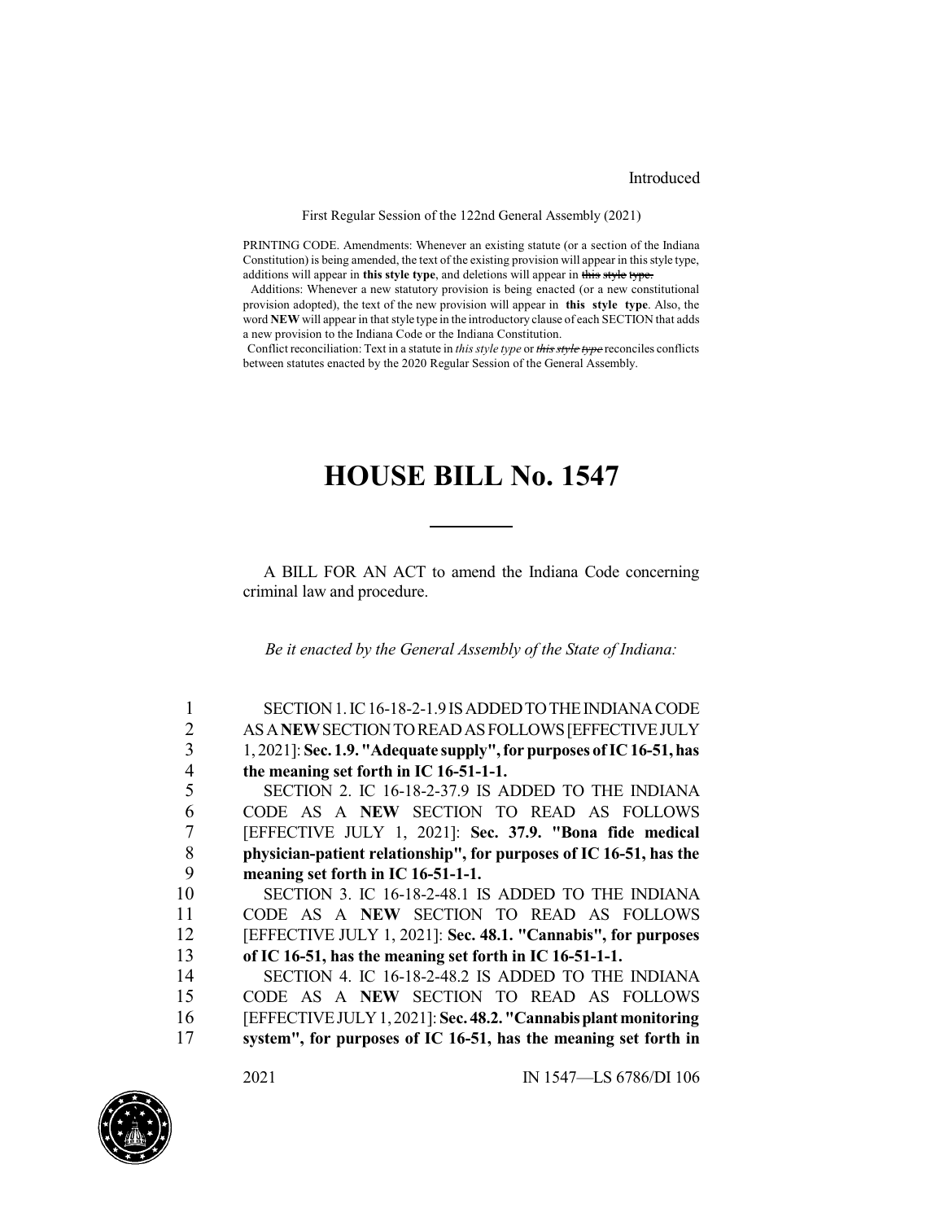Introduced

First Regular Session of the 122nd General Assembly (2021)

PRINTING CODE. Amendments: Whenever an existing statute (or a section of the Indiana Constitution) is being amended, the text of the existing provision will appear in this style type, additions will appear in **this style type**, and deletions will appear in ~~this style type.~~

Additions: Whenever a new statutory provision is being enacted (or a new constitutional provision adopted), the text of the new provision will appear in **this style type**. Also, the word **NEW** will appear in that style type in the introductory clause of each SECTION that adds a new provision to the Indiana Code or the Indiana Constitution.

Conflict reconciliation: Text in a statute in *this style type* or ~~*this style type*~~ reconciles conflicts between statutes enacted by the 2020 Regular Session of the General Assembly.

# HOUSE BILL No. 1547

A BILL FOR AN ACT to amend the Indiana Code concerning criminal law and procedure.

*Be it enacted by the General Assembly of the State of Indiana:*

1 SECTION 1. IC 16-18-2-1.9 IS ADDED TO THE INDIANA CODE
2 AS A **NEW** SECTION TO READ AS FOLLOWS [EFFECTIVE JULY
3 1, 2021]: **Sec. 1.9. "Adequate supply", for purposes of IC 16-51, has**
4 **the meaning set forth in IC 16-51-1-1.**
5 SECTION 2. IC 16-18-2-37.9 IS ADDED TO THE INDIANA
6 CODE AS A **NEW** SECTION TO READ AS FOLLOWS
7 [EFFECTIVE JULY 1, 2021]: **Sec. 37.9. "Bona fide medical**
8 **physician-patient relationship", for purposes of IC 16-51, has the**
9 **meaning set forth in IC 16-51-1-1.**
10 SECTION 3. IC 16-18-2-48.1 IS ADDED TO THE INDIANA
11 CODE AS A **NEW** SECTION TO READ AS FOLLOWS
12 [EFFECTIVE JULY 1, 2021]: **Sec. 48.1. "Cannabis", for purposes**
13 **of IC 16-51, has the meaning set forth in IC 16-51-1-1.**
14 SECTION 4. IC 16-18-2-48.2 IS ADDED TO THE INDIANA
15 CODE AS A **NEW** SECTION TO READ AS FOLLOWS
16 [EFFECTIVE JULY 1, 2021]: **Sec. 48.2. "Cannabis plant monitoring**
17 **system", for purposes of IC 16-51, has the meaning set forth in**

2021 IN 1547—LS 6786/DI 106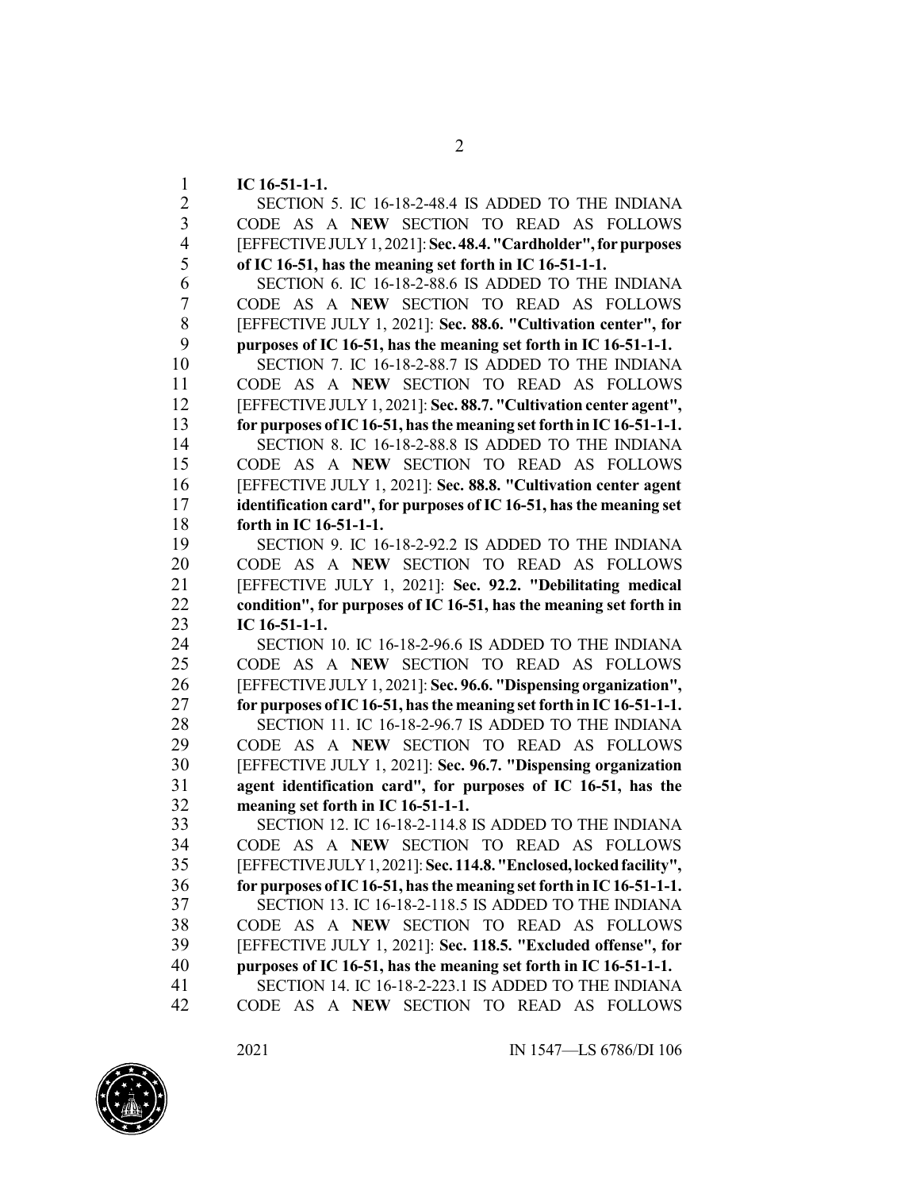**IC 16-51-1-1.**

SECTION 5. IC 16-18-2-48.4 IS ADDED TO THE INDIANA CODE AS A **NEW** SECTION TO READ AS FOLLOWS [EFFECTIVE JULY 1, 2021]: **Sec. 48.4. "Cardholder", for purposes of IC 16-51, has the meaning set forth in IC 16-51-1-1.**

SECTION 6. IC 16-18-2-88.6 IS ADDED TO THE INDIANA CODE AS A **NEW** SECTION TO READ AS FOLLOWS [EFFECTIVE JULY 1, 2021]: **Sec. 88.6. "Cultivation center", for purposes of IC 16-51, has the meaning set forth in IC 16-51-1-1.**

SECTION 7. IC 16-18-2-88.7 IS ADDED TO THE INDIANA CODE AS A **NEW** SECTION TO READ AS FOLLOWS [EFFECTIVE JULY 1, 2021]: **Sec. 88.7. "Cultivation center agent", for purposes of IC 16-51, has the meaning set forth in IC 16-51-1-1.**

SECTION 8. IC 16-18-2-88.8 IS ADDED TO THE INDIANA CODE AS A **NEW** SECTION TO READ AS FOLLOWS [EFFECTIVE JULY 1, 2021]: **Sec. 88.8. "Cultivation center agent identification card", for purposes of IC 16-51, has the meaning set forth in IC 16-51-1-1.**

SECTION 9. IC 16-18-2-92.2 IS ADDED TO THE INDIANA CODE AS A **NEW** SECTION TO READ AS FOLLOWS [EFFECTIVE JULY 1, 2021]: **Sec. 92.2. "Debilitating medical condition", for purposes of IC 16-51, has the meaning set forth in IC 16-51-1-1.**

SECTION 10. IC 16-18-2-96.6 IS ADDED TO THE INDIANA CODE AS A **NEW** SECTION TO READ AS FOLLOWS [EFFECTIVE JULY 1, 2021]: **Sec. 96.6. "Dispensing organization", for purposes of IC 16-51, has the meaning set forth in IC 16-51-1-1.**

SECTION 11. IC 16-18-2-96.7 IS ADDED TO THE INDIANA CODE AS A **NEW** SECTION TO READ AS FOLLOWS [EFFECTIVE JULY 1, 2021]: **Sec. 96.7. "Dispensing organization agent identification card", for purposes of IC 16-51, has the meaning set forth in IC 16-51-1-1.**

SECTION 12. IC 16-18-2-114.8 IS ADDED TO THE INDIANA CODE AS A **NEW** SECTION TO READ AS FOLLOWS [EFFECTIVE JULY 1, 2021]: **Sec. 114.8. "Enclosed, locked facility", for purposes of IC 16-51, has the meaning set forth in IC 16-51-1-1.**

SECTION 13. IC 16-18-2-118.5 IS ADDED TO THE INDIANA CODE AS A **NEW** SECTION TO READ AS FOLLOWS [EFFECTIVE JULY 1, 2021]: **Sec. 118.5. "Excluded offense", for purposes of IC 16-51, has the meaning set forth in IC 16-51-1-1.**

SECTION 14. IC 16-18-2-223.1 IS ADDED TO THE INDIANA CODE AS A **NEW** SECTION TO READ AS FOLLOWS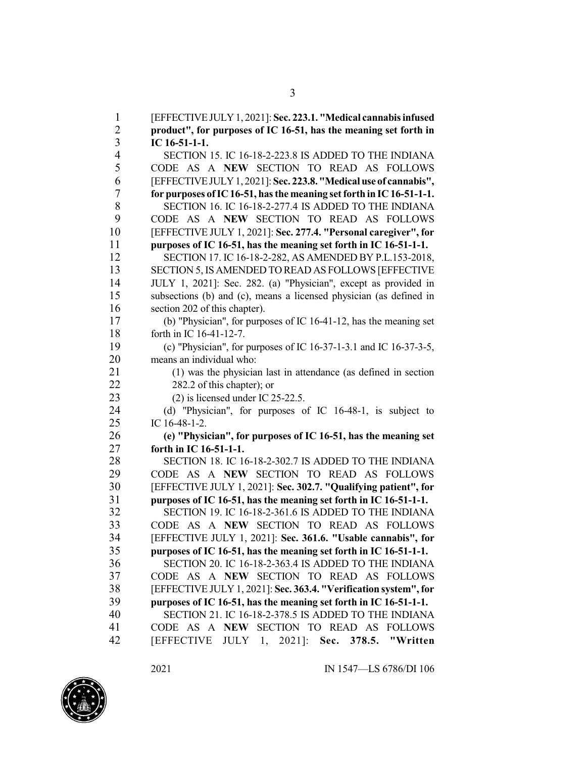[EFFECTIVE JULY 1, 2021]: **Sec. 223.1. "Medical cannabis infused product", for purposes of IC 16-51, has the meaning set forth in IC 16-51-1-1.**

SECTION 15. IC 16-18-2-223.8 IS ADDED TO THE INDIANA CODE AS A **NEW** SECTION TO READ AS FOLLOWS [EFFECTIVE JULY 1, 2021]: **Sec. 223.8. "Medical use of cannabis", for purposes of IC 16-51, has the meaning set forth in IC 16-51-1-1.**

SECTION 16. IC 16-18-2-277.4 IS ADDED TO THE INDIANA CODE AS A **NEW** SECTION TO READ AS FOLLOWS [EFFECTIVE JULY 1, 2021]: **Sec. 277.4. "Personal caregiver", for purposes of IC 16-51, has the meaning set forth in IC 16-51-1-1.**

SECTION 17. IC 16-18-2-282, AS AMENDED BY P.L.153-2018, SECTION 5, IS AMENDED TO READ AS FOLLOWS [EFFECTIVE JULY 1, 2021]: Sec. 282. (a) "Physician", except as provided in subsections (b) and (c), means a licensed physician (as defined in section 202 of this chapter).

(b) "Physician", for purposes of IC 16-41-12, has the meaning set forth in IC 16-41-12-7.

(c) "Physician", for purposes of IC 16-37-1-3.1 and IC 16-37-3-5, means an individual who:

(1) was the physician last in attendance (as defined in section 282.2 of this chapter); or

(2) is licensed under IC 25-22.5.

(d) "Physician", for purposes of IC 16-48-1, is subject to IC 16-48-1-2.

**(e) "Physician", for purposes of IC 16-51, has the meaning set forth in IC 16-51-1-1.**

SECTION 18. IC 16-18-2-302.7 IS ADDED TO THE INDIANA CODE AS A **NEW** SECTION TO READ AS FOLLOWS [EFFECTIVE JULY 1, 2021]: **Sec. 302.7. "Qualifying patient", for purposes of IC 16-51, has the meaning set forth in IC 16-51-1-1.**

SECTION 19. IC 16-18-2-361.6 IS ADDED TO THE INDIANA CODE AS A **NEW** SECTION TO READ AS FOLLOWS [EFFECTIVE JULY 1, 2021]: **Sec. 361.6. "Usable cannabis", for purposes of IC 16-51, has the meaning set forth in IC 16-51-1-1.**

SECTION 20. IC 16-18-2-363.4 IS ADDED TO THE INDIANA CODE AS A **NEW** SECTION TO READ AS FOLLOWS [EFFECTIVE JULY 1, 2021]: **Sec. 363.4. "Verification system", for purposes of IC 16-51, has the meaning set forth in IC 16-51-1-1.**

SECTION 21. IC 16-18-2-378.5 IS ADDED TO THE INDIANA CODE AS A **NEW** SECTION TO READ AS FOLLOWS [EFFECTIVE JULY 1, 2021]: **Sec. 378.5. "Written**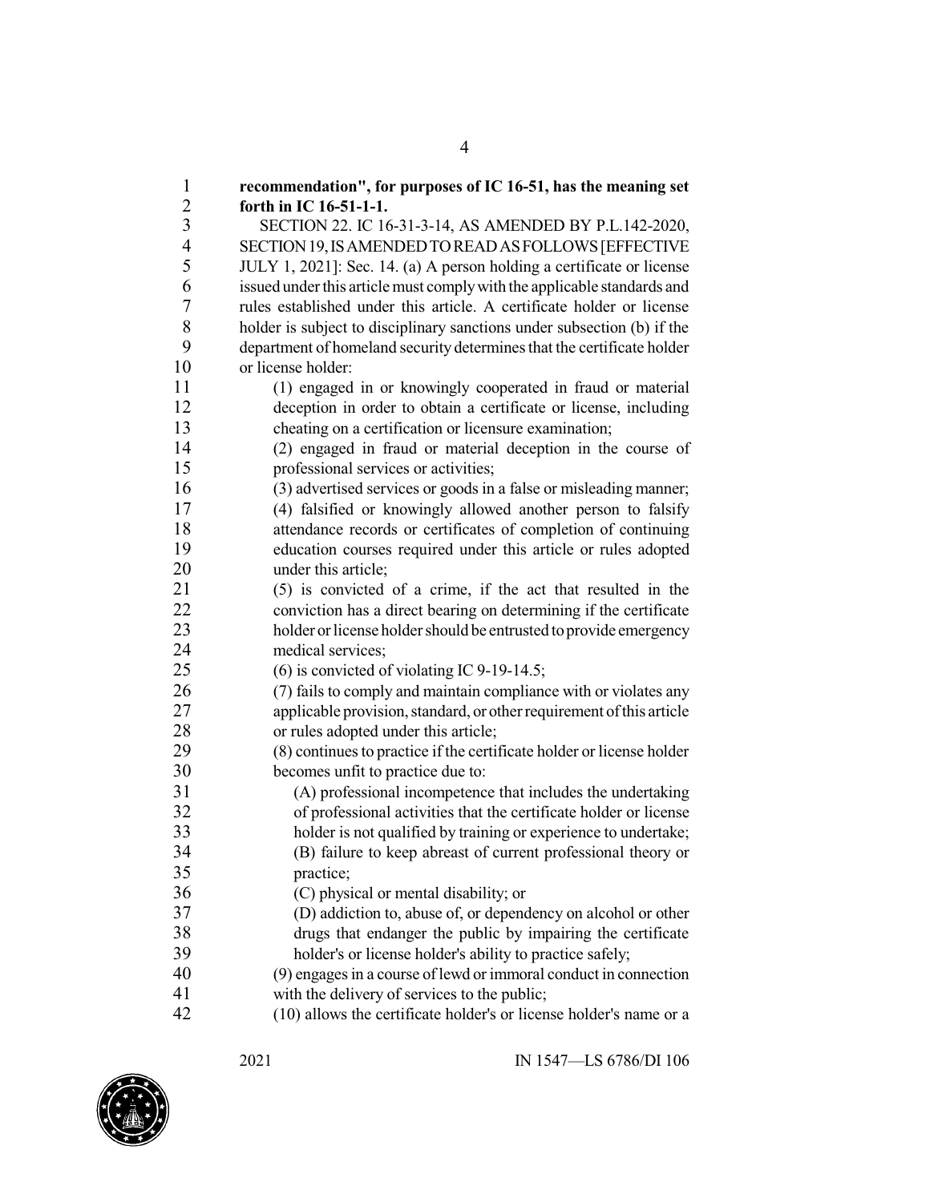**recommendation", for purposes of IC 16-51, has the meaning set forth in IC 16-51-1-1.**

SECTION 22. IC 16-31-3-14, AS AMENDED BY P.L.142-2020, SECTION 19, IS AMENDED TO READ AS FOLLOWS [EFFECTIVE JULY 1, 2021]: Sec. 14. (a) A person holding a certificate or license issued under this article must comply with the applicable standards and rules established under this article. A certificate holder or license holder is subject to disciplinary sanctions under subsection (b) if the department of homeland security determines that the certificate holder or license holder:

(1) engaged in or knowingly cooperated in fraud or material deception in order to obtain a certificate or license, including cheating on a certification or licensure examination;

(2) engaged in fraud or material deception in the course of professional services or activities;

(3) advertised services or goods in a false or misleading manner;

(4) falsified or knowingly allowed another person to falsify attendance records or certificates of completion of continuing education courses required under this article or rules adopted under this article;

(5) is convicted of a crime, if the act that resulted in the conviction has a direct bearing on determining if the certificate holder or license holder should be entrusted to provide emergency medical services;

(6) is convicted of violating IC 9-19-14.5;

(7) fails to comply and maintain compliance with or violates any applicable provision, standard, or other requirement of this article or rules adopted under this article;

(8) continues to practice if the certificate holder or license holder becomes unfit to practice due to:

(A) professional incompetence that includes the undertaking of professional activities that the certificate holder or license holder is not qualified by training or experience to undertake;

(B) failure to keep abreast of current professional theory or practice;

(C) physical or mental disability; or

(D) addiction to, abuse of, or dependency on alcohol or other drugs that endanger the public by impairing the certificate holder's or license holder's ability to practice safely;

(9) engages in a course of lewd or immoral conduct in connection with the delivery of services to the public;

(10) allows the certificate holder's or license holder's name or a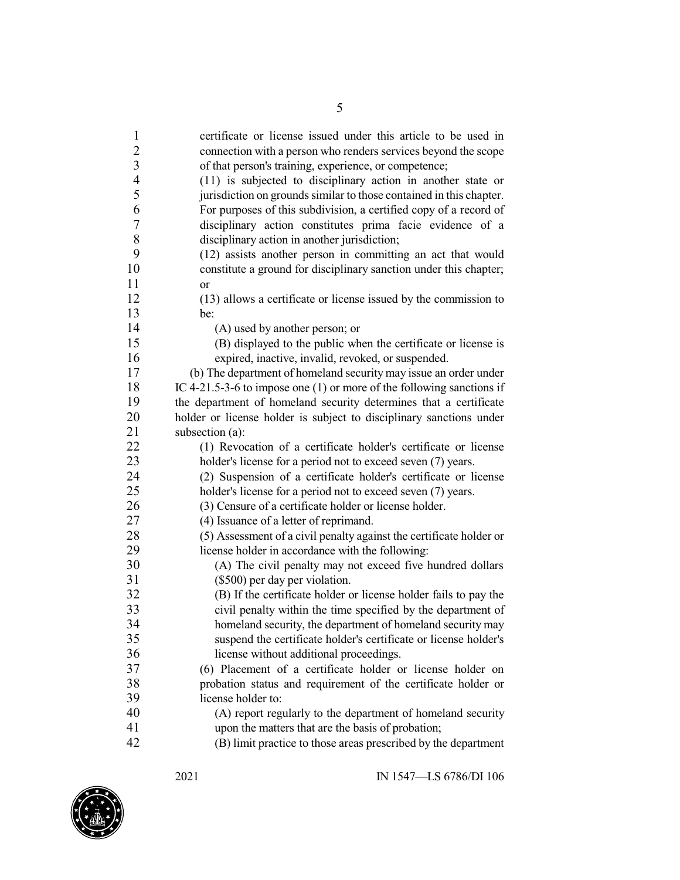certificate or license issued under this article to be used in connection with a person who renders services beyond the scope of that person's training, experience, or competence;

(11) is subjected to disciplinary action in another state or jurisdiction on grounds similar to those contained in this chapter. For purposes of this subdivision, a certified copy of a record of disciplinary action constitutes prima facie evidence of a disciplinary action in another jurisdiction;

(12) assists another person in committing an act that would constitute a ground for disciplinary sanction under this chapter; or

(13) allows a certificate or license issued by the commission to be:

(A) used by another person; or

(B) displayed to the public when the certificate or license is expired, inactive, invalid, revoked, or suspended.

(b) The department of homeland security may issue an order under IC 4-21.5-3-6 to impose one (1) or more of the following sanctions if the department of homeland security determines that a certificate holder or license holder is subject to disciplinary sanctions under subsection (a):

(1) Revocation of a certificate holder's certificate or license holder's license for a period not to exceed seven (7) years.

(2) Suspension of a certificate holder's certificate or license holder's license for a period not to exceed seven (7) years.

(3) Censure of a certificate holder or license holder.

(4) Issuance of a letter of reprimand.

(5) Assessment of a civil penalty against the certificate holder or license holder in accordance with the following:

(A) The civil penalty may not exceed five hundred dollars ($500) per day per violation.

(B) If the certificate holder or license holder fails to pay the civil penalty within the time specified by the department of homeland security, the department of homeland security may suspend the certificate holder's certificate or license holder's license without additional proceedings.

(6) Placement of a certificate holder or license holder on probation status and requirement of the certificate holder or license holder to:

(A) report regularly to the department of homeland security upon the matters that are the basis of probation;

(B) limit practice to those areas prescribed by the department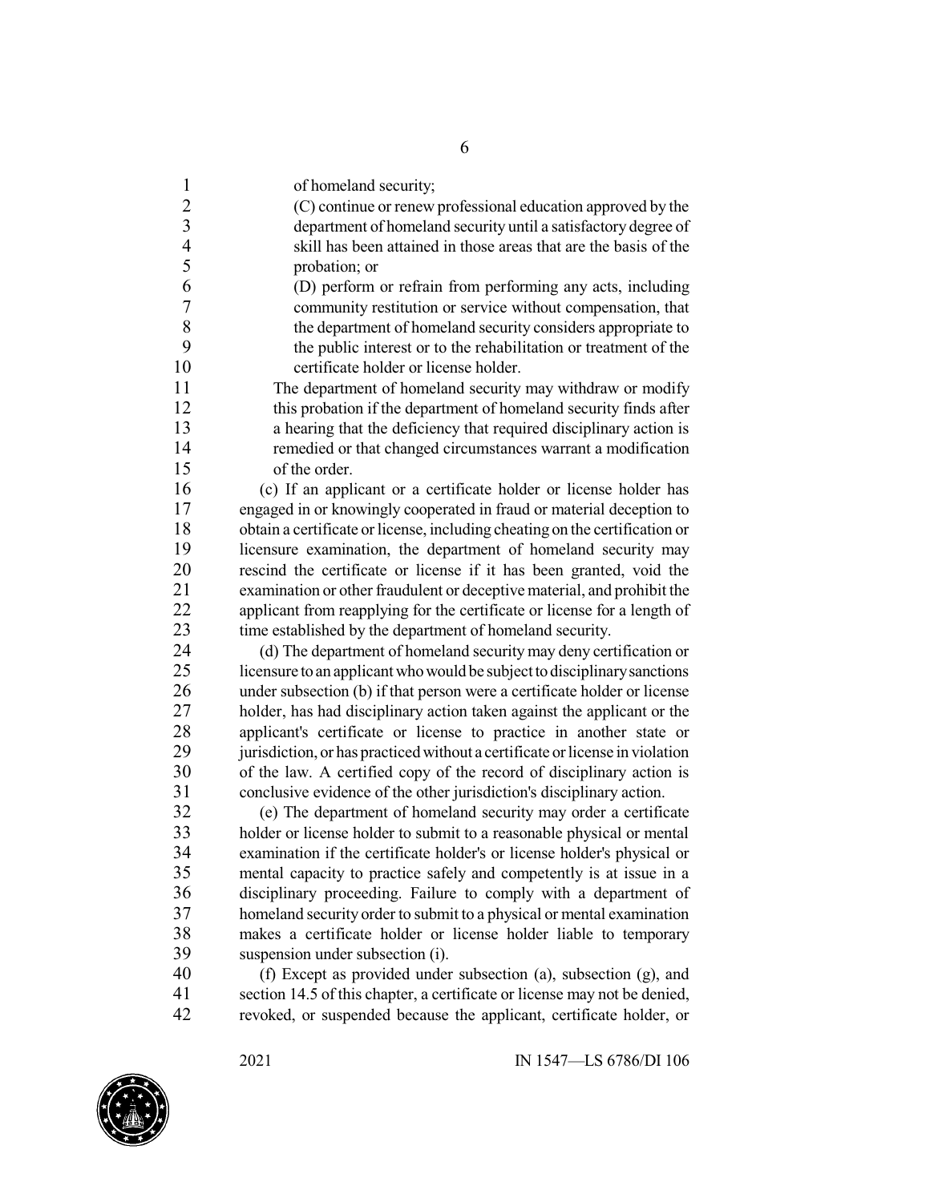of homeland security;

(C) continue or renew professional education approved by the department of homeland security until a satisfactory degree of skill has been attained in those areas that are the basis of the probation; or

(D) perform or refrain from performing any acts, including community restitution or service without compensation, that the department of homeland security considers appropriate to the public interest or to the rehabilitation or treatment of the certificate holder or license holder.

The department of homeland security may withdraw or modify this probation if the department of homeland security finds after a hearing that the deficiency that required disciplinary action is remedied or that changed circumstances warrant a modification of the order.

(c) If an applicant or a certificate holder or license holder has engaged in or knowingly cooperated in fraud or material deception to obtain a certificate or license, including cheating on the certification or licensure examination, the department of homeland security may rescind the certificate or license if it has been granted, void the examination or other fraudulent or deceptive material, and prohibit the applicant from reapplying for the certificate or license for a length of time established by the department of homeland security.

(d) The department of homeland security may deny certification or licensure to an applicant who would be subject to disciplinary sanctions under subsection (b) if that person were a certificate holder or license holder, has had disciplinary action taken against the applicant or the applicant's certificate or license to practice in another state or jurisdiction, or has practiced without a certificate or license in violation of the law. A certified copy of the record of disciplinary action is conclusive evidence of the other jurisdiction's disciplinary action.

(e) The department of homeland security may order a certificate holder or license holder to submit to a reasonable physical or mental examination if the certificate holder's or license holder's physical or mental capacity to practice safely and competently is at issue in a disciplinary proceeding. Failure to comply with a department of homeland security order to submit to a physical or mental examination makes a certificate holder or license holder liable to temporary suspension under subsection (i).

(f) Except as provided under subsection (a), subsection (g), and section 14.5 of this chapter, a certificate or license may not be denied, revoked, or suspended because the applicant, certificate holder, or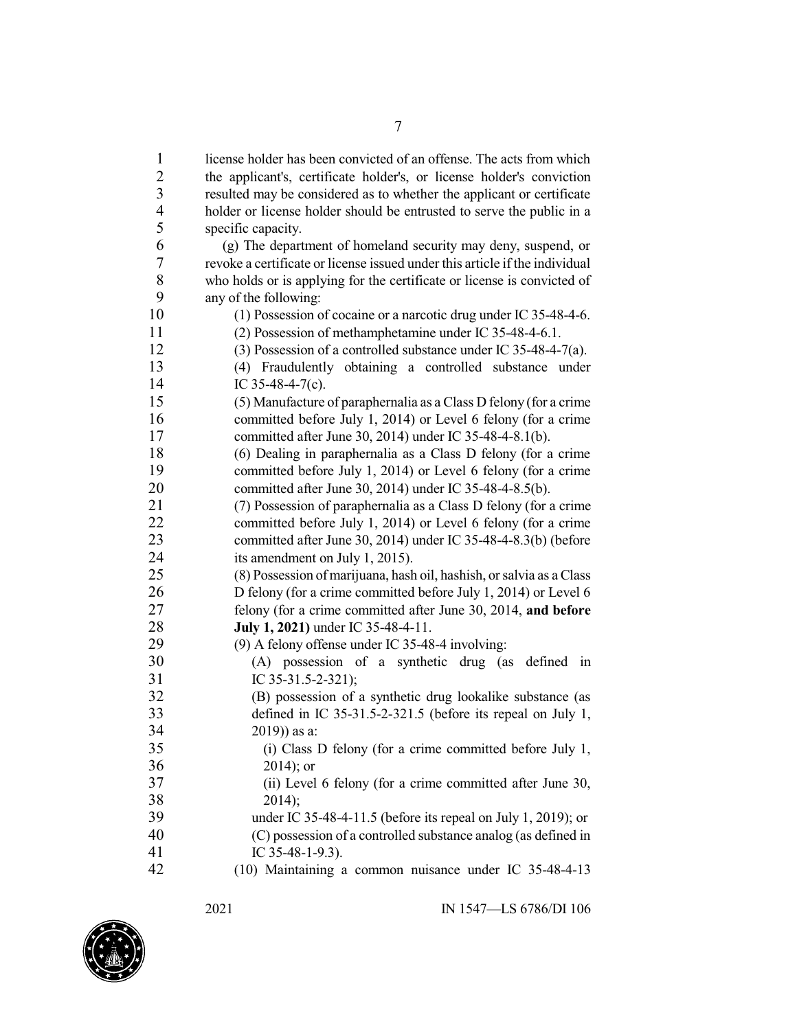license holder has been convicted of an offense. The acts from which the applicant's, certificate holder's, or license holder's conviction resulted may be considered as to whether the applicant or certificate holder or license holder should be entrusted to serve the public in a specific capacity.

(g) The department of homeland security may deny, suspend, or revoke a certificate or license issued under this article if the individual who holds or is applying for the certificate or license is convicted of any of the following:

(1) Possession of cocaine or a narcotic drug under IC 35-48-4-6.

(2) Possession of methamphetamine under IC 35-48-4-6.1.

(3) Possession of a controlled substance under IC 35-48-4-7(a).

(4) Fraudulently obtaining a controlled substance under IC 35-48-4-7(c).

(5) Manufacture of paraphernalia as a Class D felony (for a crime committed before July 1, 2014) or Level 6 felony (for a crime committed after June 30, 2014) under IC 35-48-4-8.1(b).

(6) Dealing in paraphernalia as a Class D felony (for a crime committed before July 1, 2014) or Level 6 felony (for a crime committed after June 30, 2014) under IC 35-48-4-8.5(b).

(7) Possession of paraphernalia as a Class D felony (for a crime committed before July 1, 2014) or Level 6 felony (for a crime committed after June 30, 2014) under IC 35-48-4-8.3(b) (before its amendment on July 1, 2015).

(8) Possession of marijuana, hash oil, hashish, or salvia as a Class D felony (for a crime committed before July 1, 2014) or Level 6 felony (for a crime committed after June 30, 2014, **and before July 1, 2021)** under IC 35-48-4-11.

(9) A felony offense under IC 35-48-4 involving:

(A) possession of a synthetic drug (as defined in IC 35-31.5-2-321);

(B) possession of a synthetic drug lookalike substance (as defined in IC 35-31.5-2-321.5 (before its repeal on July 1, 2019)) as a:

(i) Class D felony (for a crime committed before July 1, 2014); or

(ii) Level 6 felony (for a crime committed after June 30, 2014);

under IC 35-48-4-11.5 (before its repeal on July 1, 2019); or

(C) possession of a controlled substance analog (as defined in IC 35-48-1-9.3).

(10) Maintaining a common nuisance under IC 35-48-4-13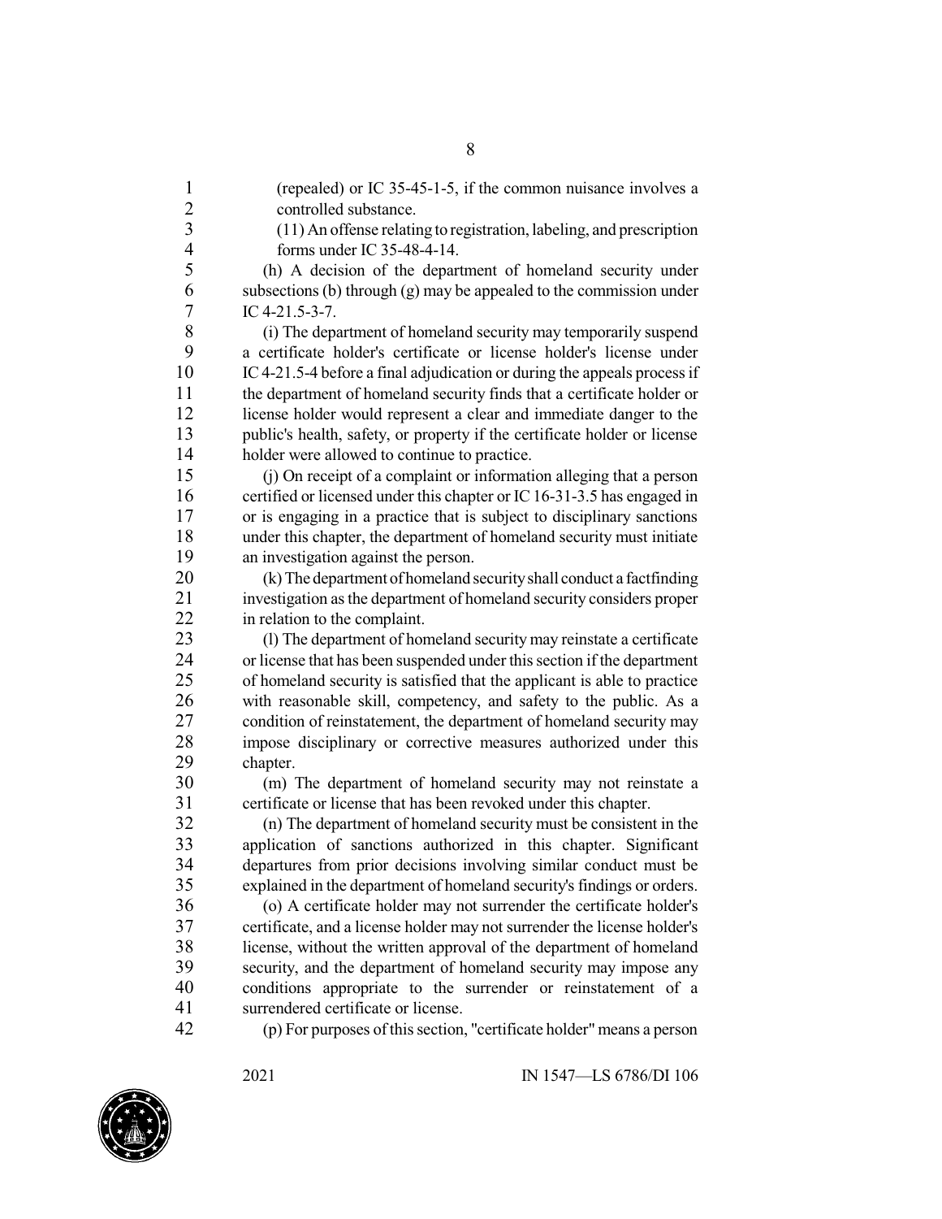(repealed) or IC 35-45-1-5, if the common nuisance involves a controlled substance.

(11) An offense relating to registration, labeling, and prescription forms under IC 35-48-4-14.

(h) A decision of the department of homeland security under subsections (b) through (g) may be appealed to the commission under IC 4-21.5-3-7.

(i) The department of homeland security may temporarily suspend a certificate holder's certificate or license holder's license under IC 4-21.5-4 before a final adjudication or during the appeals process if the department of homeland security finds that a certificate holder or license holder would represent a clear and immediate danger to the public's health, safety, or property if the certificate holder or license holder were allowed to continue to practice.

(j) On receipt of a complaint or information alleging that a person certified or licensed under this chapter or IC 16-31-3.5 has engaged in or is engaging in a practice that is subject to disciplinary sanctions under this chapter, the department of homeland security must initiate an investigation against the person.

(k) The department of homeland security shall conduct a factfinding investigation as the department of homeland security considers proper in relation to the complaint.

(l) The department of homeland security may reinstate a certificate or license that has been suspended under this section if the department of homeland security is satisfied that the applicant is able to practice with reasonable skill, competency, and safety to the public. As a condition of reinstatement, the department of homeland security may impose disciplinary or corrective measures authorized under this chapter.

(m) The department of homeland security may not reinstate a certificate or license that has been revoked under this chapter.

(n) The department of homeland security must be consistent in the application of sanctions authorized in this chapter. Significant departures from prior decisions involving similar conduct must be explained in the department of homeland security's findings or orders.

(o) A certificate holder may not surrender the certificate holder's certificate, and a license holder may not surrender the license holder's license, without the written approval of the department of homeland security, and the department of homeland security may impose any conditions appropriate to the surrender or reinstatement of a surrendered certificate or license.

(p) For purposes of this section, "certificate holder" means a person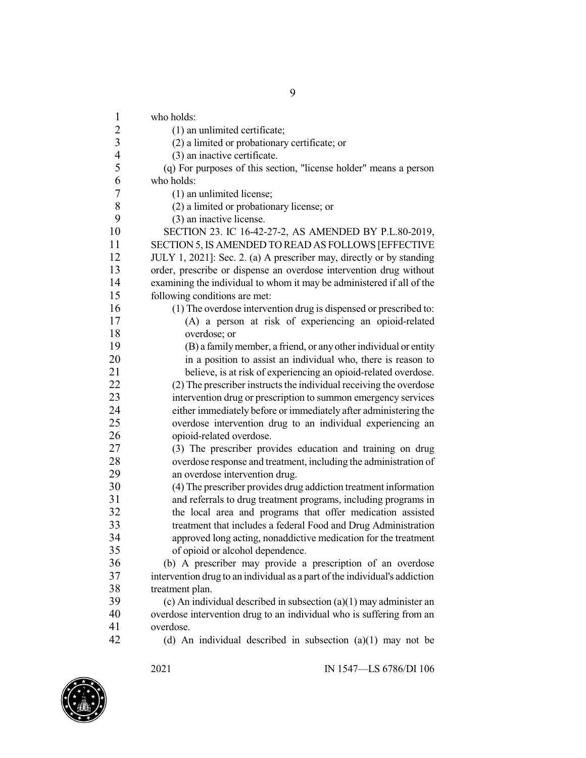who holds:

(1) an unlimited certificate;

(2) a limited or probationary certificate; or

(3) an inactive certificate.

(q) For purposes of this section, "license holder" means a person who holds:

(1) an unlimited license;

(2) a limited or probationary license; or

(3) an inactive license.

SECTION 23. IC 16-42-27-2, AS AMENDED BY P.L.80-2019, SECTION 5, IS AMENDED TO READ AS FOLLOWS [EFFECTIVE JULY 1, 2021]: Sec. 2. (a) A prescriber may, directly or by standing order, prescribe or dispense an overdose intervention drug without examining the individual to whom it may be administered if all of the following conditions are met:

(1) The overdose intervention drug is dispensed or prescribed to:

(A) a person at risk of experiencing an opioid-related overdose; or

(B) a family member, a friend, or any other individual or entity in a position to assist an individual who, there is reason to believe, is at risk of experiencing an opioid-related overdose.

(2) The prescriber instructs the individual receiving the overdose intervention drug or prescription to summon emergency services either immediately before or immediately after administering the overdose intervention drug to an individual experiencing an opioid-related overdose.

(3) The prescriber provides education and training on drug overdose response and treatment, including the administration of an overdose intervention drug.

(4) The prescriber provides drug addiction treatment information and referrals to drug treatment programs, including programs in the local area and programs that offer medication assisted treatment that includes a federal Food and Drug Administration approved long acting, nonaddictive medication for the treatment of opioid or alcohol dependence.

(b) A prescriber may provide a prescription of an overdose intervention drug to an individual as a part of the individual's addiction treatment plan.

(c) An individual described in subsection (a)(1) may administer an overdose intervention drug to an individual who is suffering from an overdose.

(d) An individual described in subsection (a)(1) may not be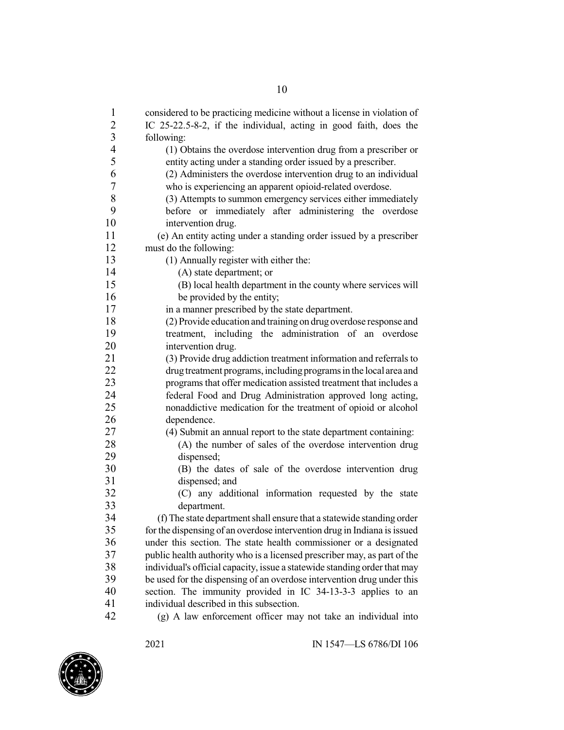considered to be practicing medicine without a license in violation of IC 25-22.5-8-2, if the individual, acting in good faith, does the following:

(1) Obtains the overdose intervention drug from a prescriber or entity acting under a standing order issued by a prescriber.

(2) Administers the overdose intervention drug to an individual who is experiencing an apparent opioid-related overdose.

(3) Attempts to summon emergency services either immediately before or immediately after administering the overdose intervention drug.

(e) An entity acting under a standing order issued by a prescriber must do the following:

(1) Annually register with either the:

(A) state department; or

(B) local health department in the county where services will be provided by the entity;

in a manner prescribed by the state department.

(2) Provide education and training on drug overdose response and treatment, including the administration of an overdose intervention drug.

(3) Provide drug addiction treatment information and referrals to drug treatment programs, including programs in the local area and programs that offer medication assisted treatment that includes a federal Food and Drug Administration approved long acting, nonaddictive medication for the treatment of opioid or alcohol dependence.

(4) Submit an annual report to the state department containing:

(A) the number of sales of the overdose intervention drug dispensed;

(B) the dates of sale of the overdose intervention drug dispensed; and

(C) any additional information requested by the state department.

(f) The state department shall ensure that a statewide standing order for the dispensing of an overdose intervention drug in Indiana is issued under this section. The state health commissioner or a designated public health authority who is a licensed prescriber may, as part of the individual's official capacity, issue a statewide standing order that may be used for the dispensing of an overdose intervention drug under this section. The immunity provided in IC 34-13-3-3 applies to an individual described in this subsection.

(g) A law enforcement officer may not take an individual into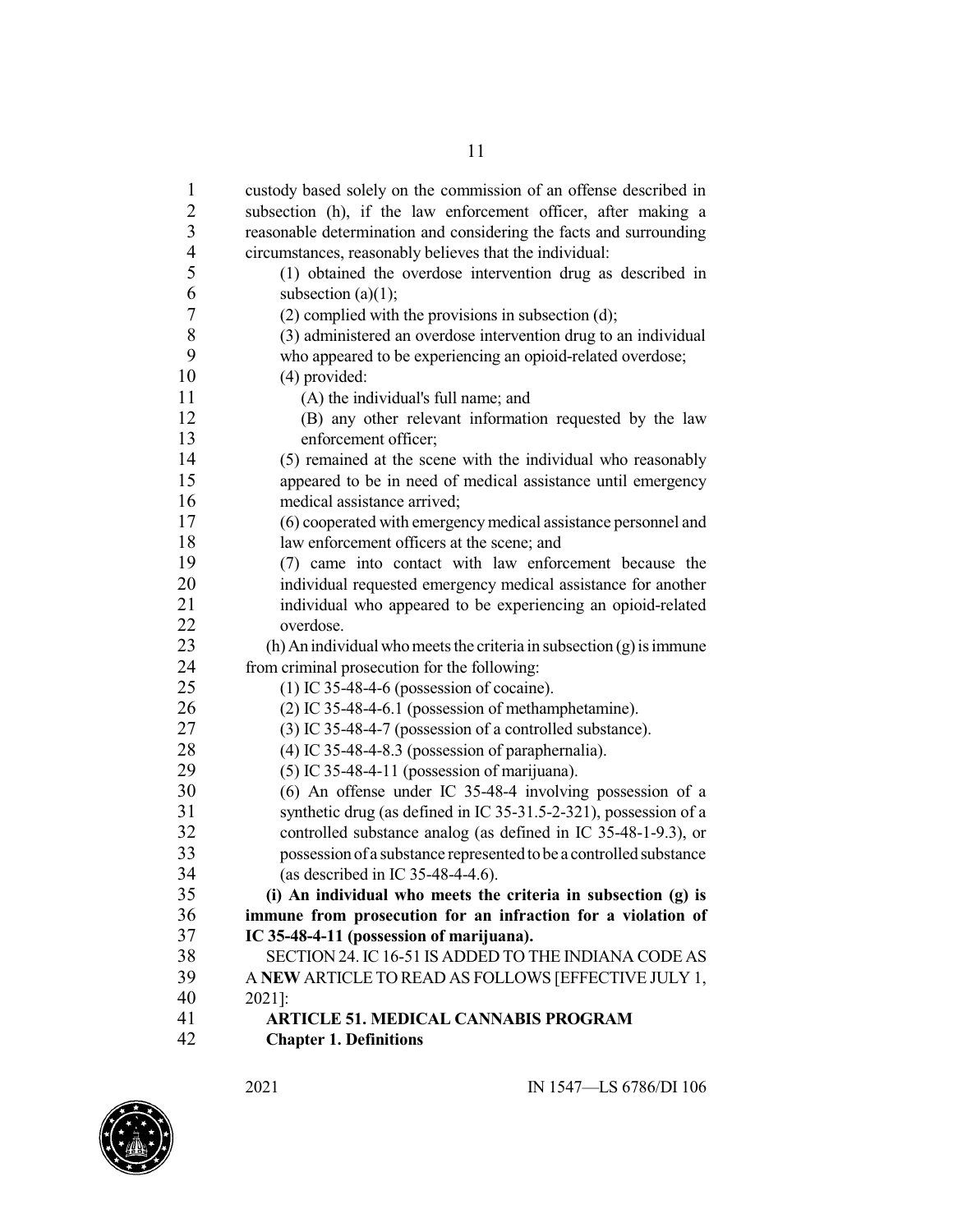custody based solely on the commission of an offense described in subsection (h), if the law enforcement officer, after making a reasonable determination and considering the facts and surrounding circumstances, reasonably believes that the individual:

(1) obtained the overdose intervention drug as described in subsection (a)(1);

(2) complied with the provisions in subsection (d);

(3) administered an overdose intervention drug to an individual who appeared to be experiencing an opioid-related overdose;

(4) provided:

(A) the individual's full name; and

(B) any other relevant information requested by the law enforcement officer;

(5) remained at the scene with the individual who reasonably appeared to be in need of medical assistance until emergency medical assistance arrived;

(6) cooperated with emergency medical assistance personnel and law enforcement officers at the scene; and

(7) came into contact with law enforcement because the individual requested emergency medical assistance for another individual who appeared to be experiencing an opioid-related overdose.

(h) An individual who meets the criteria in subsection (g) is immune from criminal prosecution for the following:

(1) IC 35-48-4-6 (possession of cocaine).

(2) IC 35-48-4-6.1 (possession of methamphetamine).

(3) IC 35-48-4-7 (possession of a controlled substance).

(4) IC 35-48-4-8.3 (possession of paraphernalia).

(5) IC 35-48-4-11 (possession of marijuana).

(6) An offense under IC 35-48-4 involving possession of a synthetic drug (as defined in IC 35-31.5-2-321), possession of a controlled substance analog (as defined in IC 35-48-1-9.3), or possession of a substance represented to be a controlled substance (as described in IC 35-48-4-4.6).

**(i) An individual who meets the criteria in subsection (g) is immune from prosecution for an infraction for a violation of IC 35-48-4-11 (possession of marijuana).**

SECTION 24. IC 16-51 IS ADDED TO THE INDIANA CODE AS A **NEW** ARTICLE TO READ AS FOLLOWS [EFFECTIVE JULY 1, 2021]:

**ARTICLE 51. MEDICAL CANNABIS PROGRAM**

**Chapter 1. Definitions**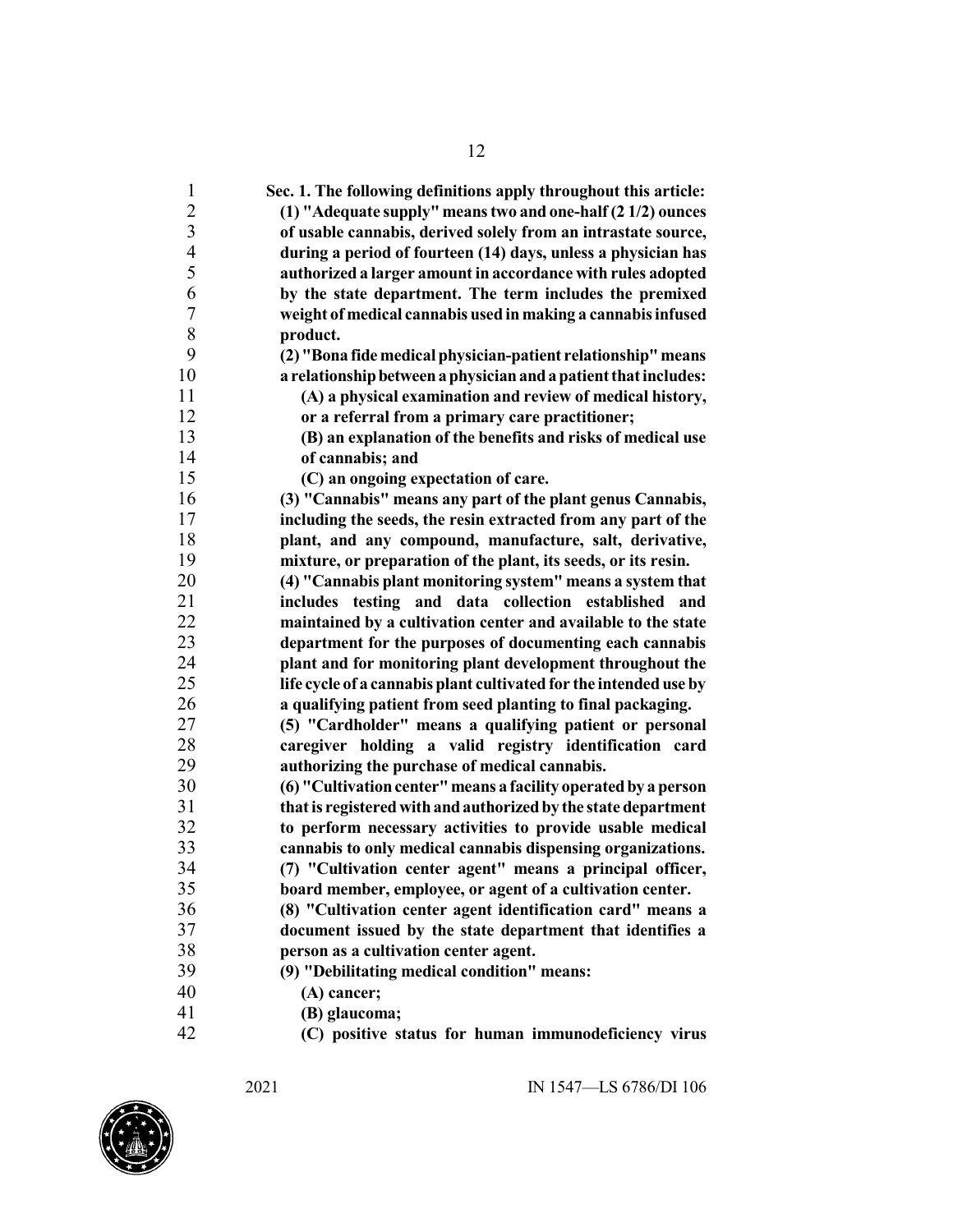**Sec. 1. The following definitions apply throughout this article:**

**(1) "Adequate supply" means two and one-half (2 1/2) ounces of usable cannabis, derived solely from an intrastate source, during a period of fourteen (14) days, unless a physician has authorized a larger amount in accordance with rules adopted by the state department. The term includes the premixed weight of medical cannabis used in making a cannabis infused product.**

**(2) "Bona fide medical physician-patient relationship" means a relationship between a physician and a patient that includes:**

**(A) a physical examination and review of medical history, or a referral from a primary care practitioner;**

**(B) an explanation of the benefits and risks of medical use of cannabis; and**

**(C) an ongoing expectation of care.**

**(3) "Cannabis" means any part of the plant genus Cannabis, including the seeds, the resin extracted from any part of the plant, and any compound, manufacture, salt, derivative, mixture, or preparation of the plant, its seeds, or its resin.**

**(4) "Cannabis plant monitoring system" means a system that includes testing and data collection established and maintained by a cultivation center and available to the state department for the purposes of documenting each cannabis plant and for monitoring plant development throughout the life cycle of a cannabis plant cultivated for the intended use by a qualifying patient from seed planting to final packaging.**

**(5) "Cardholder" means a qualifying patient or personal caregiver holding a valid registry identification card authorizing the purchase of medical cannabis.**

**(6) "Cultivation center" means a facility operated by a person that is registered with and authorized by the state department to perform necessary activities to provide usable medical cannabis to only medical cannabis dispensing organizations.**

**(7) "Cultivation center agent" means a principal officer, board member, employee, or agent of a cultivation center.**

**(8) "Cultivation center agent identification card" means a document issued by the state department that identifies a person as a cultivation center agent.**

**(9) "Debilitating medical condition" means:**

**(A) cancer;**

**(B) glaucoma;**

**(C) positive status for human immunodeficiency virus**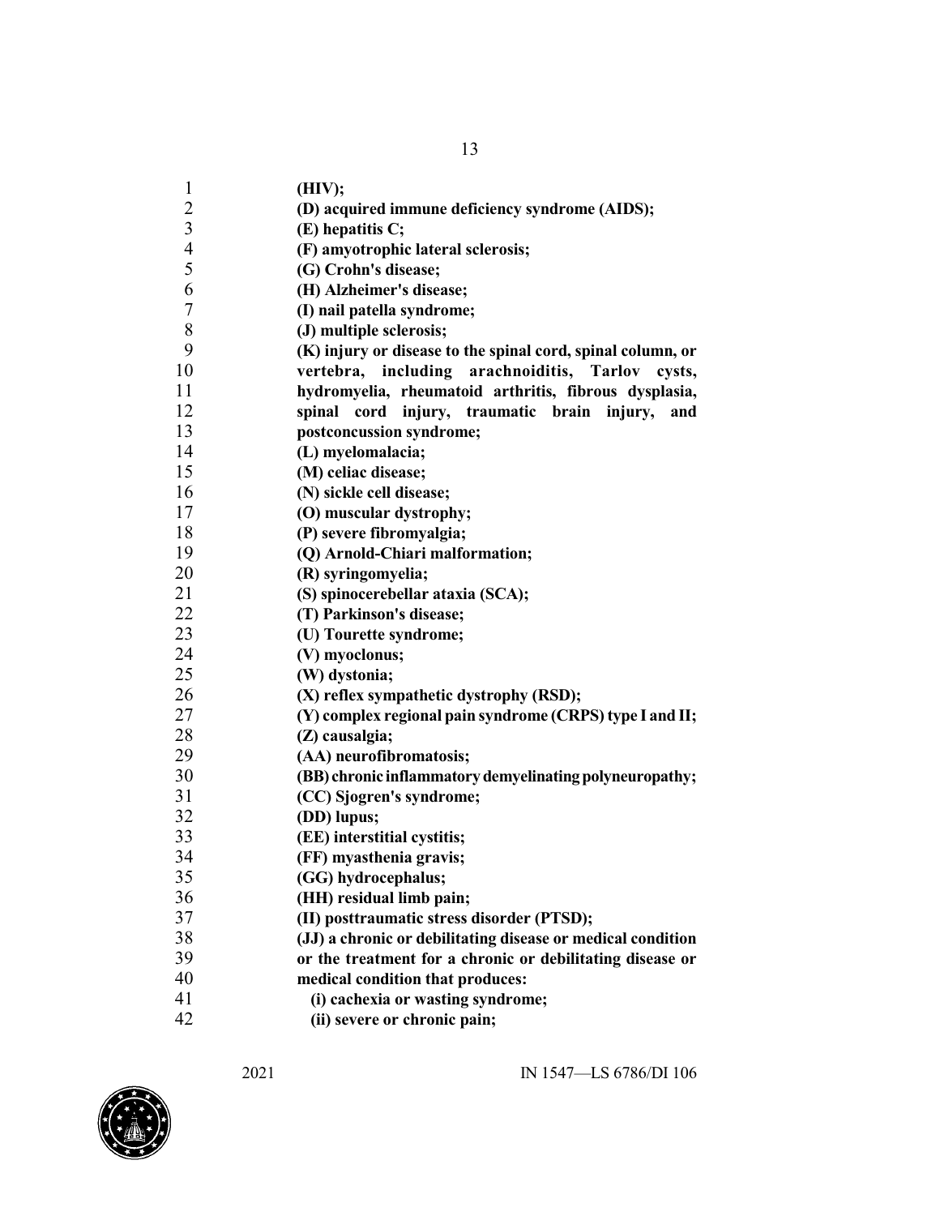**(HIV);**

**(D) acquired immune deficiency syndrome (AIDS);**

**(E) hepatitis C;**

**(F) amyotrophic lateral sclerosis;**

**(G) Crohn's disease;**

**(H) Alzheimer's disease;**

**(I) nail patella syndrome;**

**(J) multiple sclerosis;**

**(K) injury or disease to the spinal cord, spinal column, or vertebra, including arachnoiditis, Tarlov cysts, hydromyelia, rheumatoid arthritis, fibrous dysplasia, spinal cord injury, traumatic brain injury, and postconcussion syndrome;**

**(L) myelomalacia;**

**(M) celiac disease;**

**(N) sickle cell disease;**

**(O) muscular dystrophy;**

**(P) severe fibromyalgia;**

**(Q) Arnold-Chiari malformation;**

**(R) syringomyelia;**

**(S) spinocerebellar ataxia (SCA);**

**(T) Parkinson's disease;**

**(U) Tourette syndrome;**

**(V) myoclonus;**

**(W) dystonia;**

**(X) reflex sympathetic dystrophy (RSD);**

**(Y) complex regional pain syndrome (CRPS) type I and II;**

**(Z) causalgia;**

**(AA) neurofibromatosis;**

**(BB) chronic inflammatory demyelinating polyneuropathy;**

**(CC) Sjogren's syndrome;**

**(DD) lupus;**

**(EE) interstitial cystitis;**

**(FF) myasthenia gravis;**

**(GG) hydrocephalus;**

**(HH) residual limb pain;**

**(II) posttraumatic stress disorder (PTSD);**

**(JJ) a chronic or debilitating disease or medical condition or the treatment for a chronic or debilitating disease or medical condition that produces:**

**(i) cachexia or wasting syndrome;**

**(ii) severe or chronic pain;**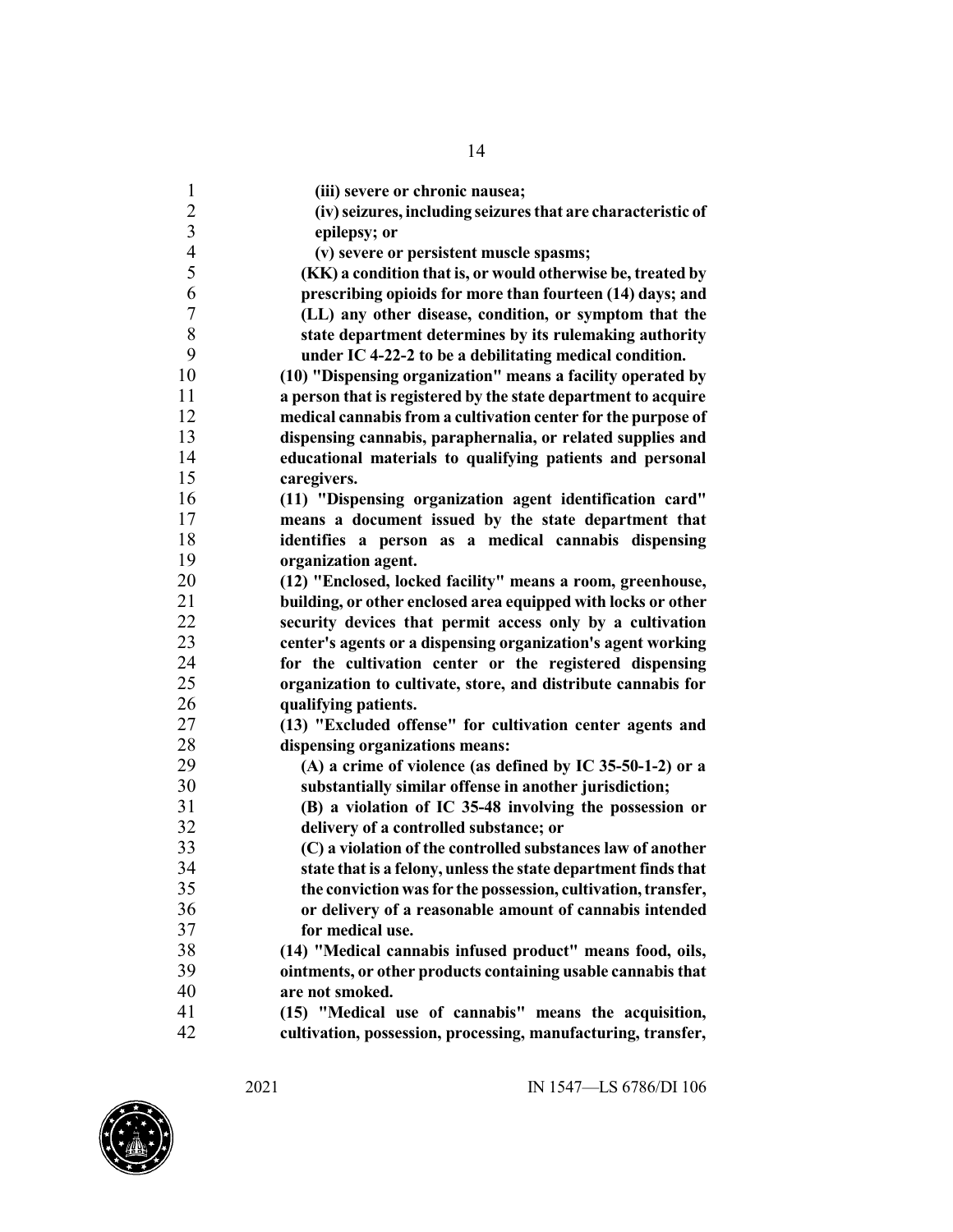**(iii) severe or chronic nausea;**

**(iv) seizures, including seizures that are characteristic of epilepsy; or**

**(v) severe or persistent muscle spasms;**

**(KK) a condition that is, or would otherwise be, treated by prescribing opioids for more than fourteen (14) days; and**

**(LL) any other disease, condition, or symptom that the state department determines by its rulemaking authority under IC 4-22-2 to be a debilitating medical condition.**

**(10) "Dispensing organization" means a facility operated by a person that is registered by the state department to acquire medical cannabis from a cultivation center for the purpose of dispensing cannabis, paraphernalia, or related supplies and educational materials to qualifying patients and personal caregivers.**

**(11) "Dispensing organization agent identification card" means a document issued by the state department that identifies a person as a medical cannabis dispensing organization agent.**

**(12) "Enclosed, locked facility" means a room, greenhouse, building, or other enclosed area equipped with locks or other security devices that permit access only by a cultivation center's agents or a dispensing organization's agent working for the cultivation center or the registered dispensing organization to cultivate, store, and distribute cannabis for qualifying patients.**

**(13) "Excluded offense" for cultivation center agents and dispensing organizations means:**

**(A) a crime of violence (as defined by IC 35-50-1-2) or a substantially similar offense in another jurisdiction;**

**(B) a violation of IC 35-48 involving the possession or delivery of a controlled substance; or**

**(C) a violation of the controlled substances law of another state that is a felony, unless the state department finds that the conviction was for the possession, cultivation, transfer, or delivery of a reasonable amount of cannabis intended for medical use.**

**(14) "Medical cannabis infused product" means food, oils, ointments, or other products containing usable cannabis that are not smoked.**

**(15) "Medical use of cannabis" means the acquisition, cultivation, possession, processing, manufacturing, transfer,**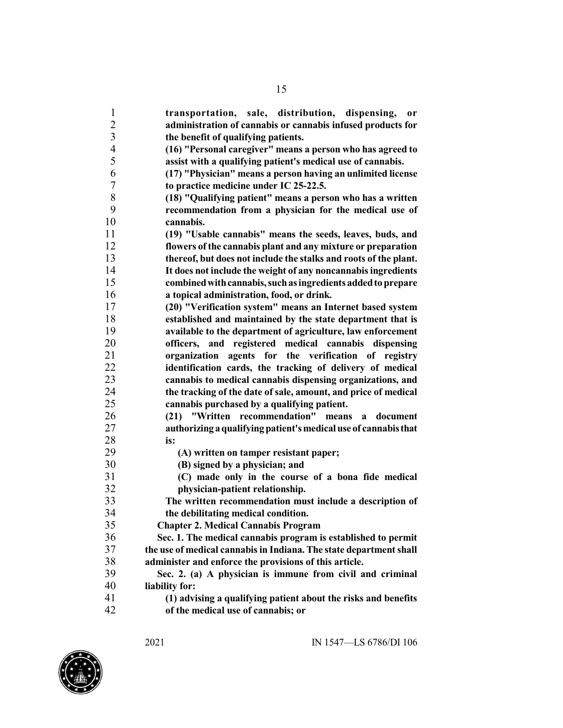**transportation, sale, distribution, dispensing, or administration of cannabis or cannabis infused products for the benefit of qualifying patients.**

**(16) "Personal caregiver" means a person who has agreed to assist with a qualifying patient's medical use of cannabis.**

**(17) "Physician" means a person having an unlimited license to practice medicine under IC 25-22.5.**

**(18) "Qualifying patient" means a person who has a written recommendation from a physician for the medical use of cannabis.**

**(19) "Usable cannabis" means the seeds, leaves, buds, and flowers of the cannabis plant and any mixture or preparation thereof, but does not include the stalks and roots of the plant. It does not include the weight of any noncannabis ingredients combined with cannabis, such as ingredients added to prepare a topical administration, food, or drink.**

**(20) "Verification system" means an Internet based system established and maintained by the state department that is available to the department of agriculture, law enforcement officers, and registered medical cannabis dispensing organization agents for the verification of registry identification cards, the tracking of delivery of medical cannabis to medical cannabis dispensing organizations, and the tracking of the date of sale, amount, and price of medical cannabis purchased by a qualifying patient.**

**(21) "Written recommendation" means a document authorizing a qualifying patient's medical use of cannabis that is:**

**(A) written on tamper resistant paper;**

**(B) signed by a physician; and**

**(C) made only in the course of a bona fide medical physician-patient relationship.**

**The written recommendation must include a description of the debilitating medical condition.**

**Chapter 2. Medical Cannabis Program**

**Sec. 1. The medical cannabis program is established to permit the use of medical cannabis in Indiana. The state department shall administer and enforce the provisions of this article.**

**Sec. 2. (a) A physician is immune from civil and criminal liability for:**

**(1) advising a qualifying patient about the risks and benefits of the medical use of cannabis; or**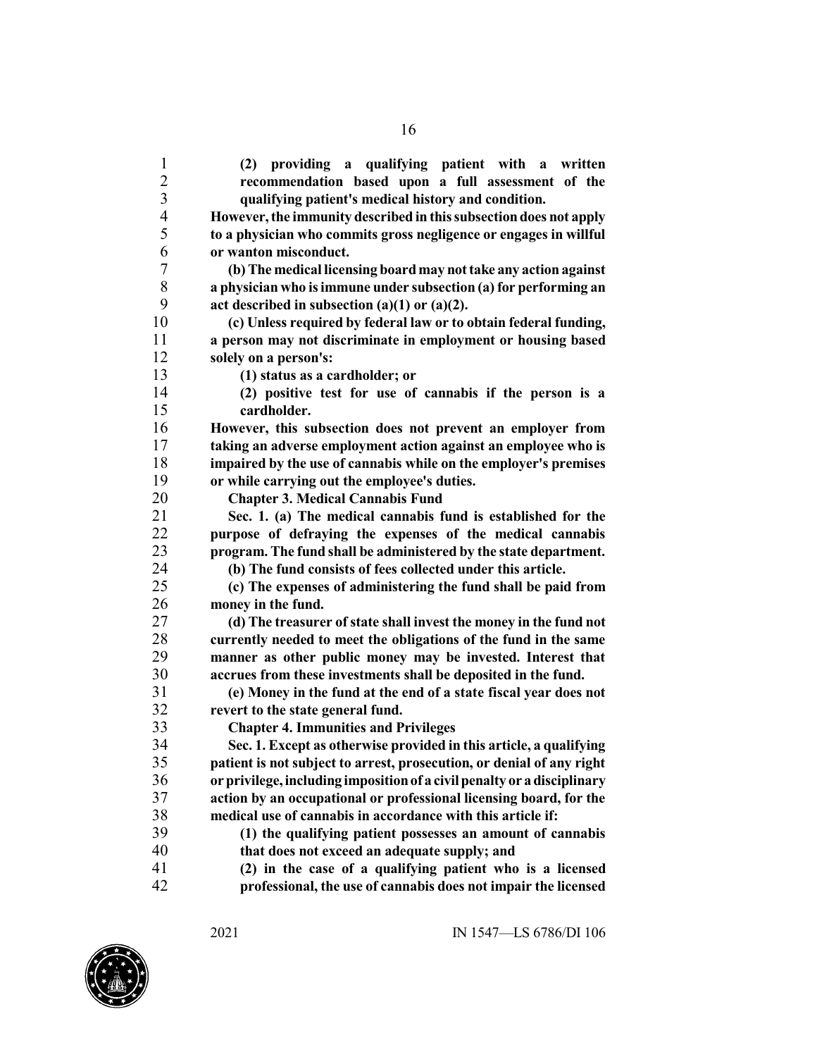**(2) providing a qualifying patient with a written recommendation based upon a full assessment of the qualifying patient's medical history and condition.**

**However, the immunity described in this subsection does not apply to a physician who commits gross negligence or engages in willful or wanton misconduct.**

**(b) The medical licensing board may not take any action against a physician who is immune under subsection (a) for performing an act described in subsection (a)(1) or (a)(2).**

**(c) Unless required by federal law or to obtain federal funding, a person may not discriminate in employment or housing based solely on a person's:**

**(1) status as a cardholder; or**

**(2) positive test for use of cannabis if the person is a cardholder.**

**However, this subsection does not prevent an employer from taking an adverse employment action against an employee who is impaired by the use of cannabis while on the employer's premises or while carrying out the employee's duties.**

**Chapter 3. Medical Cannabis Fund**

**Sec. 1. (a) The medical cannabis fund is established for the purpose of defraying the expenses of the medical cannabis program. The fund shall be administered by the state department.**

**(b) The fund consists of fees collected under this article.**

**(c) The expenses of administering the fund shall be paid from money in the fund.**

**(d) The treasurer of state shall invest the money in the fund not currently needed to meet the obligations of the fund in the same manner as other public money may be invested. Interest that accrues from these investments shall be deposited in the fund.**

**(e) Money in the fund at the end of a state fiscal year does not revert to the state general fund.**

**Chapter 4. Immunities and Privileges**

**Sec. 1. Except as otherwise provided in this article, a qualifying patient is not subject to arrest, prosecution, or denial of any right or privilege, including imposition of a civil penalty or a disciplinary action by an occupational or professional licensing board, for the medical use of cannabis in accordance with this article if:**

**(1) the qualifying patient possesses an amount of cannabis that does not exceed an adequate supply; and**

**(2) in the case of a qualifying patient who is a licensed professional, the use of cannabis does not impair the licensed**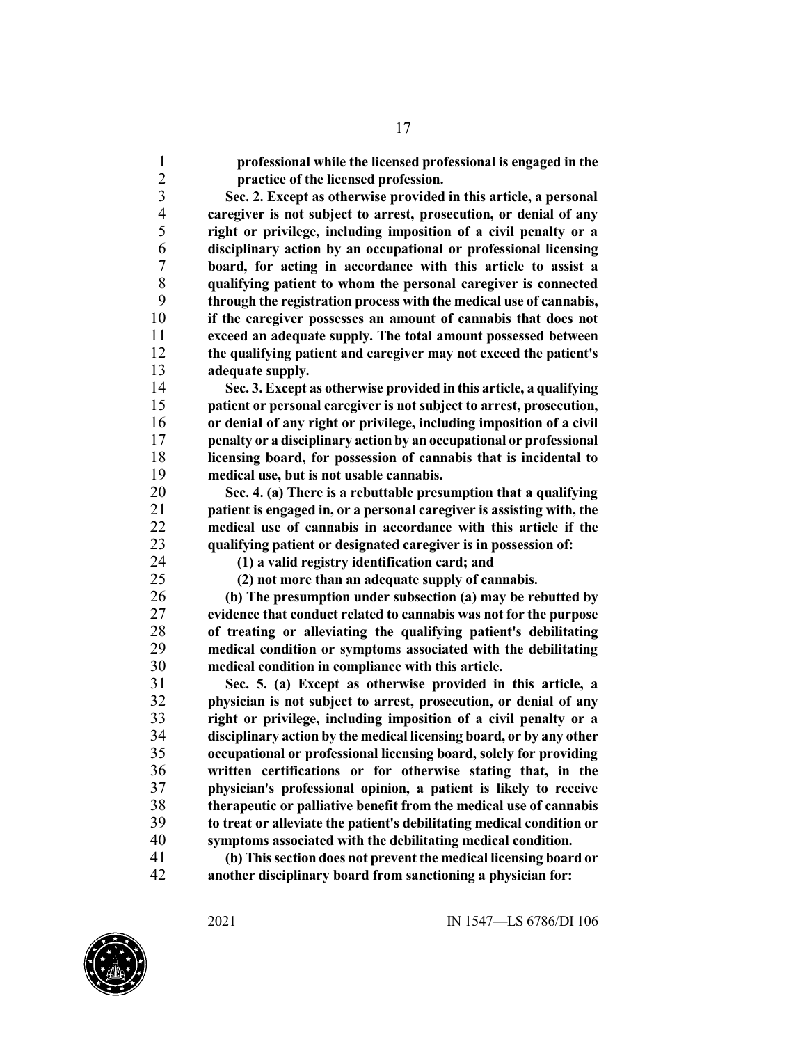**professional while the licensed professional is engaged in the practice of the licensed profession.**

**Sec. 2. Except as otherwise provided in this article, a personal caregiver is not subject to arrest, prosecution, or denial of any right or privilege, including imposition of a civil penalty or a disciplinary action by an occupational or professional licensing board, for acting in accordance with this article to assist a qualifying patient to whom the personal caregiver is connected through the registration process with the medical use of cannabis, if the caregiver possesses an amount of cannabis that does not exceed an adequate supply. The total amount possessed between the qualifying patient and caregiver may not exceed the patient's adequate supply.**

**Sec. 3. Except as otherwise provided in this article, a qualifying patient or personal caregiver is not subject to arrest, prosecution, or denial of any right or privilege, including imposition of a civil penalty or a disciplinary action by an occupational or professional licensing board, for possession of cannabis that is incidental to medical use, but is not usable cannabis.**

**Sec. 4. (a) There is a rebuttable presumption that a qualifying patient is engaged in, or a personal caregiver is assisting with, the medical use of cannabis in accordance with this article if the qualifying patient or designated caregiver is in possession of:**

**(1) a valid registry identification card; and**

**(2) not more than an adequate supply of cannabis.**

**(b) The presumption under subsection (a) may be rebutted by evidence that conduct related to cannabis was not for the purpose of treating or alleviating the qualifying patient's debilitating medical condition or symptoms associated with the debilitating medical condition in compliance with this article.**

**Sec. 5. (a) Except as otherwise provided in this article, a physician is not subject to arrest, prosecution, or denial of any right or privilege, including imposition of a civil penalty or a disciplinary action by the medical licensing board, or by any other occupational or professional licensing board, solely for providing written certifications or for otherwise stating that, in the physician's professional opinion, a patient is likely to receive therapeutic or palliative benefit from the medical use of cannabis to treat or alleviate the patient's debilitating medical condition or symptoms associated with the debilitating medical condition.**

**(b) This section does not prevent the medical licensing board or another disciplinary board from sanctioning a physician for:**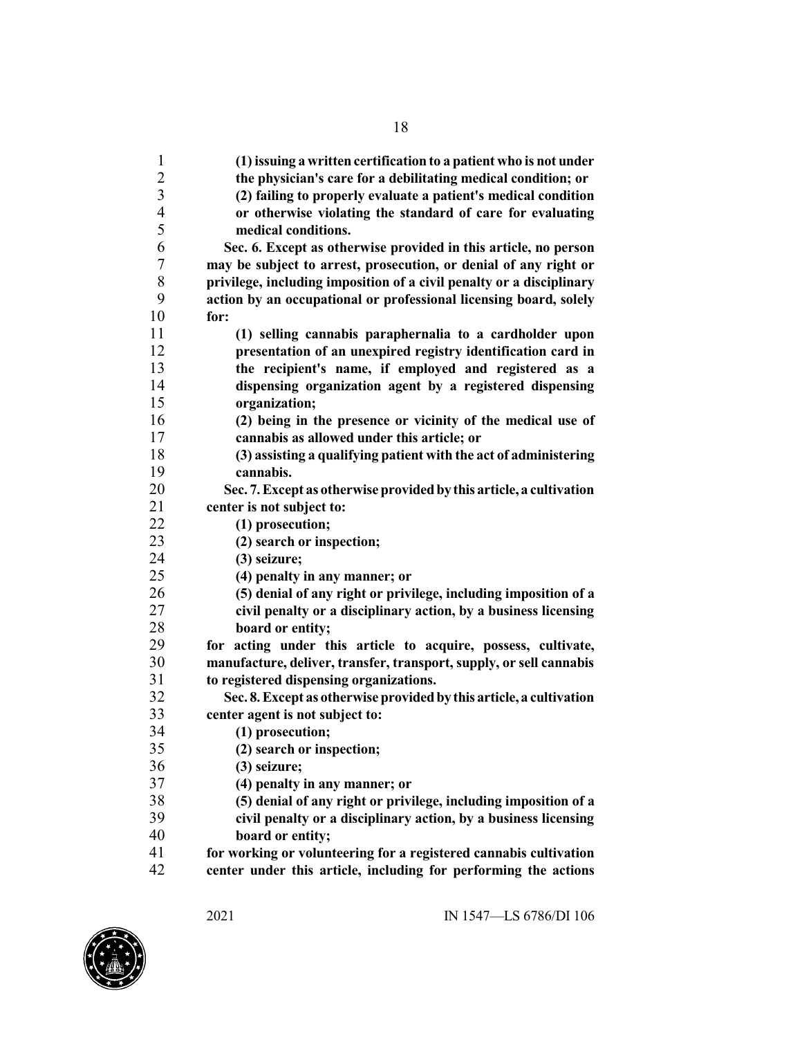**(1) issuing a written certification to a patient who is not under the physician's care for a debilitating medical condition; or**

**(2) failing to properly evaluate a patient's medical condition or otherwise violating the standard of care for evaluating medical conditions.**

**Sec. 6. Except as otherwise provided in this article, no person may be subject to arrest, prosecution, or denial of any right or privilege, including imposition of a civil penalty or a disciplinary action by an occupational or professional licensing board, solely for:**

**(1) selling cannabis paraphernalia to a cardholder upon presentation of an unexpired registry identification card in the recipient's name, if employed and registered as a dispensing organization agent by a registered dispensing organization;**

**(2) being in the presence or vicinity of the medical use of cannabis as allowed under this article; or**

**(3) assisting a qualifying patient with the act of administering cannabis.**

**Sec. 7. Except as otherwise provided by this article, a cultivation center is not subject to:**

**(1) prosecution;**

**(2) search or inspection;**

**(3) seizure;**

**(4) penalty in any manner; or**

**(5) denial of any right or privilege, including imposition of a civil penalty or a disciplinary action, by a business licensing board or entity;**

**for acting under this article to acquire, possess, cultivate, manufacture, deliver, transfer, transport, supply, or sell cannabis to registered dispensing organizations.**

**Sec. 8. Except as otherwise provided by this article, a cultivation center agent is not subject to:**

**(1) prosecution;**

**(2) search or inspection;**

**(3) seizure;**

**(4) penalty in any manner; or**

**(5) denial of any right or privilege, including imposition of a civil penalty or a disciplinary action, by a business licensing board or entity;**

**for working or volunteering for a registered cannabis cultivation center under this article, including for performing the actions**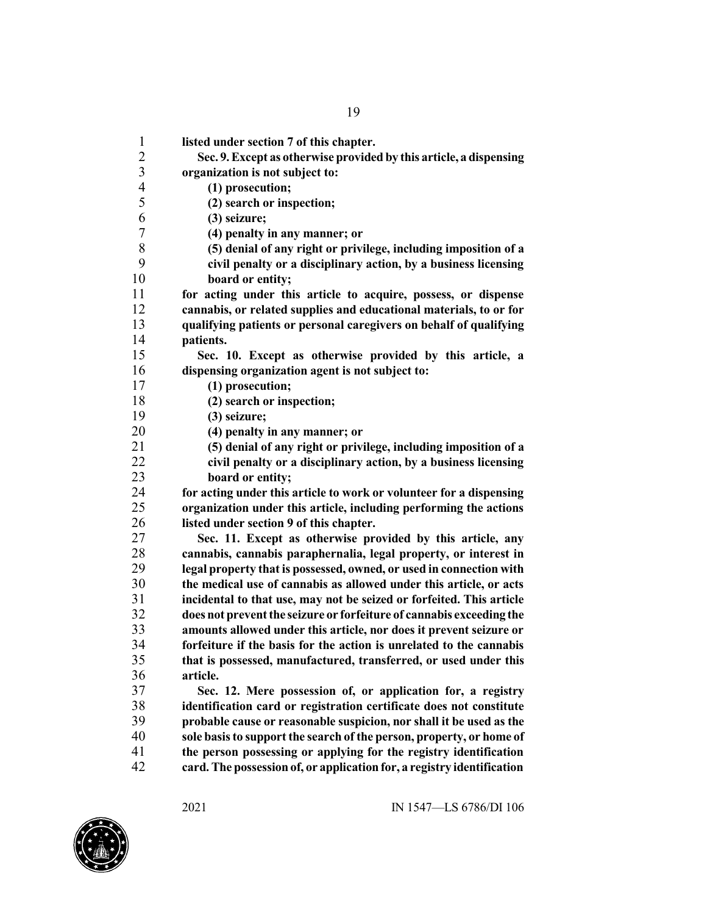**listed under section 7 of this chapter.**

**Sec. 9. Except as otherwise provided by this article, a dispensing organization is not subject to:**

**(1) prosecution;**

**(2) search or inspection;**

**(3) seizure;**

**(4) penalty in any manner; or**

**(5) denial of any right or privilege, including imposition of a civil penalty or a disciplinary action, by a business licensing board or entity;**

**for acting under this article to acquire, possess, or dispense cannabis, or related supplies and educational materials, to or for qualifying patients or personal caregivers on behalf of qualifying patients.**

**Sec. 10. Except as otherwise provided by this article, a dispensing organization agent is not subject to:**

**(1) prosecution;**

**(2) search or inspection;**

**(3) seizure;**

**(4) penalty in any manner; or**

**(5) denial of any right or privilege, including imposition of a civil penalty or a disciplinary action, by a business licensing board or entity;**

**for acting under this article to work or volunteer for a dispensing organization under this article, including performing the actions listed under section 9 of this chapter.**

**Sec. 11. Except as otherwise provided by this article, any cannabis, cannabis paraphernalia, legal property, or interest in legal property that is possessed, owned, or used in connection with the medical use of cannabis as allowed under this article, or acts incidental to that use, may not be seized or forfeited. This article does not prevent the seizure or forfeiture of cannabis exceeding the amounts allowed under this article, nor does it prevent seizure or forfeiture if the basis for the action is unrelated to the cannabis that is possessed, manufactured, transferred, or used under this article.**

**Sec. 12. Mere possession of, or application for, a registry identification card or registration certificate does not constitute probable cause or reasonable suspicion, nor shall it be used as the sole basis to support the search of the person, property, or home of the person possessing or applying for the registry identification card. The possession of, or application for, a registry identification**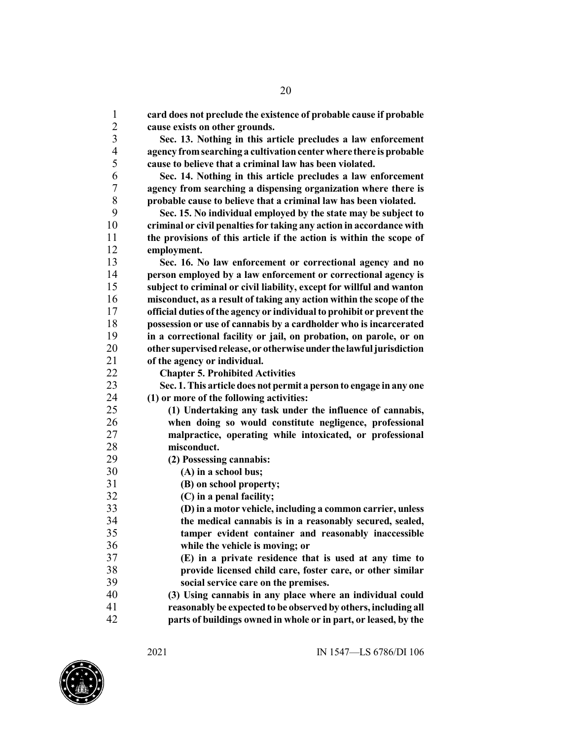**card does not preclude the existence of probable cause if probable cause exists on other grounds.**

**Sec. 13. Nothing in this article precludes a law enforcement agency from searching a cultivation center where there is probable cause to believe that a criminal law has been violated.**

**Sec. 14. Nothing in this article precludes a law enforcement agency from searching a dispensing organization where there is probable cause to believe that a criminal law has been violated.**

**Sec. 15. No individual employed by the state may be subject to criminal or civil penalties for taking any action in accordance with the provisions of this article if the action is within the scope of employment.**

**Sec. 16. No law enforcement or correctional agency and no person employed by a law enforcement or correctional agency is subject to criminal or civil liability, except for willful and wanton misconduct, as a result of taking any action within the scope of the official duties of the agency or individual to prohibit or prevent the possession or use of cannabis by a cardholder who is incarcerated in a correctional facility or jail, on probation, on parole, or on other supervised release, or otherwise under the lawful jurisdiction of the agency or individual.**

**Chapter 5. Prohibited Activities**

**Sec. 1. This article does not permit a person to engage in any one (1) or more of the following activities:**

**(1) Undertaking any task under the influence of cannabis, when doing so would constitute negligence, professional malpractice, operating while intoxicated, or professional misconduct.**

**(2) Possessing cannabis:**

**(A) in a school bus;**

**(B) on school property;**

**(C) in a penal facility;**

**(D) in a motor vehicle, including a common carrier, unless the medical cannabis is in a reasonably secured, sealed, tamper evident container and reasonably inaccessible while the vehicle is moving; or**

**(E) in a private residence that is used at any time to provide licensed child care, foster care, or other similar social service care on the premises.**

**(3) Using cannabis in any place where an individual could reasonably be expected to be observed by others, including all parts of buildings owned in whole or in part, or leased, by the**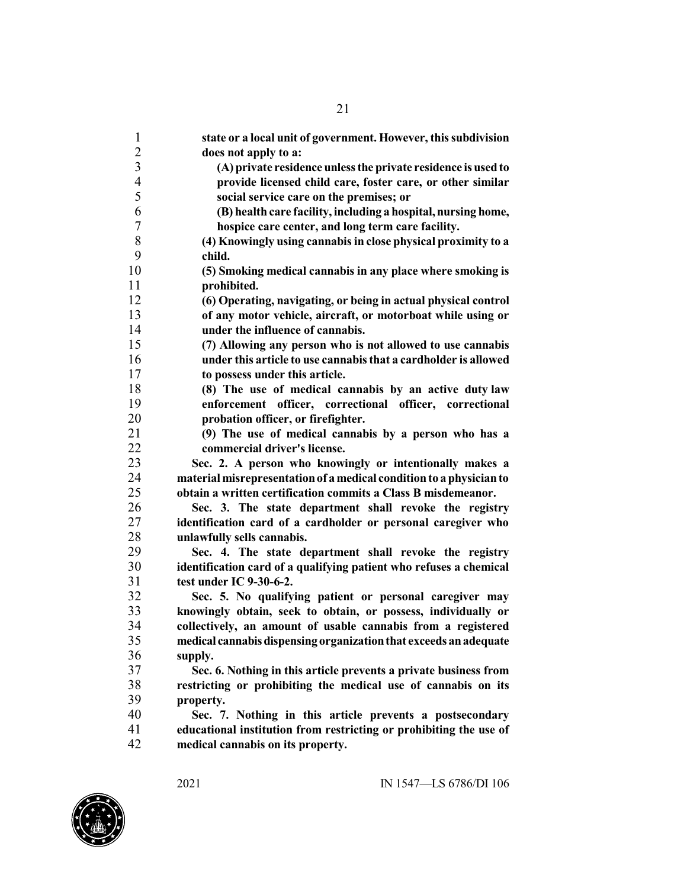**state or a local unit of government. However, this subdivision does not apply to a:**

**(A) private residence unless the private residence is used to provide licensed child care, foster care, or other similar social service care on the premises; or**

**(B) health care facility, including a hospital, nursing home, hospice care center, and long term care facility.**

**(4) Knowingly using cannabis in close physical proximity to a child.**

**(5) Smoking medical cannabis in any place where smoking is prohibited.**

**(6) Operating, navigating, or being in actual physical control of any motor vehicle, aircraft, or motorboat while using or under the influence of cannabis.**

**(7) Allowing any person who is not allowed to use cannabis under this article to use cannabis that a cardholder is allowed to possess under this article.**

**(8) The use of medical cannabis by an active duty law enforcement officer, correctional officer, correctional probation officer, or firefighter.**

**(9) The use of medical cannabis by a person who has a commercial driver's license.**

**Sec. 2. A person who knowingly or intentionally makes a material misrepresentation of a medical condition to a physician to obtain a written certification commits a Class B misdemeanor.**

**Sec. 3. The state department shall revoke the registry identification card of a cardholder or personal caregiver who unlawfully sells cannabis.**

**Sec. 4. The state department shall revoke the registry identification card of a qualifying patient who refuses a chemical test under IC 9-30-6-2.**

**Sec. 5. No qualifying patient or personal caregiver may knowingly obtain, seek to obtain, or possess, individually or collectively, an amount of usable cannabis from a registered medical cannabis dispensing organization that exceeds an adequate supply.**

**Sec. 6. Nothing in this article prevents a private business from restricting or prohibiting the medical use of cannabis on its property.**

**Sec. 7. Nothing in this article prevents a postsecondary educational institution from restricting or prohibiting the use of medical cannabis on its property.**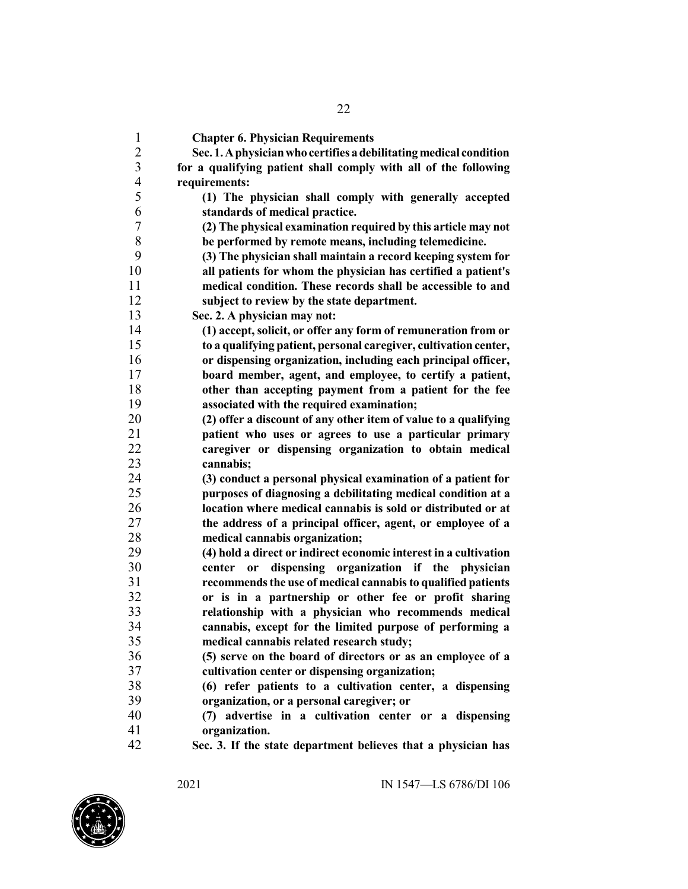**Chapter 6. Physician Requirements**

**Sec. 1. A physician who certifies a debilitating medical condition for a qualifying patient shall comply with all of the following requirements:**

**(1) The physician shall comply with generally accepted standards of medical practice.**

**(2) The physical examination required by this article may not be performed by remote means, including telemedicine.**

**(3) The physician shall maintain a record keeping system for all patients for whom the physician has certified a patient's medical condition. These records shall be accessible to and subject to review by the state department.**

**Sec. 2. A physician may not:**

**(1) accept, solicit, or offer any form of remuneration from or to a qualifying patient, personal caregiver, cultivation center, or dispensing organization, including each principal officer, board member, agent, and employee, to certify a patient, other than accepting payment from a patient for the fee associated with the required examination;**

**(2) offer a discount of any other item of value to a qualifying patient who uses or agrees to use a particular primary caregiver or dispensing organization to obtain medical cannabis;**

**(3) conduct a personal physical examination of a patient for purposes of diagnosing a debilitating medical condition at a location where medical cannabis is sold or distributed or at the address of a principal officer, agent, or employee of a medical cannabis organization;**

**(4) hold a direct or indirect economic interest in a cultivation center or dispensing organization if the physician recommends the use of medical cannabis to qualified patients or is in a partnership or other fee or profit sharing relationship with a physician who recommends medical cannabis, except for the limited purpose of performing a medical cannabis related research study;**

**(5) serve on the board of directors or as an employee of a cultivation center or dispensing organization;**

**(6) refer patients to a cultivation center, a dispensing organization, or a personal caregiver; or**

**(7) advertise in a cultivation center or a dispensing organization.**

**Sec. 3. If the state department believes that a physician has**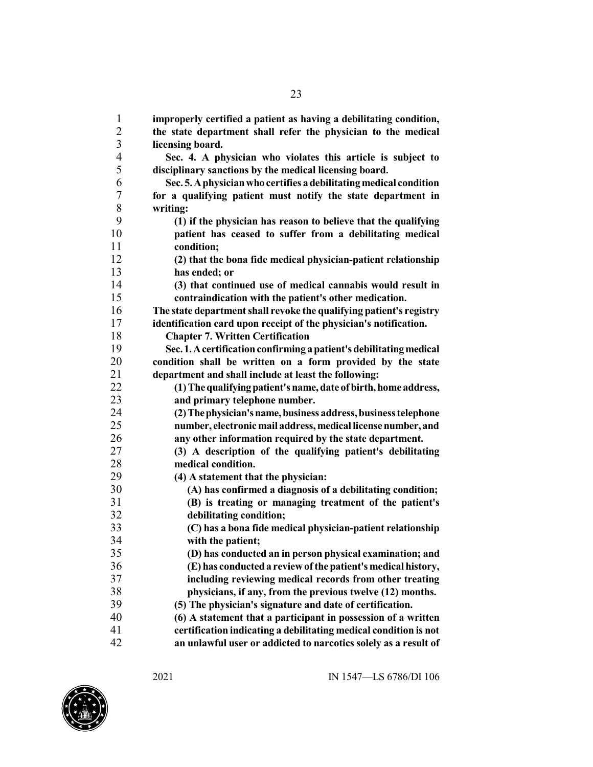**improperly certified a patient as having a debilitating condition, the state department shall refer the physician to the medical licensing board.**

**Sec. 4. A physician who violates this article is subject to disciplinary sanctions by the medical licensing board.**

**Sec. 5. A physician who certifies a debilitating medical condition for a qualifying patient must notify the state department in writing:**

**(1) if the physician has reason to believe that the qualifying patient has ceased to suffer from a debilitating medical condition;**

**(2) that the bona fide medical physician-patient relationship has ended; or**

**(3) that continued use of medical cannabis would result in contraindication with the patient's other medication.**

**The state department shall revoke the qualifying patient's registry identification card upon receipt of the physician's notification.**

**Chapter 7. Written Certification**

**Sec. 1. A certification confirming a patient's debilitating medical condition shall be written on a form provided by the state department and shall include at least the following:**

**(1) The qualifying patient's name, date of birth, home address, and primary telephone number.**

**(2) The physician's name, business address, business telephone number, electronic mail address, medical license number, and any other information required by the state department.**

**(3) A description of the qualifying patient's debilitating medical condition.**

**(4) A statement that the physician:**

**(A) has confirmed a diagnosis of a debilitating condition;**

**(B) is treating or managing treatment of the patient's debilitating condition;**

**(C) has a bona fide medical physician-patient relationship with the patient;**

**(D) has conducted an in person physical examination; and**

**(E) has conducted a review of the patient's medical history, including reviewing medical records from other treating physicians, if any, from the previous twelve (12) months.**

**(5) The physician's signature and date of certification.**

**(6) A statement that a participant in possession of a written certification indicating a debilitating medical condition is not an unlawful user or addicted to narcotics solely as a result of**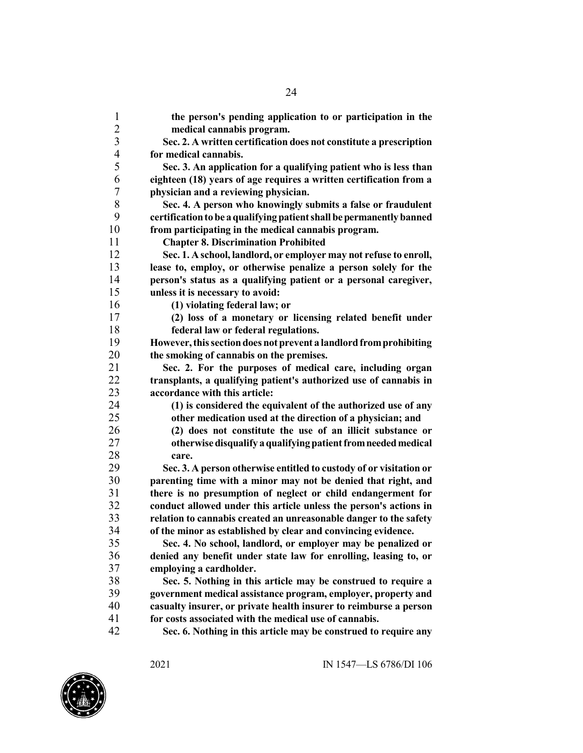**the person's pending application to or participation in the medical cannabis program.**

**Sec. 2. A written certification does not constitute a prescription for medical cannabis.**

**Sec. 3. An application for a qualifying patient who is less than eighteen (18) years of age requires a written certification from a physician and a reviewing physician.**

**Sec. 4. A person who knowingly submits a false or fraudulent certification to be a qualifying patient shall be permanently banned from participating in the medical cannabis program.**

**Chapter 8. Discrimination Prohibited**

**Sec. 1. A school, landlord, or employer may not refuse to enroll, lease to, employ, or otherwise penalize a person solely for the person's status as a qualifying patient or a personal caregiver, unless it is necessary to avoid:**

**(1) violating federal law; or**

**(2) loss of a monetary or licensing related benefit under federal law or federal regulations.**

**However, this section does not prevent a landlord from prohibiting the smoking of cannabis on the premises.**

**Sec. 2. For the purposes of medical care, including organ transplants, a qualifying patient's authorized use of cannabis in accordance with this article:**

**(1) is considered the equivalent of the authorized use of any other medication used at the direction of a physician; and**

**(2) does not constitute the use of an illicit substance or otherwise disqualify a qualifying patient from needed medical care.**

**Sec. 3. A person otherwise entitled to custody of or visitation or parenting time with a minor may not be denied that right, and there is no presumption of neglect or child endangerment for conduct allowed under this article unless the person's actions in relation to cannabis created an unreasonable danger to the safety of the minor as established by clear and convincing evidence.**

**Sec. 4. No school, landlord, or employer may be penalized or denied any benefit under state law for enrolling, leasing to, or employing a cardholder.**

**Sec. 5. Nothing in this article may be construed to require a government medical assistance program, employer, property and casualty insurer, or private health insurer to reimburse a person for costs associated with the medical use of cannabis.**

**Sec. 6. Nothing in this article may be construed to require any**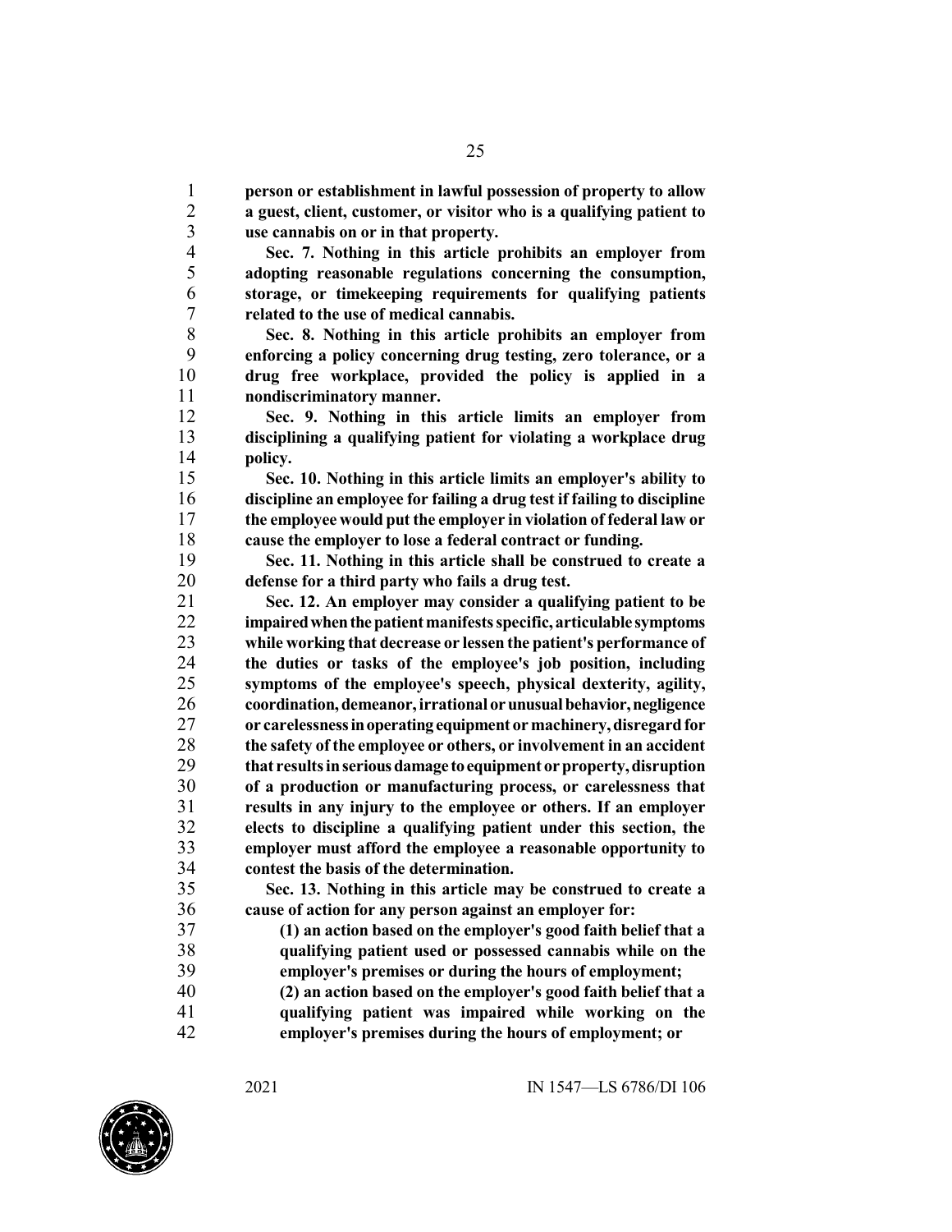**person or establishment in lawful possession of property to allow a guest, client, customer, or visitor who is a qualifying patient to use cannabis on or in that property.**

**Sec. 7. Nothing in this article prohibits an employer from adopting reasonable regulations concerning the consumption, storage, or timekeeping requirements for qualifying patients related to the use of medical cannabis.**

**Sec. 8. Nothing in this article prohibits an employer from enforcing a policy concerning drug testing, zero tolerance, or a drug free workplace, provided the policy is applied in a nondiscriminatory manner.**

**Sec. 9. Nothing in this article limits an employer from disciplining a qualifying patient for violating a workplace drug policy.**

**Sec. 10. Nothing in this article limits an employer's ability to discipline an employee for failing a drug test if failing to discipline the employee would put the employer in violation of federal law or cause the employer to lose a federal contract or funding.**

**Sec. 11. Nothing in this article shall be construed to create a defense for a third party who fails a drug test.**

**Sec. 12. An employer may consider a qualifying patient to be impaired when the patient manifests specific, articulable symptoms while working that decrease or lessen the patient's performance of the duties or tasks of the employee's job position, including symptoms of the employee's speech, physical dexterity, agility, coordination, demeanor, irrational or unusual behavior, negligence or carelessness in operating equipment or machinery, disregard for the safety of the employee or others, or involvement in an accident that results in serious damage to equipment or property, disruption of a production or manufacturing process, or carelessness that results in any injury to the employee or others. If an employer elects to discipline a qualifying patient under this section, the employer must afford the employee a reasonable opportunity to contest the basis of the determination.**

**Sec. 13. Nothing in this article may be construed to create a cause of action for any person against an employer for:**

**(1) an action based on the employer's good faith belief that a qualifying patient used or possessed cannabis while on the employer's premises or during the hours of employment;**

**(2) an action based on the employer's good faith belief that a qualifying patient was impaired while working on the employer's premises during the hours of employment; or**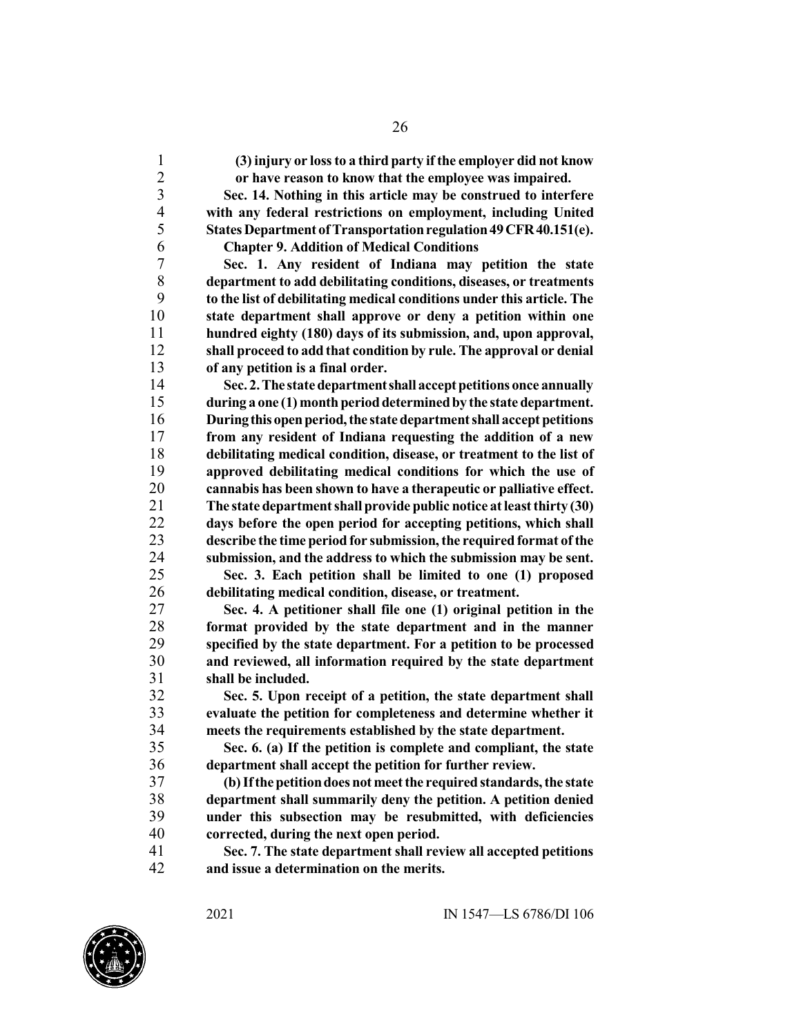**(3) injury or loss to a third party if the employer did not know or have reason to know that the employee was impaired.**

**Sec. 14. Nothing in this article may be construed to interfere with any federal restrictions on employment, including United States Department of Transportation regulation 49 CFR 40.151(e).**

**Chapter 9. Addition of Medical Conditions**

**Sec. 1. Any resident of Indiana may petition the state department to add debilitating conditions, diseases, or treatments to the list of debilitating medical conditions under this article. The state department shall approve or deny a petition within one hundred eighty (180) days of its submission, and, upon approval, shall proceed to add that condition by rule. The approval or denial of any petition is a final order.**

**Sec. 2. The state department shall accept petitions once annually during a one (1) month period determined by the state department. During this open period, the state department shall accept petitions from any resident of Indiana requesting the addition of a new debilitating medical condition, disease, or treatment to the list of approved debilitating medical conditions for which the use of cannabis has been shown to have a therapeutic or palliative effect. The state department shall provide public notice at least thirty (30) days before the open period for accepting petitions, which shall describe the time period for submission, the required format of the submission, and the address to which the submission may be sent.**

**Sec. 3. Each petition shall be limited to one (1) proposed debilitating medical condition, disease, or treatment.**

**Sec. 4. A petitioner shall file one (1) original petition in the format provided by the state department and in the manner specified by the state department. For a petition to be processed and reviewed, all information required by the state department shall be included.**

**Sec. 5. Upon receipt of a petition, the state department shall evaluate the petition for completeness and determine whether it meets the requirements established by the state department.**

**Sec. 6. (a) If the petition is complete and compliant, the state department shall accept the petition for further review.**

**(b) If the petition does not meet the required standards, the state department shall summarily deny the petition. A petition denied under this subsection may be resubmitted, with deficiencies corrected, during the next open period.**

**Sec. 7. The state department shall review all accepted petitions and issue a determination on the merits.**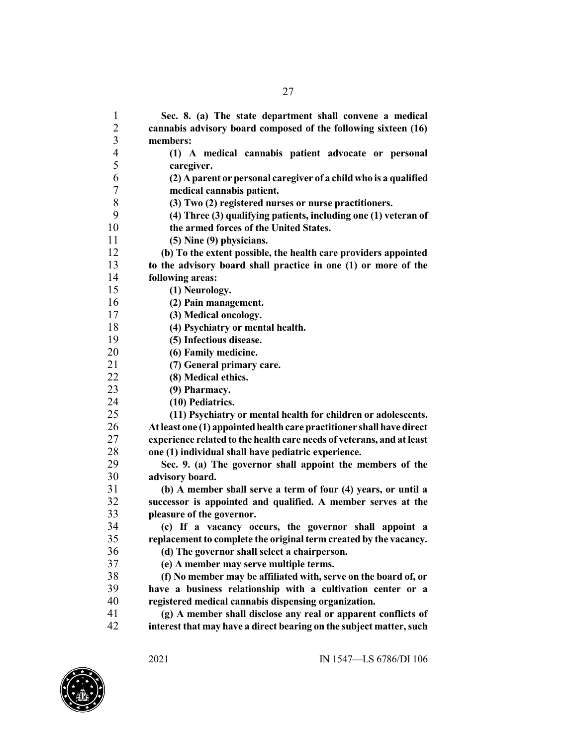**Sec. 8. (a) The state department shall convene a medical cannabis advisory board composed of the following sixteen (16) members:**

**(1) A medical cannabis patient advocate or personal caregiver.**

**(2) A parent or personal caregiver of a child who is a qualified medical cannabis patient.**

**(3) Two (2) registered nurses or nurse practitioners.**

**(4) Three (3) qualifying patients, including one (1) veteran of the armed forces of the United States.**

**(5) Nine (9) physicians.**

**(b) To the extent possible, the health care providers appointed to the advisory board shall practice in one (1) or more of the following areas:**

**(1) Neurology.**

**(2) Pain management.**

**(3) Medical oncology.**

**(4) Psychiatry or mental health.**

**(5) Infectious disease.**

**(6) Family medicine.**

**(7) General primary care.**

**(8) Medical ethics.**

**(9) Pharmacy.**

**(10) Pediatrics.**

**(11) Psychiatry or mental health for children or adolescents.**

**At least one (1) appointed health care practitioner shall have direct experience related to the health care needs of veterans, and at least one (1) individual shall have pediatric experience.**

**Sec. 9. (a) The governor shall appoint the members of the advisory board.**

**(b) A member shall serve a term of four (4) years, or until a successor is appointed and qualified. A member serves at the pleasure of the governor.**

**(c) If a vacancy occurs, the governor shall appoint a replacement to complete the original term created by the vacancy.**

**(d) The governor shall select a chairperson.**

**(e) A member may serve multiple terms.**

**(f) No member may be affiliated with, serve on the board of, or have a business relationship with a cultivation center or a registered medical cannabis dispensing organization.**

**(g) A member shall disclose any real or apparent conflicts of interest that may have a direct bearing on the subject matter, such**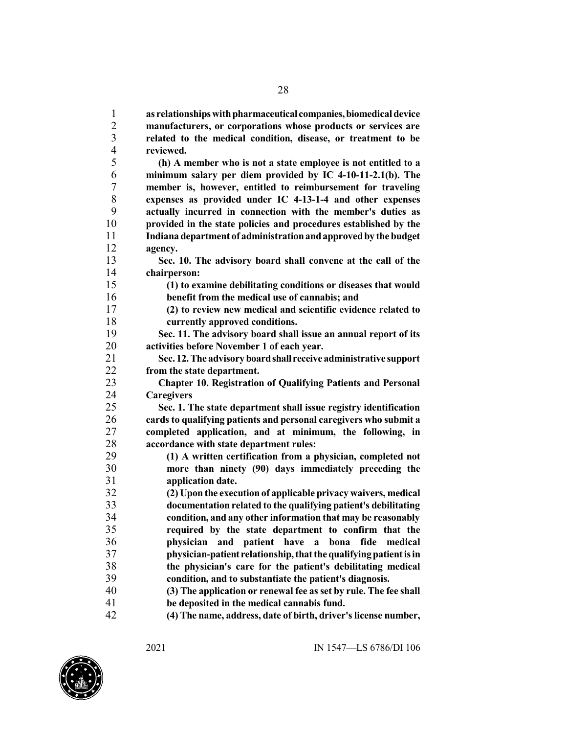**as relationships with pharmaceutical companies, biomedical device manufacturers, or corporations whose products or services are related to the medical condition, disease, or treatment to be reviewed.**

**(h) A member who is not a state employee is not entitled to a minimum salary per diem provided by IC 4-10-11-2.1(b). The member is, however, entitled to reimbursement for traveling expenses as provided under IC 4-13-1-4 and other expenses actually incurred in connection with the member's duties as provided in the state policies and procedures established by the Indiana department of administration and approved by the budget agency.**

**Sec. 10. The advisory board shall convene at the call of the chairperson:**

**(1) to examine debilitating conditions or diseases that would benefit from the medical use of cannabis; and**

**(2) to review new medical and scientific evidence related to currently approved conditions.**

**Sec. 11. The advisory board shall issue an annual report of its activities before November 1 of each year.**

**Sec. 12. The advisory board shall receive administrative support from the state department.**

**Chapter 10. Registration of Qualifying Patients and Personal Caregivers**

**Sec. 1. The state department shall issue registry identification cards to qualifying patients and personal caregivers who submit a completed application, and at minimum, the following, in accordance with state department rules:**

**(1) A written certification from a physician, completed not more than ninety (90) days immediately preceding the application date.**

**(2) Upon the execution of applicable privacy waivers, medical documentation related to the qualifying patient's debilitating condition, and any other information that may be reasonably required by the state department to confirm that the physician and patient have a bona fide medical physician-patient relationship, that the qualifying patient is in the physician's care for the patient's debilitating medical condition, and to substantiate the patient's diagnosis.**

**(3) The application or renewal fee as set by rule. The fee shall be deposited in the medical cannabis fund.**

**(4) The name, address, date of birth, driver's license number,**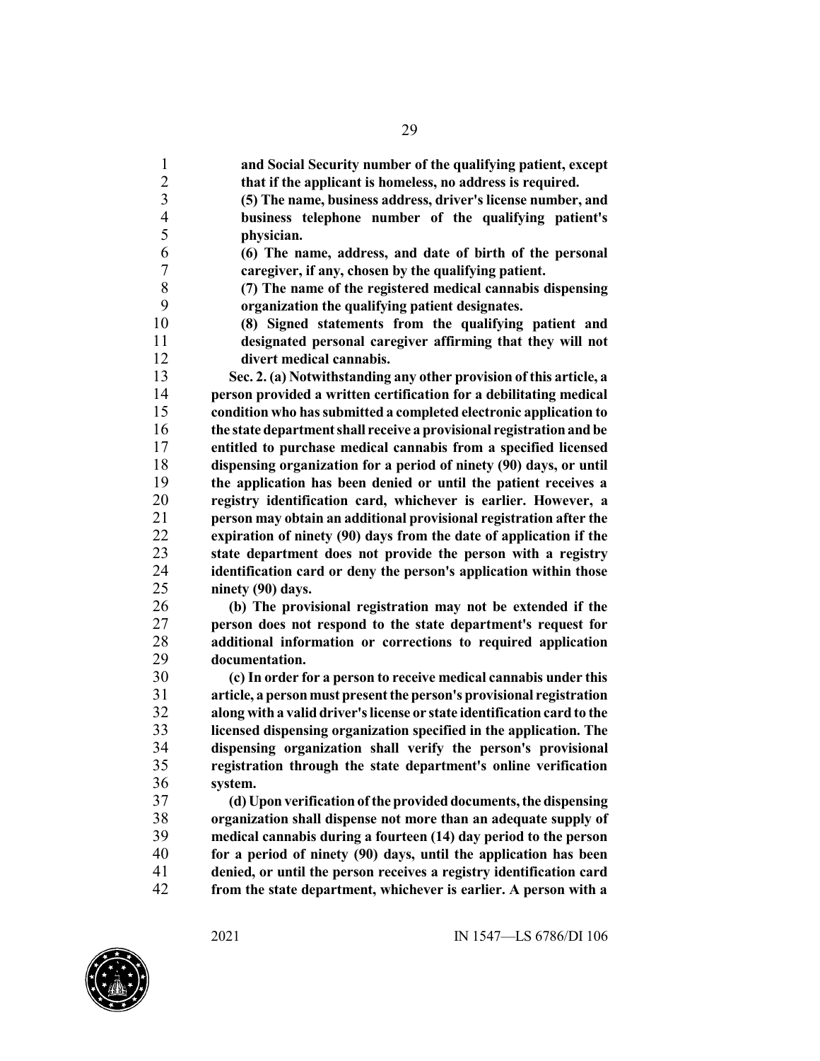**and Social Security number of the qualifying patient, except that if the applicant is homeless, no address is required.**

**(5) The name, business address, driver's license number, and business telephone number of the qualifying patient's physician.**

**(6) The name, address, and date of birth of the personal caregiver, if any, chosen by the qualifying patient.**

**(7) The name of the registered medical cannabis dispensing organization the qualifying patient designates.**

**(8) Signed statements from the qualifying patient and designated personal caregiver affirming that they will not divert medical cannabis.**

**Sec. 2. (a) Notwithstanding any other provision of this article, a person provided a written certification for a debilitating medical condition who has submitted a completed electronic application to the state department shall receive a provisional registration and be entitled to purchase medical cannabis from a specified licensed dispensing organization for a period of ninety (90) days, or until the application has been denied or until the patient receives a registry identification card, whichever is earlier. However, a person may obtain an additional provisional registration after the expiration of ninety (90) days from the date of application if the state department does not provide the person with a registry identification card or deny the person's application within those ninety (90) days.**

**(b) The provisional registration may not be extended if the person does not respond to the state department's request for additional information or corrections to required application documentation.**

**(c) In order for a person to receive medical cannabis under this article, a person must present the person's provisional registration along with a valid driver's license or state identification card to the licensed dispensing organization specified in the application. The dispensing organization shall verify the person's provisional registration through the state department's online verification system.**

**(d) Upon verification of the provided documents, the dispensing organization shall dispense not more than an adequate supply of medical cannabis during a fourteen (14) day period to the person for a period of ninety (90) days, until the application has been denied, or until the person receives a registry identification card from the state department, whichever is earlier. A person with a**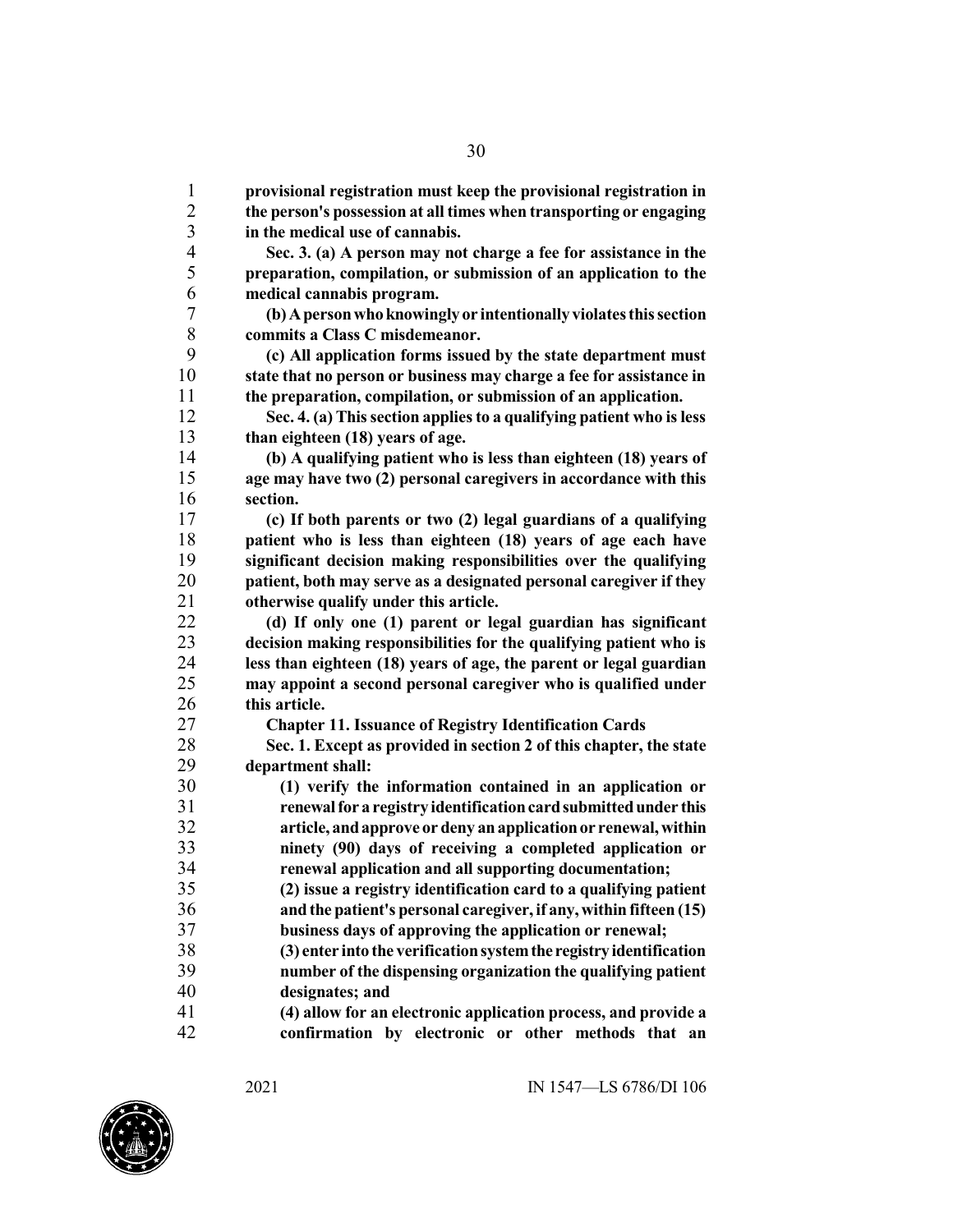**provisional registration must keep the provisional registration in the person's possession at all times when transporting or engaging in the medical use of cannabis.**

**Sec. 3. (a) A person may not charge a fee for assistance in the preparation, compilation, or submission of an application to the medical cannabis program.**

**(b) A person who knowingly or intentionally violates this section commits a Class C misdemeanor.**

**(c) All application forms issued by the state department must state that no person or business may charge a fee for assistance in the preparation, compilation, or submission of an application.**

**Sec. 4. (a) This section applies to a qualifying patient who is less than eighteen (18) years of age.**

**(b) A qualifying patient who is less than eighteen (18) years of age may have two (2) personal caregivers in accordance with this section.**

**(c) If both parents or two (2) legal guardians of a qualifying patient who is less than eighteen (18) years of age each have significant decision making responsibilities over the qualifying patient, both may serve as a designated personal caregiver if they otherwise qualify under this article.**

**(d) If only one (1) parent or legal guardian has significant decision making responsibilities for the qualifying patient who is less than eighteen (18) years of age, the parent or legal guardian may appoint a second personal caregiver who is qualified under this article.**

**Chapter 11. Issuance of Registry Identification Cards**

**Sec. 1. Except as provided in section 2 of this chapter, the state department shall:**

**(1) verify the information contained in an application or renewal for a registry identification card submitted under this article, and approve or deny an application or renewal, within ninety (90) days of receiving a completed application or renewal application and all supporting documentation;**

**(2) issue a registry identification card to a qualifying patient and the patient's personal caregiver, if any, within fifteen (15) business days of approving the application or renewal;**

**(3) enter into the verification system the registry identification number of the dispensing organization the qualifying patient designates; and**

**(4) allow for an electronic application process, and provide a confirmation by electronic or other methods that an**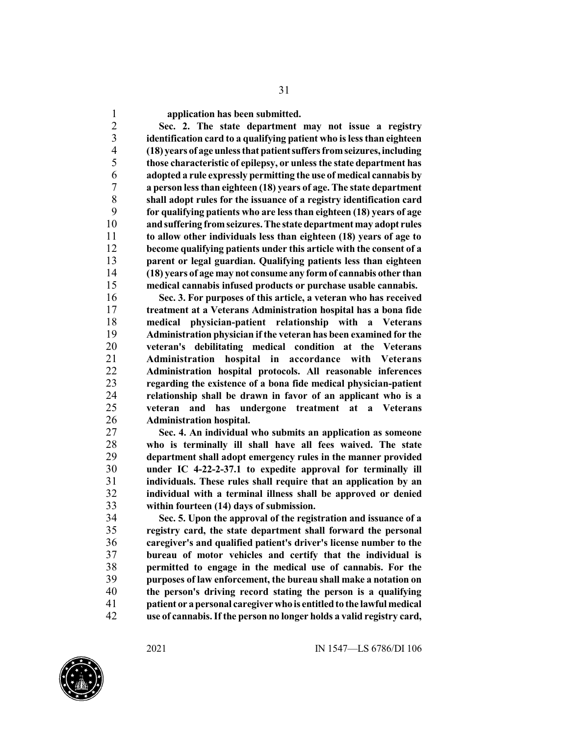**application has been submitted.**

**Sec. 2. The state department may not issue a registry identification card to a qualifying patient who is less than eighteen (18) years of age unless that patient suffers from seizures, including those characteristic of epilepsy, or unless the state department has adopted a rule expressly permitting the use of medical cannabis by a person less than eighteen (18) years of age. The state department shall adopt rules for the issuance of a registry identification card for qualifying patients who are less than eighteen (18) years of age and suffering from seizures. The state department may adopt rules to allow other individuals less than eighteen (18) years of age to become qualifying patients under this article with the consent of a parent or legal guardian. Qualifying patients less than eighteen (18) years of age may not consume any form of cannabis other than medical cannabis infused products or purchase usable cannabis.**

**Sec. 3. For purposes of this article, a veteran who has received treatment at a Veterans Administration hospital has a bona fide medical physician-patient relationship with a Veterans Administration physician if the veteran has been examined for the veteran's debilitating medical condition at the Veterans Administration hospital in accordance with Veterans Administration hospital protocols. All reasonable inferences regarding the existence of a bona fide medical physician-patient relationship shall be drawn in favor of an applicant who is a veteran and has undergone treatment at a Veterans Administration hospital.**

**Sec. 4. An individual who submits an application as someone who is terminally ill shall have all fees waived. The state department shall adopt emergency rules in the manner provided under IC 4-22-2-37.1 to expedite approval for terminally ill individuals. These rules shall require that an application by an individual with a terminal illness shall be approved or denied within fourteen (14) days of submission.**

**Sec. 5. Upon the approval of the registration and issuance of a registry card, the state department shall forward the personal caregiver's and qualified patient's driver's license number to the bureau of motor vehicles and certify that the individual is permitted to engage in the medical use of cannabis. For the purposes of law enforcement, the bureau shall make a notation on the person's driving record stating the person is a qualifying patient or a personal caregiver who is entitled to the lawful medical use of cannabis. If the person no longer holds a valid registry card,**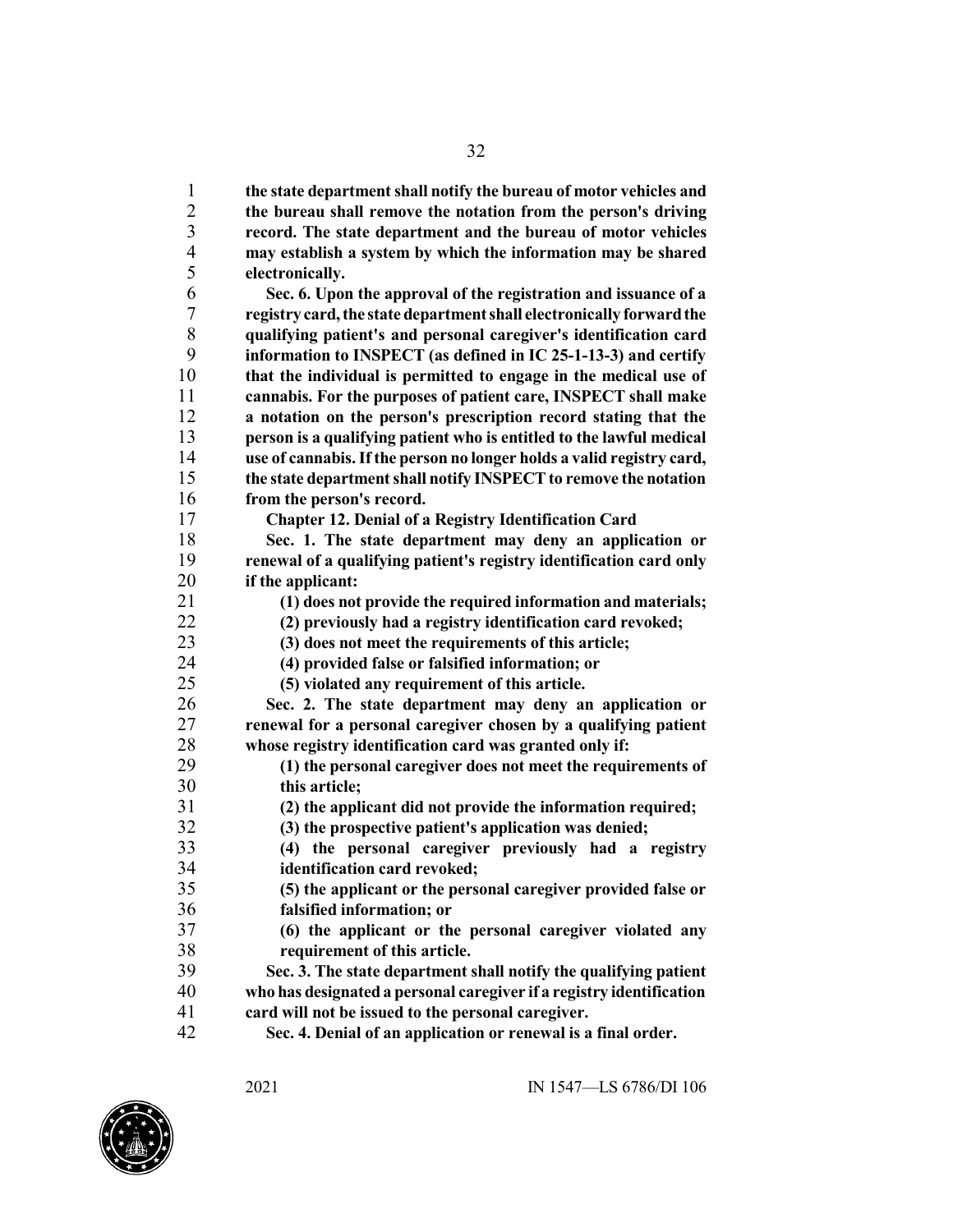**the state department shall notify the bureau of motor vehicles and the bureau shall remove the notation from the person's driving record. The state department and the bureau of motor vehicles may establish a system by which the information may be shared electronically.**

**Sec. 6. Upon the approval of the registration and issuance of a registry card, the state department shall electronically forward the qualifying patient's and personal caregiver's identification card information to INSPECT (as defined in IC 25-1-13-3) and certify that the individual is permitted to engage in the medical use of cannabis. For the purposes of patient care, INSPECT shall make a notation on the person's prescription record stating that the person is a qualifying patient who is entitled to the lawful medical use of cannabis. If the person no longer holds a valid registry card, the state department shall notify INSPECT to remove the notation from the person's record.**

**Chapter 12. Denial of a Registry Identification Card**

**Sec. 1. The state department may deny an application or renewal of a qualifying patient's registry identification card only if the applicant:**

**(1) does not provide the required information and materials;**
**(2) previously had a registry identification card revoked;**
**(3) does not meet the requirements of this article;**
**(4) provided false or falsified information; or**
**(5) violated any requirement of this article.**

**Sec. 2. The state department may deny an application or renewal for a personal caregiver chosen by a qualifying patient whose registry identification card was granted only if:**

**(1) the personal caregiver does not meet the requirements of this article;**
**(2) the applicant did not provide the information required;**
**(3) the prospective patient's application was denied;**
**(4) the personal caregiver previously had a registry identification card revoked;**
**(5) the applicant or the personal caregiver provided false or falsified information; or**
**(6) the applicant or the personal caregiver violated any requirement of this article.**

**Sec. 3. The state department shall notify the qualifying patient who has designated a personal caregiver if a registry identification card will not be issued to the personal caregiver.**

**Sec. 4. Denial of an application or renewal is a final order.**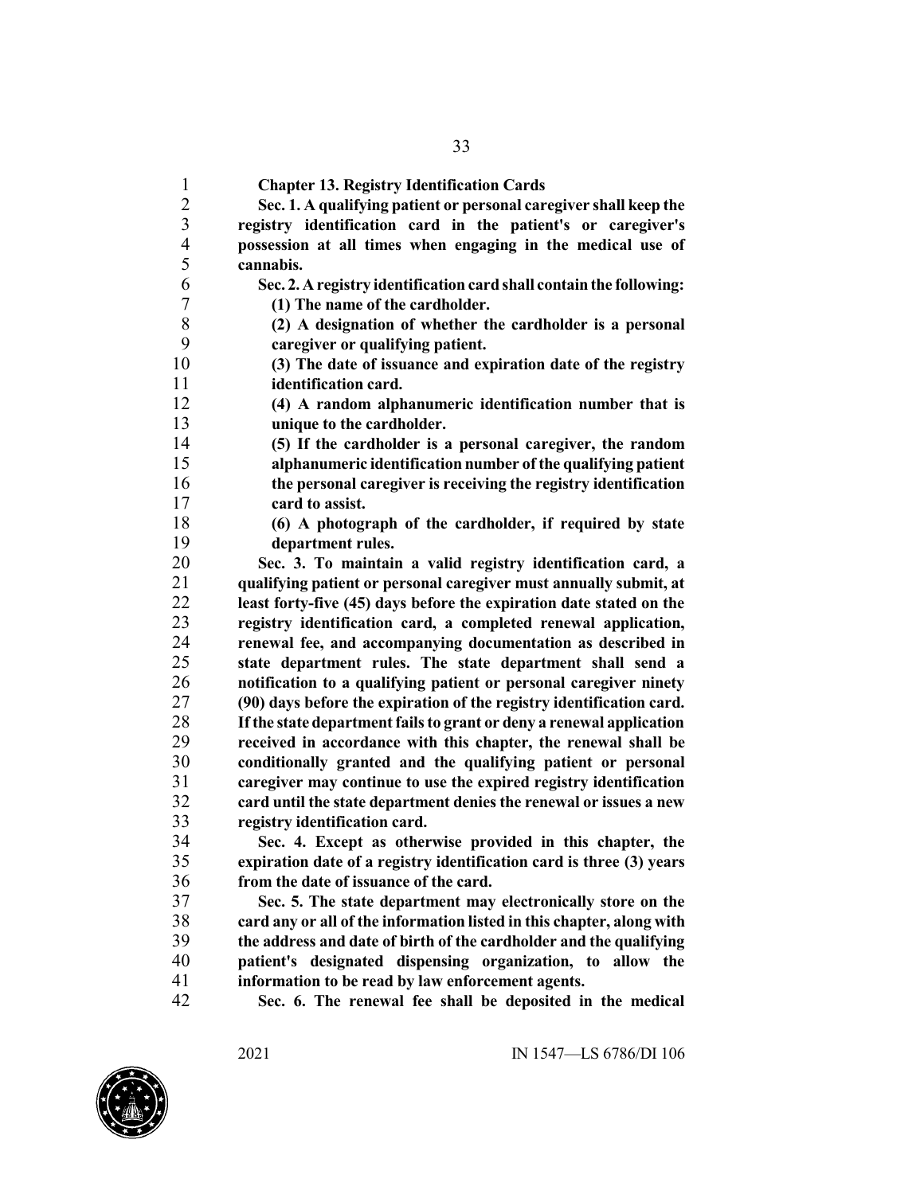**Chapter 13. Registry Identification Cards**

**Sec. 1. A qualifying patient or personal caregiver shall keep the registry identification card in the patient's or caregiver's possession at all times when engaging in the medical use of cannabis.**

**Sec. 2. A registry identification card shall contain the following:**

**(1) The name of the cardholder.**

**(2) A designation of whether the cardholder is a personal caregiver or qualifying patient.**

**(3) The date of issuance and expiration date of the registry identification card.**

**(4) A random alphanumeric identification number that is unique to the cardholder.**

**(5) If the cardholder is a personal caregiver, the random alphanumeric identification number of the qualifying patient the personal caregiver is receiving the registry identification card to assist.**

**(6) A photograph of the cardholder, if required by state department rules.**

**Sec. 3. To maintain a valid registry identification card, a qualifying patient or personal caregiver must annually submit, at least forty-five (45) days before the expiration date stated on the registry identification card, a completed renewal application, renewal fee, and accompanying documentation as described in state department rules. The state department shall send a notification to a qualifying patient or personal caregiver ninety (90) days before the expiration of the registry identification card. If the state department fails to grant or deny a renewal application received in accordance with this chapter, the renewal shall be conditionally granted and the qualifying patient or personal caregiver may continue to use the expired registry identification card until the state department denies the renewal or issues a new registry identification card.**

**Sec. 4. Except as otherwise provided in this chapter, the expiration date of a registry identification card is three (3) years from the date of issuance of the card.**

**Sec. 5. The state department may electronically store on the card any or all of the information listed in this chapter, along with the address and date of birth of the cardholder and the qualifying patient's designated dispensing organization, to allow the information to be read by law enforcement agents.**

**Sec. 6. The renewal fee shall be deposited in the medical**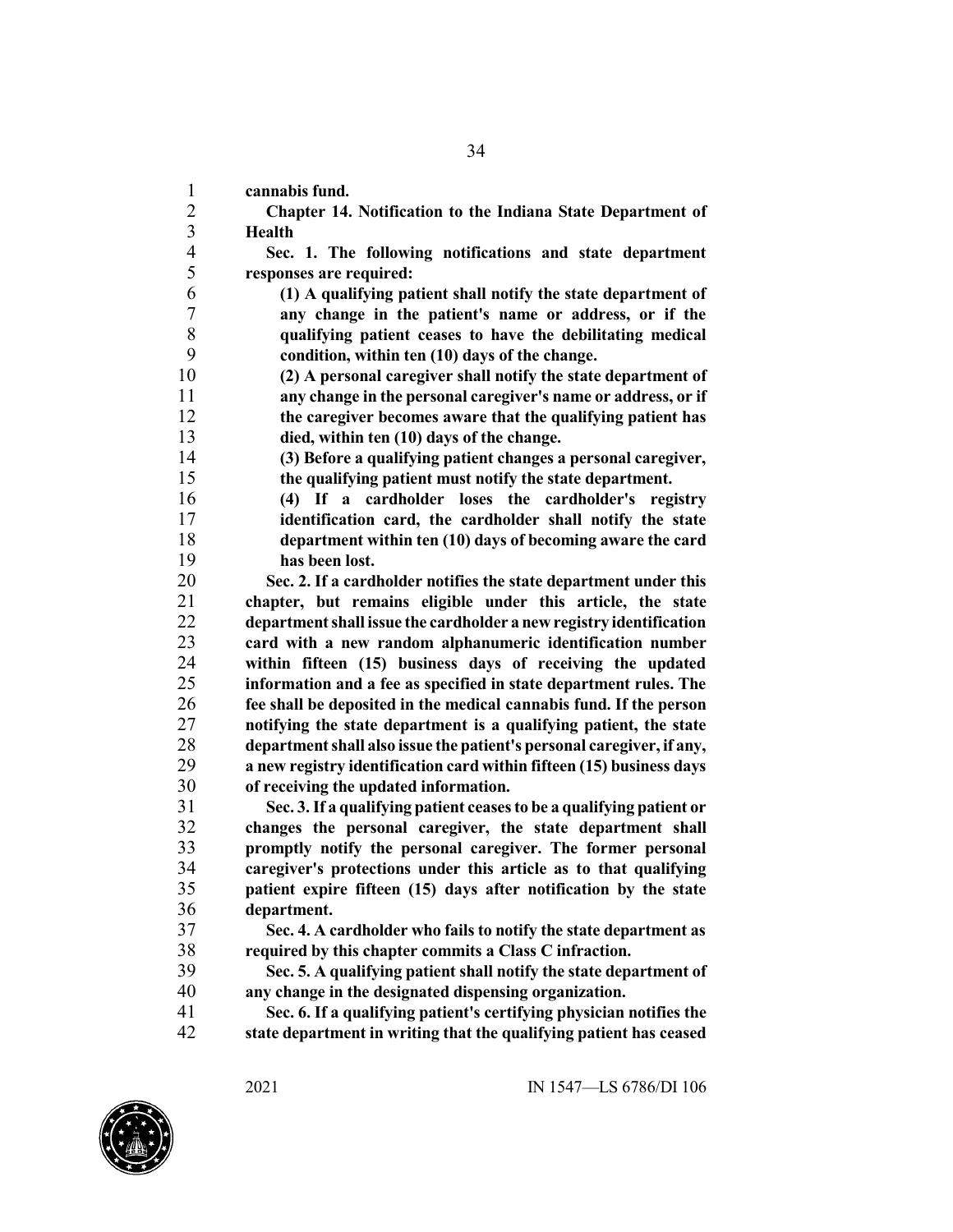**cannabis fund.**

**Chapter 14. Notification to the Indiana State Department of Health**

**Sec. 1. The following notifications and state department responses are required:**

**(1) A qualifying patient shall notify the state department of any change in the patient's name or address, or if the qualifying patient ceases to have the debilitating medical condition, within ten (10) days of the change.**

**(2) A personal caregiver shall notify the state department of any change in the personal caregiver's name or address, or if the caregiver becomes aware that the qualifying patient has died, within ten (10) days of the change.**

**(3) Before a qualifying patient changes a personal caregiver, the qualifying patient must notify the state department.**

**(4) If a cardholder loses the cardholder's registry identification card, the cardholder shall notify the state department within ten (10) days of becoming aware the card has been lost.**

**Sec. 2. If a cardholder notifies the state department under this chapter, but remains eligible under this article, the state department shall issue the cardholder a new registry identification card with a new random alphanumeric identification number within fifteen (15) business days of receiving the updated information and a fee as specified in state department rules. The fee shall be deposited in the medical cannabis fund. If the person notifying the state department is a qualifying patient, the state department shall also issue the patient's personal caregiver, if any, a new registry identification card within fifteen (15) business days of receiving the updated information.**

**Sec. 3. If a qualifying patient ceases to be a qualifying patient or changes the personal caregiver, the state department shall promptly notify the personal caregiver. The former personal caregiver's protections under this article as to that qualifying patient expire fifteen (15) days after notification by the state department.**

**Sec. 4. A cardholder who fails to notify the state department as required by this chapter commits a Class C infraction.**

**Sec. 5. A qualifying patient shall notify the state department of any change in the designated dispensing organization.**

**Sec. 6. If a qualifying patient's certifying physician notifies the state department in writing that the qualifying patient has ceased**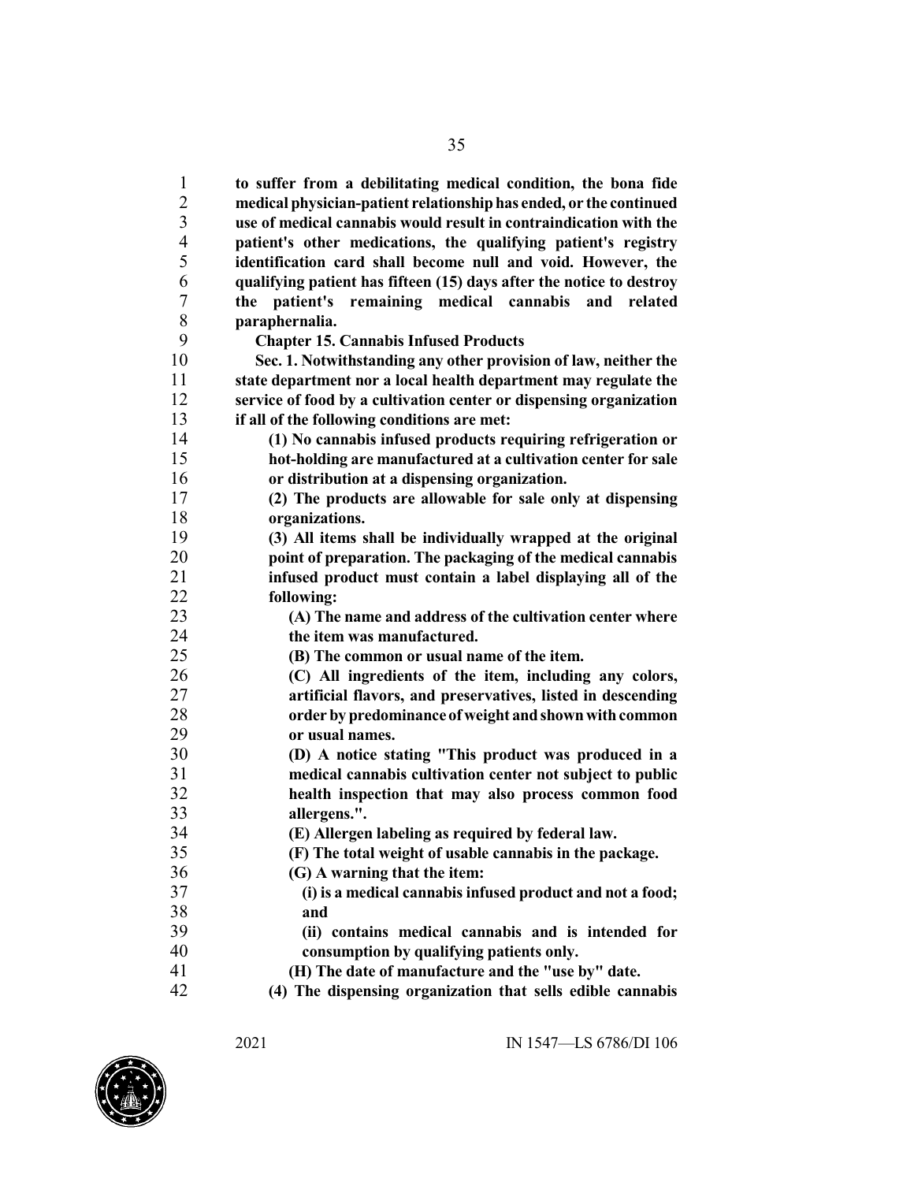**to suffer from a debilitating medical condition, the bona fide medical physician-patient relationship has ended, or the continued use of medical cannabis would result in contraindication with the patient's other medications, the qualifying patient's registry identification card shall become null and void. However, the qualifying patient has fifteen (15) days after the notice to destroy the patient's remaining medical cannabis and related paraphernalia.**

**Chapter 15. Cannabis Infused Products**

**Sec. 1. Notwithstanding any other provision of law, neither the state department nor a local health department may regulate the service of food by a cultivation center or dispensing organization if all of the following conditions are met:**

**(1) No cannabis infused products requiring refrigeration or hot-holding are manufactured at a cultivation center for sale or distribution at a dispensing organization.**

**(2) The products are allowable for sale only at dispensing organizations.**

**(3) All items shall be individually wrapped at the original point of preparation. The packaging of the medical cannabis infused product must contain a label displaying all of the following:**

**(A) The name and address of the cultivation center where the item was manufactured.**

**(B) The common or usual name of the item.**

**(C) All ingredients of the item, including any colors, artificial flavors, and preservatives, listed in descending order by predominance of weight and shown with common or usual names.**

**(D) A notice stating "This product was produced in a medical cannabis cultivation center not subject to public health inspection that may also process common food allergens.".**

**(E) Allergen labeling as required by federal law.**

**(F) The total weight of usable cannabis in the package.**

**(G) A warning that the item:**

**(i) is a medical cannabis infused product and not a food; and**

**(ii) contains medical cannabis and is intended for consumption by qualifying patients only.**

**(H) The date of manufacture and the "use by" date.**

**(4) The dispensing organization that sells edible cannabis**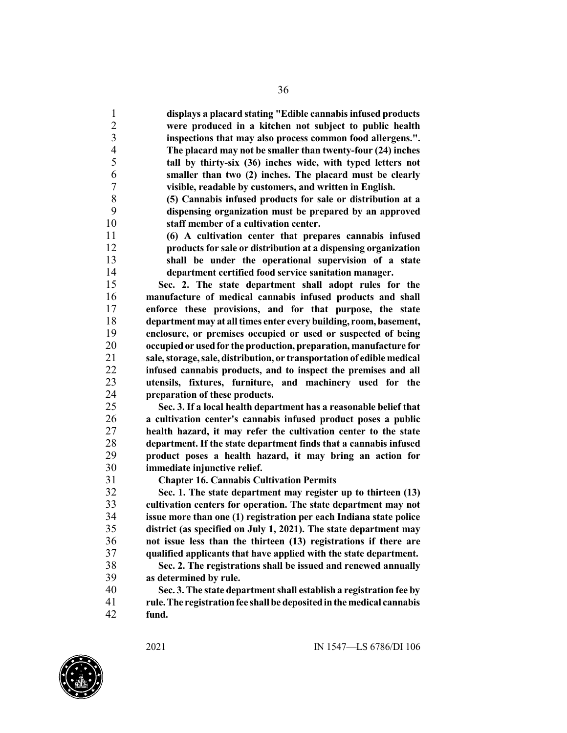**displays a placard stating "Edible cannabis infused products were produced in a kitchen not subject to public health inspections that may also process common food allergens.". The placard may not be smaller than twenty-four (24) inches tall by thirty-six (36) inches wide, with typed letters not smaller than two (2) inches. The placard must be clearly visible, readable by customers, and written in English.**

**(5) Cannabis infused products for sale or distribution at a dispensing organization must be prepared by an approved staff member of a cultivation center.**

**(6) A cultivation center that prepares cannabis infused products for sale or distribution at a dispensing organization shall be under the operational supervision of a state department certified food service sanitation manager.**

**Sec. 2. The state department shall adopt rules for the manufacture of medical cannabis infused products and shall enforce these provisions, and for that purpose, the state department may at all times enter every building, room, basement, enclosure, or premises occupied or used or suspected of being occupied or used for the production, preparation, manufacture for sale, storage, sale, distribution, or transportation of edible medical infused cannabis products, and to inspect the premises and all utensils, fixtures, furniture, and machinery used for the preparation of these products.**

**Sec. 3. If a local health department has a reasonable belief that a cultivation center's cannabis infused product poses a public health hazard, it may refer the cultivation center to the state department. If the state department finds that a cannabis infused product poses a health hazard, it may bring an action for immediate injunctive relief.**

**Chapter 16. Cannabis Cultivation Permits**

**Sec. 1. The state department may register up to thirteen (13) cultivation centers for operation. The state department may not issue more than one (1) registration per each Indiana state police district (as specified on July 1, 2021). The state department may not issue less than the thirteen (13) registrations if there are qualified applicants that have applied with the state department.**

**Sec. 2. The registrations shall be issued and renewed annually as determined by rule.**

**Sec. 3. The state department shall establish a registration fee by rule. The registration fee shall be deposited in the medical cannabis fund.**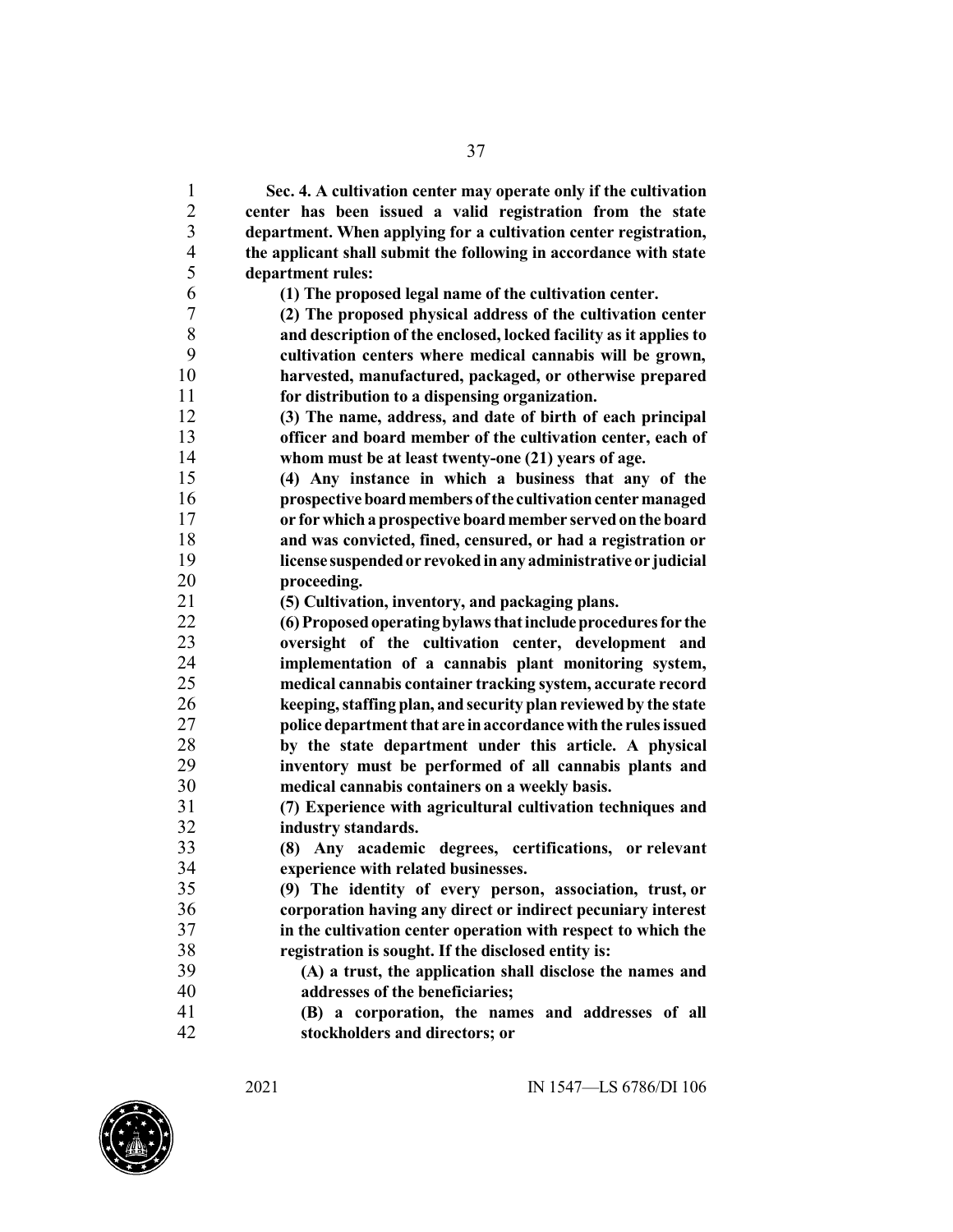**Sec. 4. A cultivation center may operate only if the cultivation center has been issued a valid registration from the state department. When applying for a cultivation center registration, the applicant shall submit the following in accordance with state department rules:**

**(1) The proposed legal name of the cultivation center.**

**(2) The proposed physical address of the cultivation center and description of the enclosed, locked facility as it applies to cultivation centers where medical cannabis will be grown, harvested, manufactured, packaged, or otherwise prepared for distribution to a dispensing organization.**

**(3) The name, address, and date of birth of each principal officer and board member of the cultivation center, each of whom must be at least twenty-one (21) years of age.**

**(4) Any instance in which a business that any of the prospective board members of the cultivation center managed or for which a prospective board member served on the board and was convicted, fined, censured, or had a registration or license suspended or revoked in any administrative or judicial proceeding.**

**(5) Cultivation, inventory, and packaging plans.**

**(6) Proposed operating bylaws that include procedures for the oversight of the cultivation center, development and implementation of a cannabis plant monitoring system, medical cannabis container tracking system, accurate record keeping, staffing plan, and security plan reviewed by the state police department that are in accordance with the rules issued by the state department under this article. A physical inventory must be performed of all cannabis plants and medical cannabis containers on a weekly basis.**

**(7) Experience with agricultural cultivation techniques and industry standards.**

**(8) Any academic degrees, certifications, or relevant experience with related businesses.**

**(9) The identity of every person, association, trust, or corporation having any direct or indirect pecuniary interest in the cultivation center operation with respect to which the registration is sought. If the disclosed entity is:**

**(A) a trust, the application shall disclose the names and addresses of the beneficiaries;**

**(B) a corporation, the names and addresses of all stockholders and directors; or**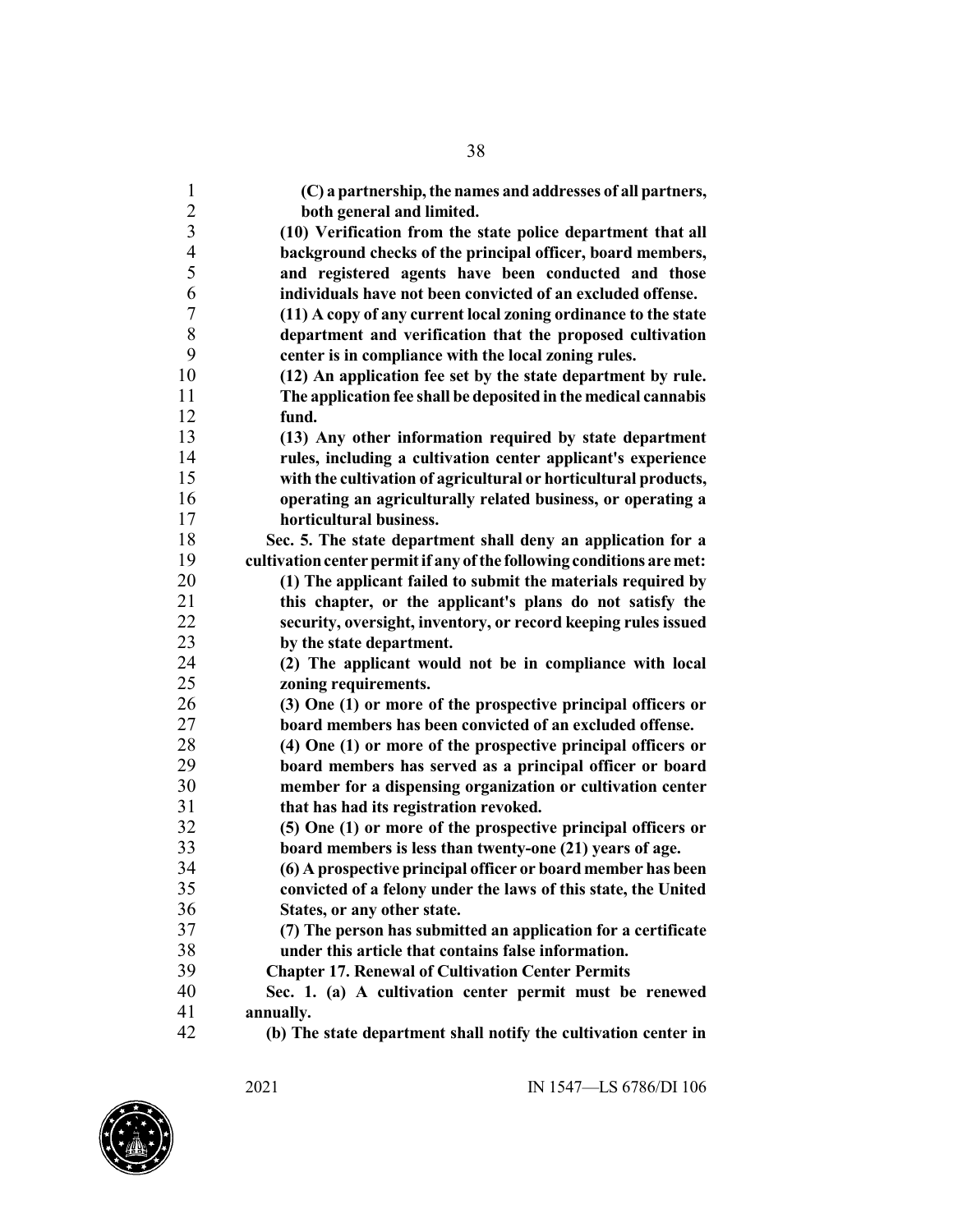**(C) a partnership, the names and addresses of all partners, both general and limited.**

**(10) Verification from the state police department that all background checks of the principal officer, board members, and registered agents have been conducted and those individuals have not been convicted of an excluded offense.**

**(11) A copy of any current local zoning ordinance to the state department and verification that the proposed cultivation center is in compliance with the local zoning rules.**

**(12) An application fee set by the state department by rule. The application fee shall be deposited in the medical cannabis fund.**

**(13) Any other information required by state department rules, including a cultivation center applicant's experience with the cultivation of agricultural or horticultural products, operating an agriculturally related business, or operating a horticultural business.**

**Sec. 5. The state department shall deny an application for a cultivation center permit if any of the following conditions are met:**

**(1) The applicant failed to submit the materials required by this chapter, or the applicant's plans do not satisfy the security, oversight, inventory, or record keeping rules issued by the state department.**

**(2) The applicant would not be in compliance with local zoning requirements.**

**(3) One (1) or more of the prospective principal officers or board members has been convicted of an excluded offense.**

**(4) One (1) or more of the prospective principal officers or board members has served as a principal officer or board member for a dispensing organization or cultivation center that has had its registration revoked.**

**(5) One (1) or more of the prospective principal officers or board members is less than twenty-one (21) years of age.**

**(6) A prospective principal officer or board member has been convicted of a felony under the laws of this state, the United States, or any other state.**

**(7) The person has submitted an application for a certificate under this article that contains false information.**

**Chapter 17. Renewal of Cultivation Center Permits**

**Sec. 1. (a) A cultivation center permit must be renewed annually.**

**(b) The state department shall notify the cultivation center in**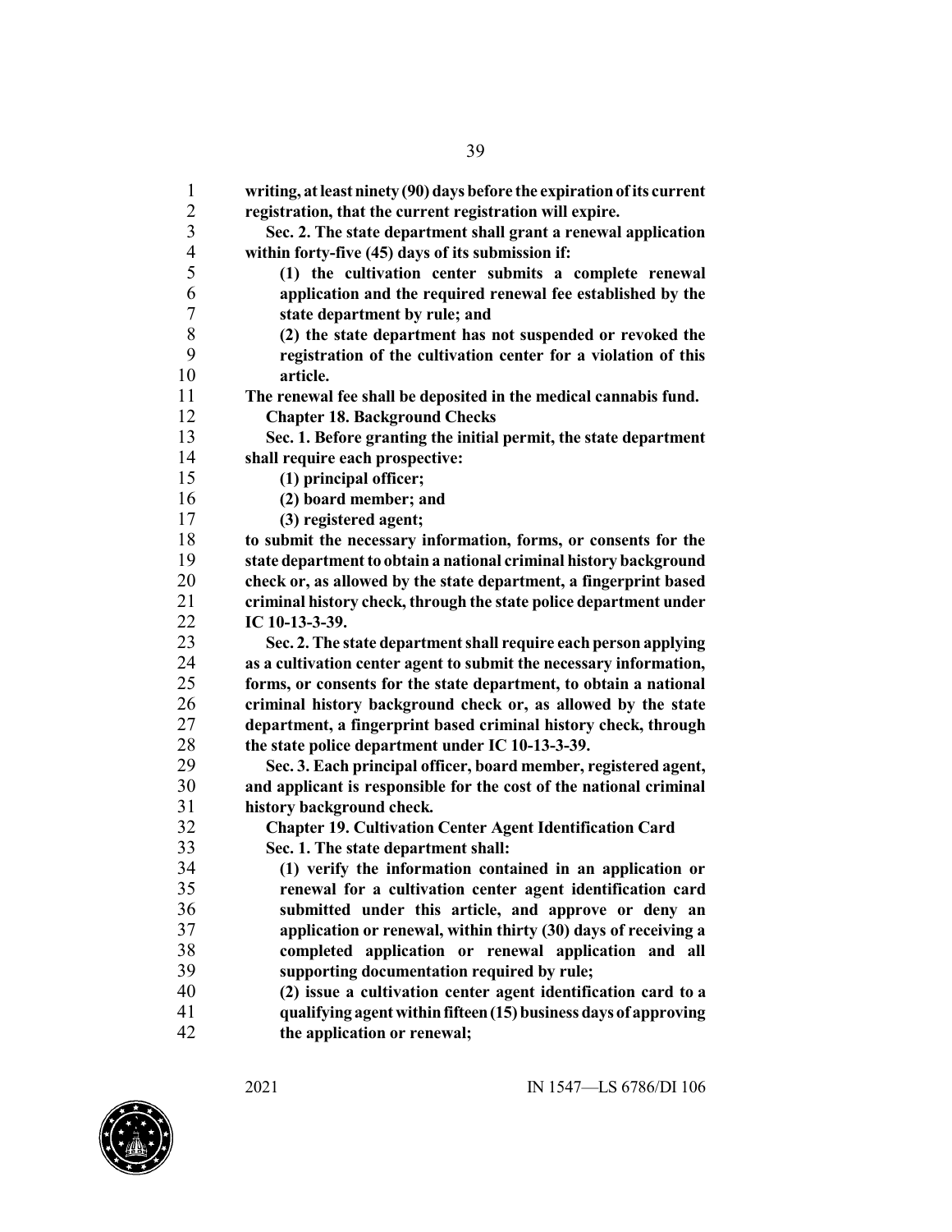**writing, at least ninety (90) days before the expiration of its current registration, that the current registration will expire.**

**Sec. 2. The state department shall grant a renewal application within forty-five (45) days of its submission if:**

**(1) the cultivation center submits a complete renewal application and the required renewal fee established by the state department by rule; and**

**(2) the state department has not suspended or revoked the registration of the cultivation center for a violation of this article.**

**The renewal fee shall be deposited in the medical cannabis fund.**

**Chapter 18. Background Checks**

**Sec. 1. Before granting the initial permit, the state department shall require each prospective:**

**(1) principal officer;**

**(2) board member; and**

**(3) registered agent;**

**to submit the necessary information, forms, or consents for the state department to obtain a national criminal history background check or, as allowed by the state department, a fingerprint based criminal history check, through the state police department under IC 10-13-3-39.**

**Sec. 2. The state department shall require each person applying as a cultivation center agent to submit the necessary information, forms, or consents for the state department, to obtain a national criminal history background check or, as allowed by the state department, a fingerprint based criminal history check, through the state police department under IC 10-13-3-39.**

**Sec. 3. Each principal officer, board member, registered agent, and applicant is responsible for the cost of the national criminal history background check.**

**Chapter 19. Cultivation Center Agent Identification Card**

**Sec. 1. The state department shall:**

**(1) verify the information contained in an application or renewal for a cultivation center agent identification card submitted under this article, and approve or deny an application or renewal, within thirty (30) days of receiving a completed application or renewal application and all supporting documentation required by rule;**

**(2) issue a cultivation center agent identification card to a qualifying agent within fifteen (15) business days of approving the application or renewal;**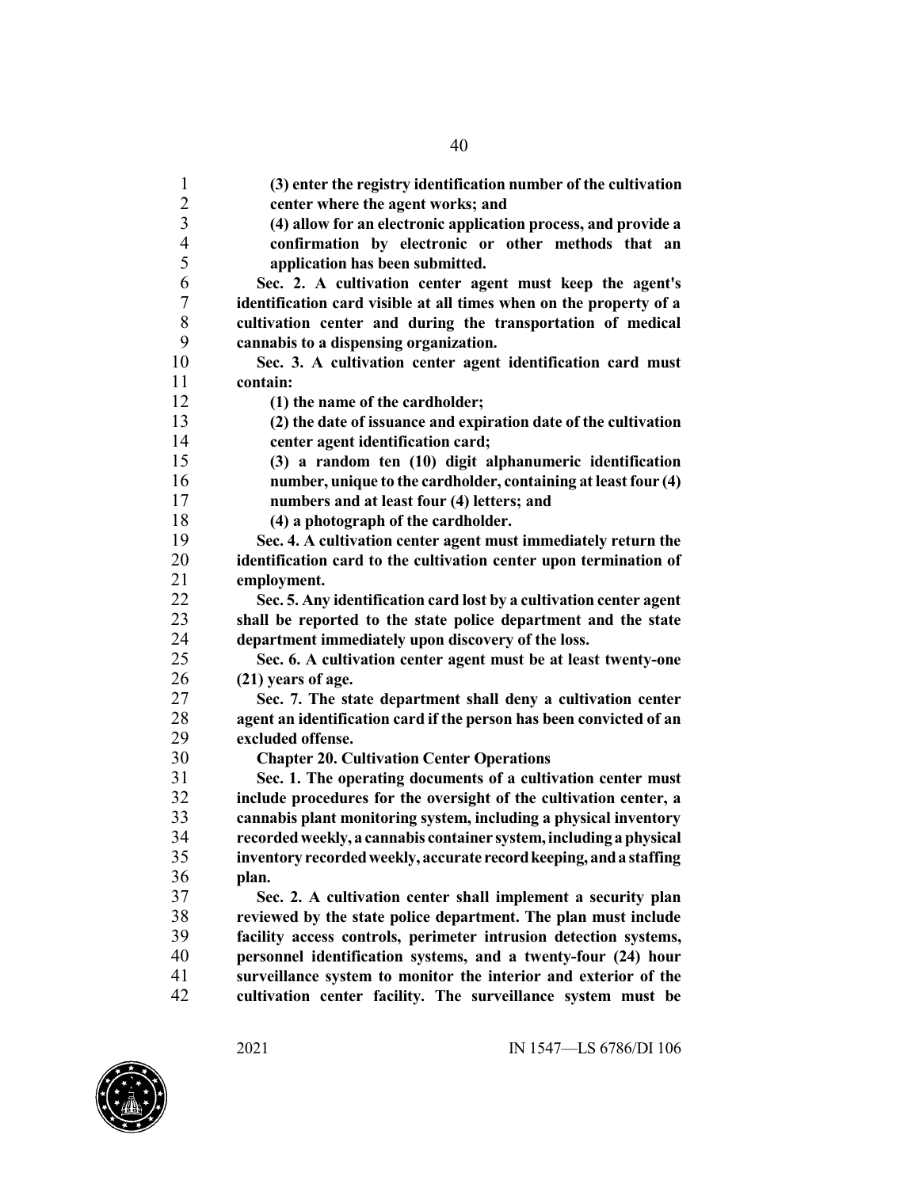**(3) enter the registry identification number of the cultivation center where the agent works; and**

**(4) allow for an electronic application process, and provide a confirmation by electronic or other methods that an application has been submitted.**

**Sec. 2. A cultivation center agent must keep the agent's identification card visible at all times when on the property of a cultivation center and during the transportation of medical cannabis to a dispensing organization.**

**Sec. 3. A cultivation center agent identification card must contain:**

**(1) the name of the cardholder;**

**(2) the date of issuance and expiration date of the cultivation center agent identification card;**

**(3) a random ten (10) digit alphanumeric identification number, unique to the cardholder, containing at least four (4) numbers and at least four (4) letters; and**

**(4) a photograph of the cardholder.**

**Sec. 4. A cultivation center agent must immediately return the identification card to the cultivation center upon termination of employment.**

**Sec. 5. Any identification card lost by a cultivation center agent shall be reported to the state police department and the state department immediately upon discovery of the loss.**

**Sec. 6. A cultivation center agent must be at least twenty-one (21) years of age.**

**Sec. 7. The state department shall deny a cultivation center agent an identification card if the person has been convicted of an excluded offense.**

**Chapter 20. Cultivation Center Operations**

**Sec. 1. The operating documents of a cultivation center must include procedures for the oversight of the cultivation center, a cannabis plant monitoring system, including a physical inventory recorded weekly, a cannabis container system, including a physical inventory recorded weekly, accurate record keeping, and a staffing plan.**

**Sec. 2. A cultivation center shall implement a security plan reviewed by the state police department. The plan must include facility access controls, perimeter intrusion detection systems, personnel identification systems, and a twenty-four (24) hour surveillance system to monitor the interior and exterior of the cultivation center facility. The surveillance system must be**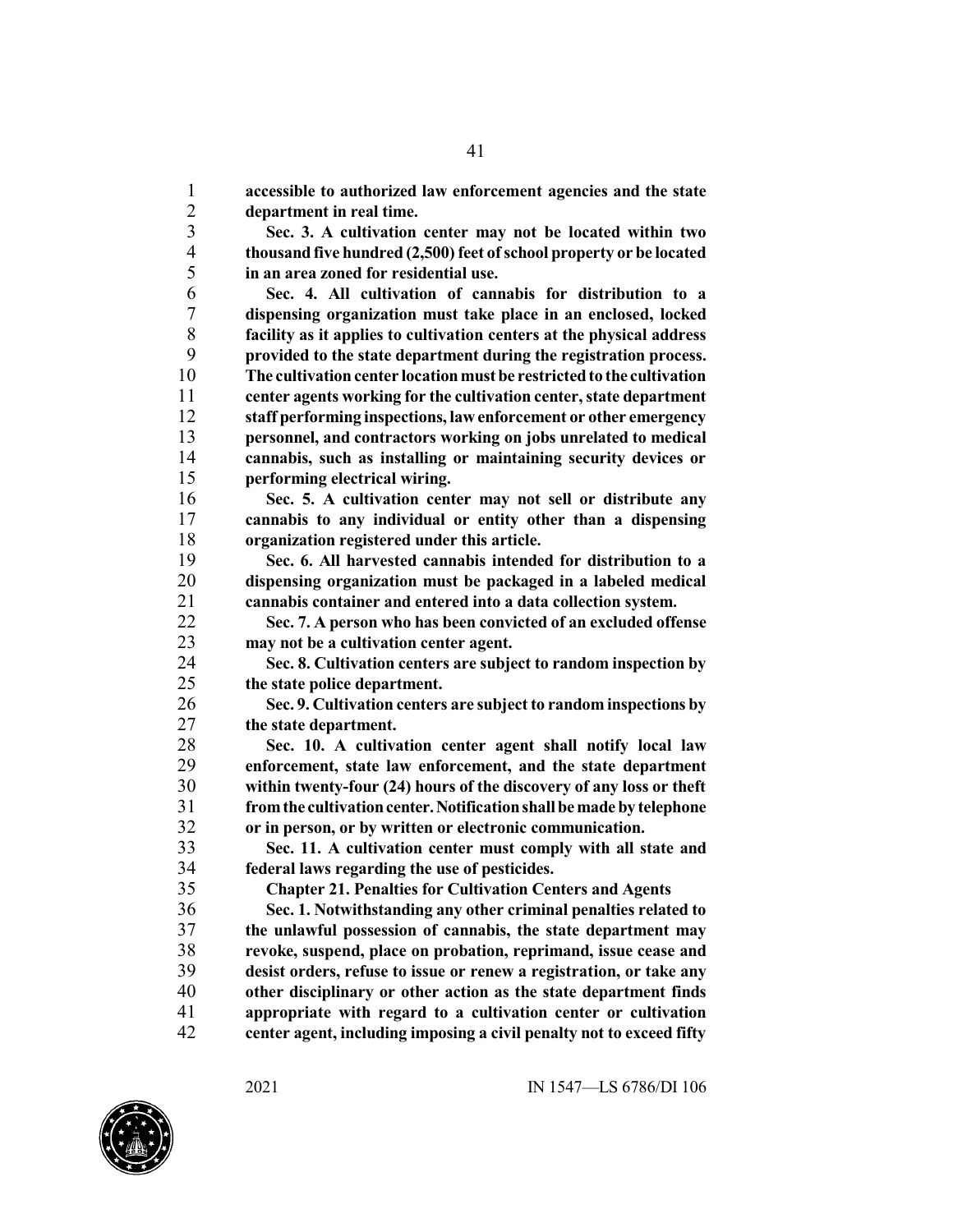**accessible to authorized law enforcement agencies and the state department in real time.**

**Sec. 3. A cultivation center may not be located within two thousand five hundred (2,500) feet of school property or be located in an area zoned for residential use.**

**Sec. 4. All cultivation of cannabis for distribution to a dispensing organization must take place in an enclosed, locked facility as it applies to cultivation centers at the physical address provided to the state department during the registration process. The cultivation center location must be restricted to the cultivation center agents working for the cultivation center, state department staff performing inspections, law enforcement or other emergency personnel, and contractors working on jobs unrelated to medical cannabis, such as installing or maintaining security devices or performing electrical wiring.**

**Sec. 5. A cultivation center may not sell or distribute any cannabis to any individual or entity other than a dispensing organization registered under this article.**

**Sec. 6. All harvested cannabis intended for distribution to a dispensing organization must be packaged in a labeled medical cannabis container and entered into a data collection system.**

**Sec. 7. A person who has been convicted of an excluded offense may not be a cultivation center agent.**

**Sec. 8. Cultivation centers are subject to random inspection by the state police department.**

**Sec. 9. Cultivation centers are subject to random inspections by the state department.**

**Sec. 10. A cultivation center agent shall notify local law enforcement, state law enforcement, and the state department within twenty-four (24) hours of the discovery of any loss or theft from the cultivation center. Notification shall be made by telephone or in person, or by written or electronic communication.**

**Sec. 11. A cultivation center must comply with all state and federal laws regarding the use of pesticides.**

**Chapter 21. Penalties for Cultivation Centers and Agents**

**Sec. 1. Notwithstanding any other criminal penalties related to the unlawful possession of cannabis, the state department may revoke, suspend, place on probation, reprimand, issue cease and desist orders, refuse to issue or renew a registration, or take any other disciplinary or other action as the state department finds appropriate with regard to a cultivation center or cultivation center agent, including imposing a civil penalty not to exceed fifty**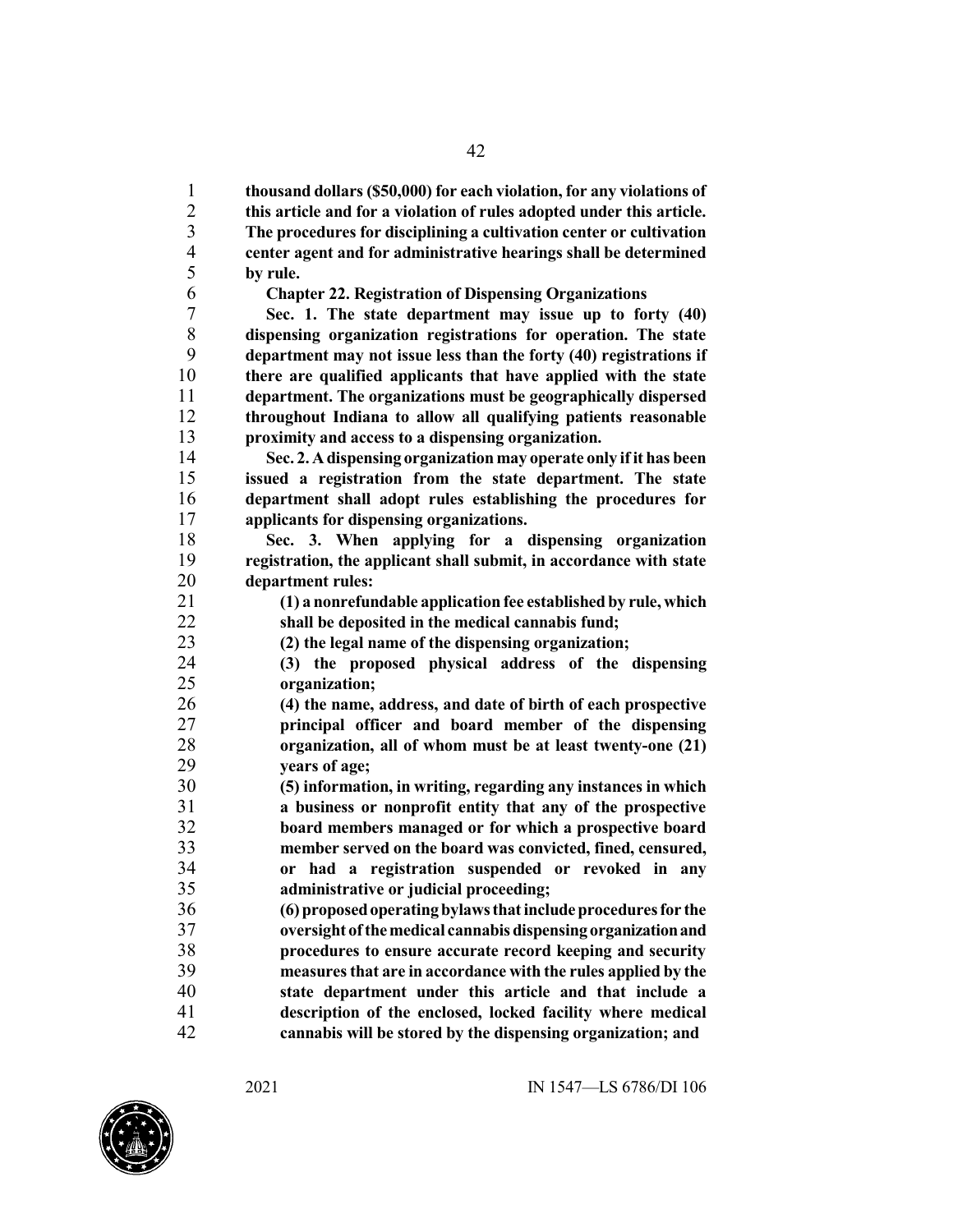**thousand dollars ($50,000) for each violation, for any violations of this article and for a violation of rules adopted under this article. The procedures for disciplining a cultivation center or cultivation center agent and for administrative hearings shall be determined by rule.**

**Chapter 22. Registration of Dispensing Organizations**

**Sec. 1. The state department may issue up to forty (40) dispensing organization registrations for operation. The state department may not issue less than the forty (40) registrations if there are qualified applicants that have applied with the state department. The organizations must be geographically dispersed throughout Indiana to allow all qualifying patients reasonable proximity and access to a dispensing organization.**

**Sec. 2. A dispensing organization may operate only if it has been issued a registration from the state department. The state department shall adopt rules establishing the procedures for applicants for dispensing organizations.**

**Sec. 3. When applying for a dispensing organization registration, the applicant shall submit, in accordance with state department rules:**

**(1) a nonrefundable application fee established by rule, which shall be deposited in the medical cannabis fund;**

**(2) the legal name of the dispensing organization;**

**(3) the proposed physical address of the dispensing organization;**

**(4) the name, address, and date of birth of each prospective principal officer and board member of the dispensing organization, all of whom must be at least twenty-one (21) years of age;**

**(5) information, in writing, regarding any instances in which a business or nonprofit entity that any of the prospective board members managed or for which a prospective board member served on the board was convicted, fined, censured, or had a registration suspended or revoked in any administrative or judicial proceeding;**

**(6) proposed operating bylaws that include procedures for the oversight of the medical cannabis dispensing organization and procedures to ensure accurate record keeping and security measures that are in accordance with the rules applied by the state department under this article and that include a description of the enclosed, locked facility where medical cannabis will be stored by the dispensing organization; and**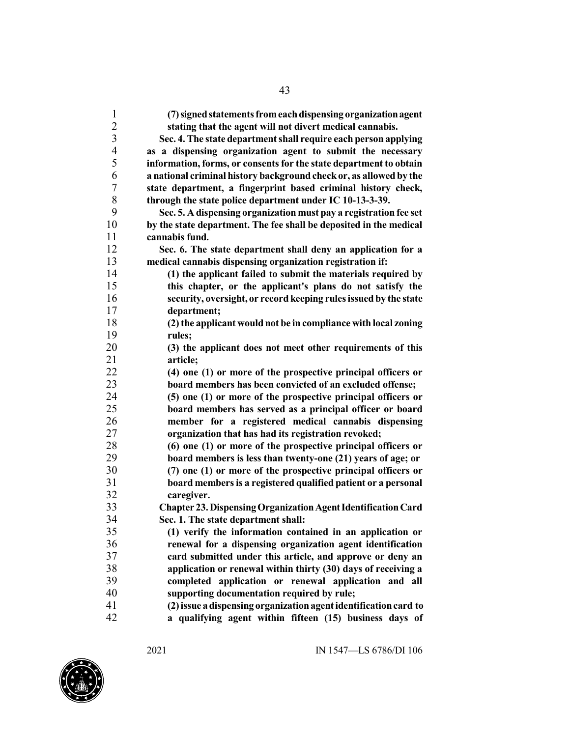**(7) signed statements from each dispensing organization agent stating that the agent will not divert medical cannabis.**

**Sec. 4. The state department shall require each person applying as a dispensing organization agent to submit the necessary information, forms, or consents for the state department to obtain a national criminal history background check or, as allowed by the state department, a fingerprint based criminal history check, through the state police department under IC 10-13-3-39.**

**Sec. 5. A dispensing organization must pay a registration fee set by the state department. The fee shall be deposited in the medical cannabis fund.**

**Sec. 6. The state department shall deny an application for a medical cannabis dispensing organization registration if:**

**(1) the applicant failed to submit the materials required by this chapter, or the applicant's plans do not satisfy the security, oversight, or record keeping rules issued by the state department;**

**(2) the applicant would not be in compliance with local zoning rules;**

**(3) the applicant does not meet other requirements of this article;**

**(4) one (1) or more of the prospective principal officers or board members has been convicted of an excluded offense;**

**(5) one (1) or more of the prospective principal officers or board members has served as a principal officer or board member for a registered medical cannabis dispensing organization that has had its registration revoked;**

**(6) one (1) or more of the prospective principal officers or board members is less than twenty-one (21) years of age; or**

**(7) one (1) or more of the prospective principal officers or board members is a registered qualified patient or a personal caregiver.**

**Chapter 23. Dispensing Organization Agent Identification Card**

**Sec. 1. The state department shall:**

**(1) verify the information contained in an application or renewal for a dispensing organization agent identification card submitted under this article, and approve or deny an application or renewal within thirty (30) days of receiving a completed application or renewal application and all supporting documentation required by rule;**

**(2) issue a dispensing organization agent identification card to a qualifying agent within fifteen (15) business days of**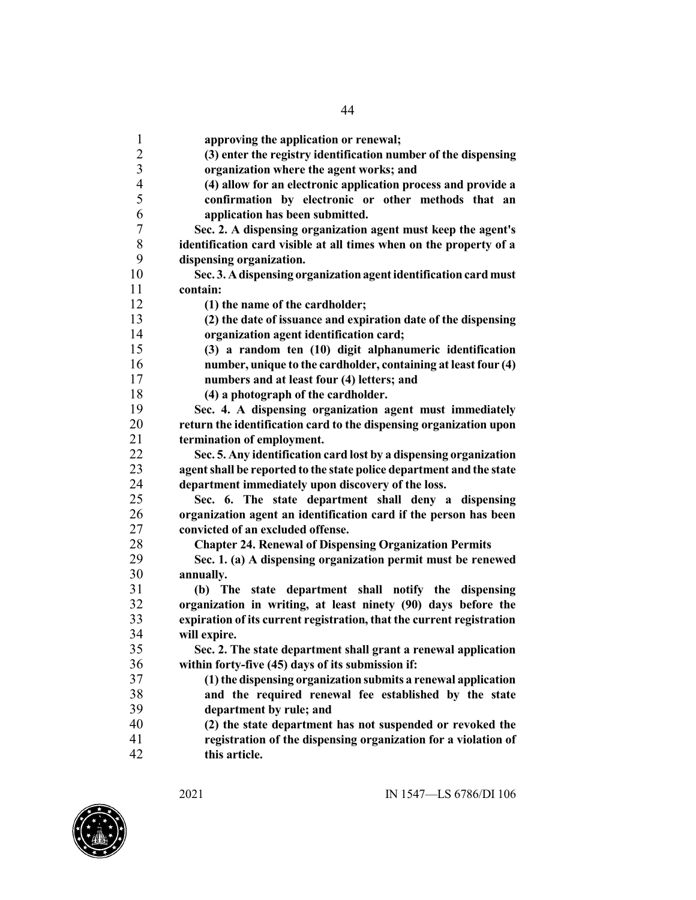**approving the application or renewal;**

**(3) enter the registry identification number of the dispensing organization where the agent works; and**

**(4) allow for an electronic application process and provide a confirmation by electronic or other methods that an application has been submitted.**

**Sec. 2. A dispensing organization agent must keep the agent's identification card visible at all times when on the property of a dispensing organization.**

**Sec. 3. A dispensing organization agent identification card must contain:**

**(1) the name of the cardholder;**

**(2) the date of issuance and expiration date of the dispensing organization agent identification card;**

**(3) a random ten (10) digit alphanumeric identification number, unique to the cardholder, containing at least four (4) numbers and at least four (4) letters; and**

**(4) a photograph of the cardholder.**

**Sec. 4. A dispensing organization agent must immediately return the identification card to the dispensing organization upon termination of employment.**

**Sec. 5. Any identification card lost by a dispensing organization agent shall be reported to the state police department and the state department immediately upon discovery of the loss.**

**Sec. 6. The state department shall deny a dispensing organization agent an identification card if the person has been convicted of an excluded offense.**

**Chapter 24. Renewal of Dispensing Organization Permits**

**Sec. 1. (a) A dispensing organization permit must be renewed annually.**

**(b) The state department shall notify the dispensing organization in writing, at least ninety (90) days before the expiration of its current registration, that the current registration will expire.**

**Sec. 2. The state department shall grant a renewal application within forty-five (45) days of its submission if:**

**(1) the dispensing organization submits a renewal application and the required renewal fee established by the state department by rule; and**

**(2) the state department has not suspended or revoked the registration of the dispensing organization for a violation of this article.**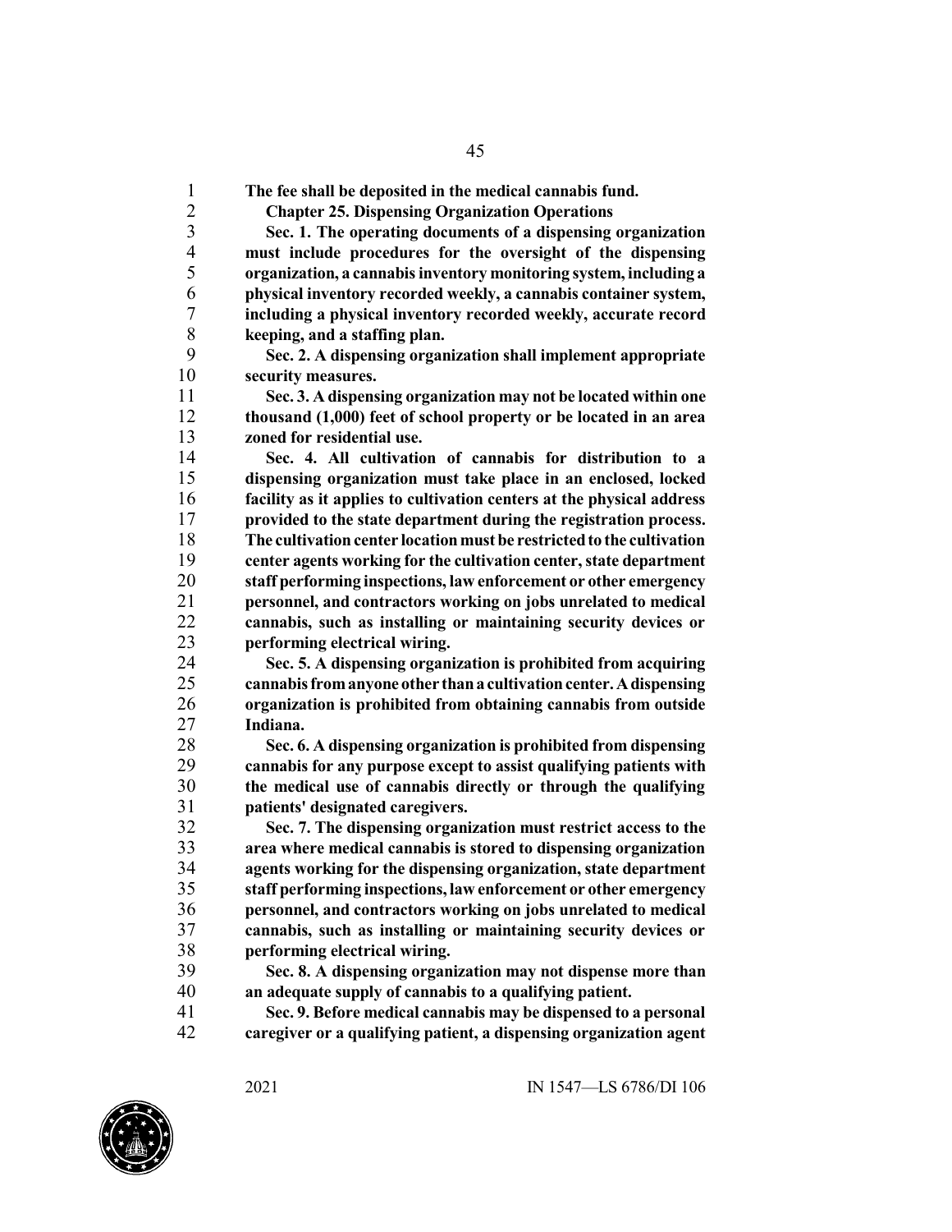**The fee shall be deposited in the medical cannabis fund.**

**Chapter 25. Dispensing Organization Operations**

**Sec. 1. The operating documents of a dispensing organization must include procedures for the oversight of the dispensing organization, a cannabis inventory monitoring system, including a physical inventory recorded weekly, a cannabis container system, including a physical inventory recorded weekly, accurate record keeping, and a staffing plan.**

**Sec. 2. A dispensing organization shall implement appropriate security measures.**

**Sec. 3. A dispensing organization may not be located within one thousand (1,000) feet of school property or be located in an area zoned for residential use.**

**Sec. 4. All cultivation of cannabis for distribution to a dispensing organization must take place in an enclosed, locked facility as it applies to cultivation centers at the physical address provided to the state department during the registration process. The cultivation center location must be restricted to the cultivation center agents working for the cultivation center, state department staff performing inspections, law enforcement or other emergency personnel, and contractors working on jobs unrelated to medical cannabis, such as installing or maintaining security devices or performing electrical wiring.**

**Sec. 5. A dispensing organization is prohibited from acquiring cannabis from anyone other than a cultivation center. A dispensing organization is prohibited from obtaining cannabis from outside Indiana.**

**Sec. 6. A dispensing organization is prohibited from dispensing cannabis for any purpose except to assist qualifying patients with the medical use of cannabis directly or through the qualifying patients' designated caregivers.**

**Sec. 7. The dispensing organization must restrict access to the area where medical cannabis is stored to dispensing organization agents working for the dispensing organization, state department staff performing inspections, law enforcement or other emergency personnel, and contractors working on jobs unrelated to medical cannabis, such as installing or maintaining security devices or performing electrical wiring.**

**Sec. 8. A dispensing organization may not dispense more than an adequate supply of cannabis to a qualifying patient.**

**Sec. 9. Before medical cannabis may be dispensed to a personal caregiver or a qualifying patient, a dispensing organization agent**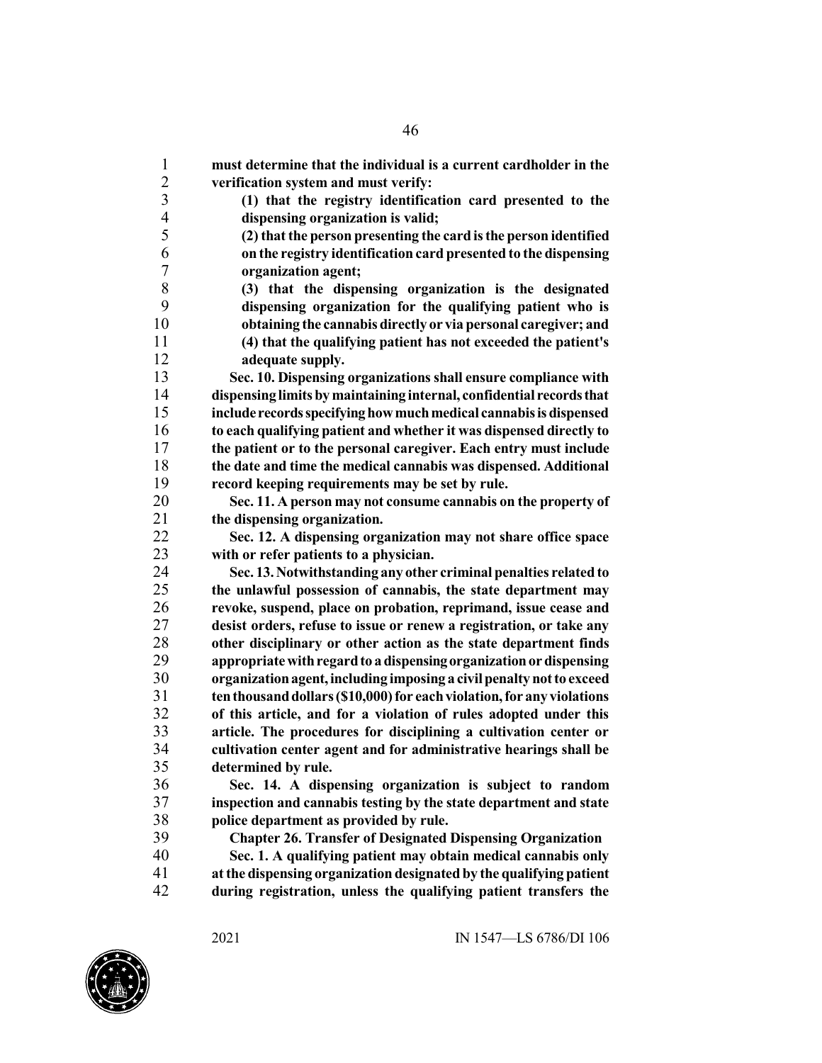**must determine that the individual is a current cardholder in the verification system and must verify:**

**(1) that the registry identification card presented to the dispensing organization is valid;**

**(2) that the person presenting the card is the person identified on the registry identification card presented to the dispensing organization agent;**

**(3) that the dispensing organization is the designated dispensing organization for the qualifying patient who is obtaining the cannabis directly or via personal caregiver; and**

**(4) that the qualifying patient has not exceeded the patient's adequate supply.**

**Sec. 10. Dispensing organizations shall ensure compliance with dispensing limits by maintaining internal, confidential records that include records specifying how much medical cannabis is dispensed to each qualifying patient and whether it was dispensed directly to the patient or to the personal caregiver. Each entry must include the date and time the medical cannabis was dispensed. Additional record keeping requirements may be set by rule.**

**Sec. 11. A person may not consume cannabis on the property of the dispensing organization.**

**Sec. 12. A dispensing organization may not share office space with or refer patients to a physician.**

**Sec. 13. Notwithstanding any other criminal penalties related to the unlawful possession of cannabis, the state department may revoke, suspend, place on probation, reprimand, issue cease and desist orders, refuse to issue or renew a registration, or take any other disciplinary or other action as the state department finds appropriate with regard to a dispensing organization or dispensing organization agent, including imposing a civil penalty not to exceed ten thousand dollars ($10,000) for each violation, for any violations of this article, and for a violation of rules adopted under this article. The procedures for disciplining a cultivation center or cultivation center agent and for administrative hearings shall be determined by rule.**

**Sec. 14. A dispensing organization is subject to random inspection and cannabis testing by the state department and state police department as provided by rule.**

**Chapter 26. Transfer of Designated Dispensing Organization**

**Sec. 1. A qualifying patient may obtain medical cannabis only at the dispensing organization designated by the qualifying patient during registration, unless the qualifying patient transfers the**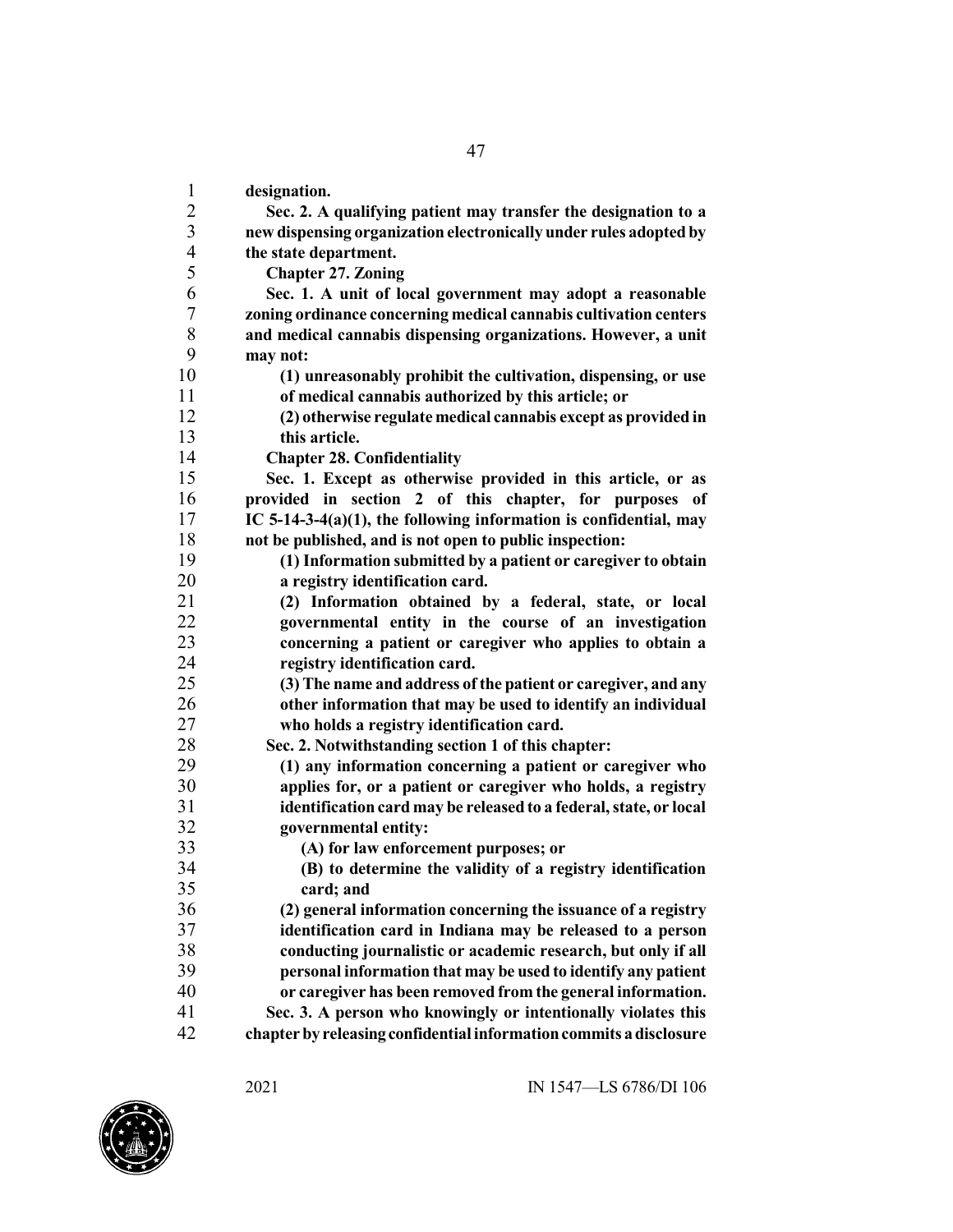**designation.**

**Sec. 2. A qualifying patient may transfer the designation to a new dispensing organization electronically under rules adopted by the state department.**

**Chapter 27. Zoning**

**Sec. 1. A unit of local government may adopt a reasonable zoning ordinance concerning medical cannabis cultivation centers and medical cannabis dispensing organizations. However, a unit may not:**

**(1) unreasonably prohibit the cultivation, dispensing, or use of medical cannabis authorized by this article; or**

**(2) otherwise regulate medical cannabis except as provided in this article.**

**Chapter 28. Confidentiality**

**Sec. 1. Except as otherwise provided in this article, or as provided in section 2 of this chapter, for purposes of IC 5-14-3-4(a)(1), the following information is confidential, may not be published, and is not open to public inspection:**

**(1) Information submitted by a patient or caregiver to obtain a registry identification card.**

**(2) Information obtained by a federal, state, or local governmental entity in the course of an investigation concerning a patient or caregiver who applies to obtain a registry identification card.**

**(3) The name and address of the patient or caregiver, and any other information that may be used to identify an individual who holds a registry identification card.**

**Sec. 2. Notwithstanding section 1 of this chapter:**

**(1) any information concerning a patient or caregiver who applies for, or a patient or caregiver who holds, a registry identification card may be released to a federal, state, or local governmental entity:**

**(A) for law enforcement purposes; or**

**(B) to determine the validity of a registry identification card; and**

**(2) general information concerning the issuance of a registry identification card in Indiana may be released to a person conducting journalistic or academic research, but only if all personal information that may be used to identify any patient or caregiver has been removed from the general information.**

**Sec. 3. A person who knowingly or intentionally violates this chapter by releasing confidential information commits a disclosure**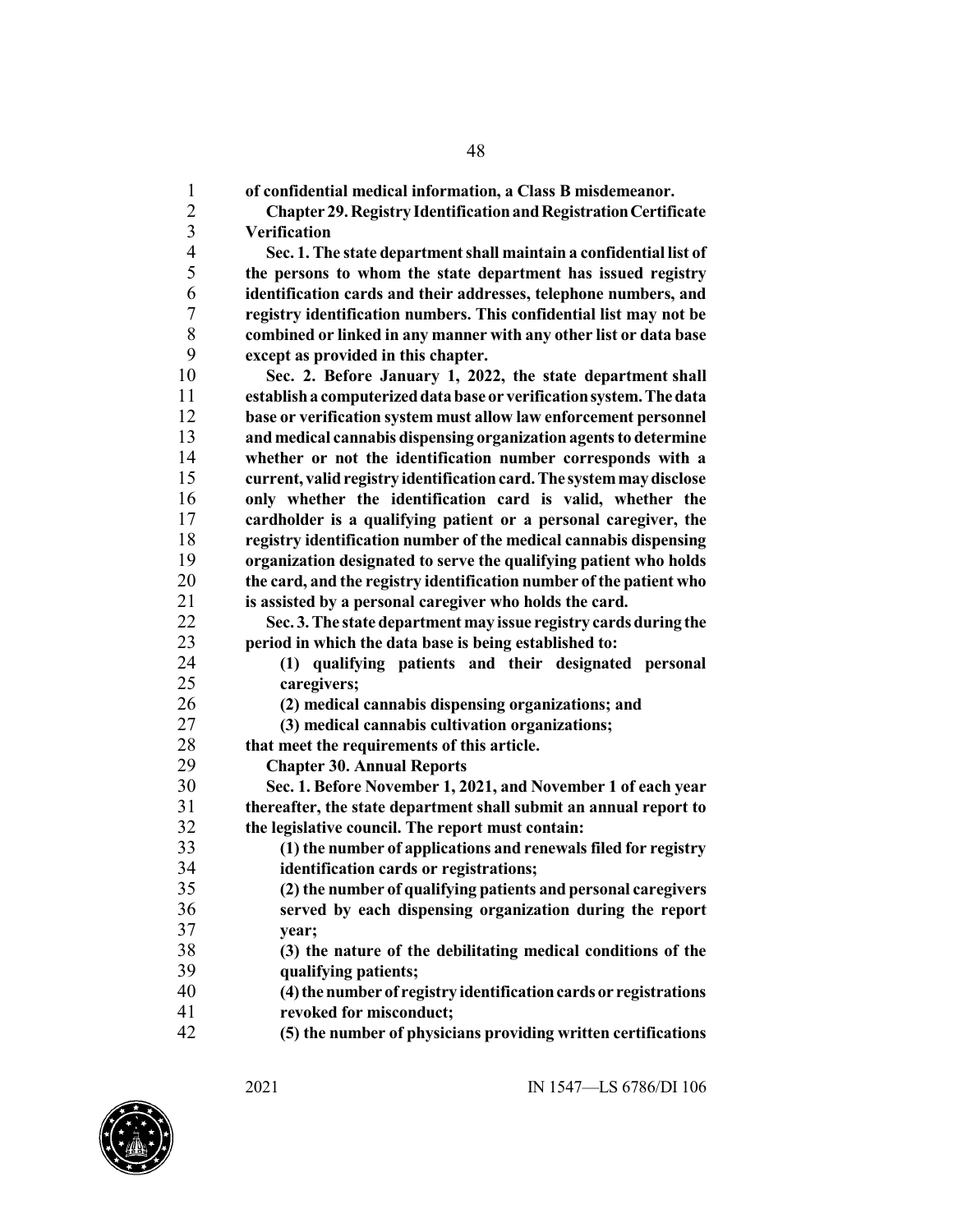**of confidential medical information, a Class B misdemeanor.**

**Chapter 29. Registry Identification and Registration Certificate Verification**

**Sec. 1. The state department shall maintain a confidential list of the persons to whom the state department has issued registry identification cards and their addresses, telephone numbers, and registry identification numbers. This confidential list may not be combined or linked in any manner with any other list or data base except as provided in this chapter.**

**Sec. 2. Before January 1, 2022, the state department shall establish a computerized data base or verification system. The data base or verification system must allow law enforcement personnel and medical cannabis dispensing organization agents to determine whether or not the identification number corresponds with a current, valid registry identification card. The system may disclose only whether the identification card is valid, whether the cardholder is a qualifying patient or a personal caregiver, the registry identification number of the medical cannabis dispensing organization designated to serve the qualifying patient who holds the card, and the registry identification number of the patient who is assisted by a personal caregiver who holds the card.**

**Sec. 3. The state department may issue registry cards during the period in which the data base is being established to:**

**(1) qualifying patients and their designated personal caregivers;**

**(2) medical cannabis dispensing organizations; and**

**(3) medical cannabis cultivation organizations;**

**that meet the requirements of this article.**

**Chapter 30. Annual Reports**

**Sec. 1. Before November 1, 2021, and November 1 of each year thereafter, the state department shall submit an annual report to the legislative council. The report must contain:**

**(1) the number of applications and renewals filed for registry identification cards or registrations;**

**(2) the number of qualifying patients and personal caregivers served by each dispensing organization during the report year;**

**(3) the nature of the debilitating medical conditions of the qualifying patients;**

**(4) the number of registry identification cards or registrations revoked for misconduct;**

**(5) the number of physicians providing written certifications**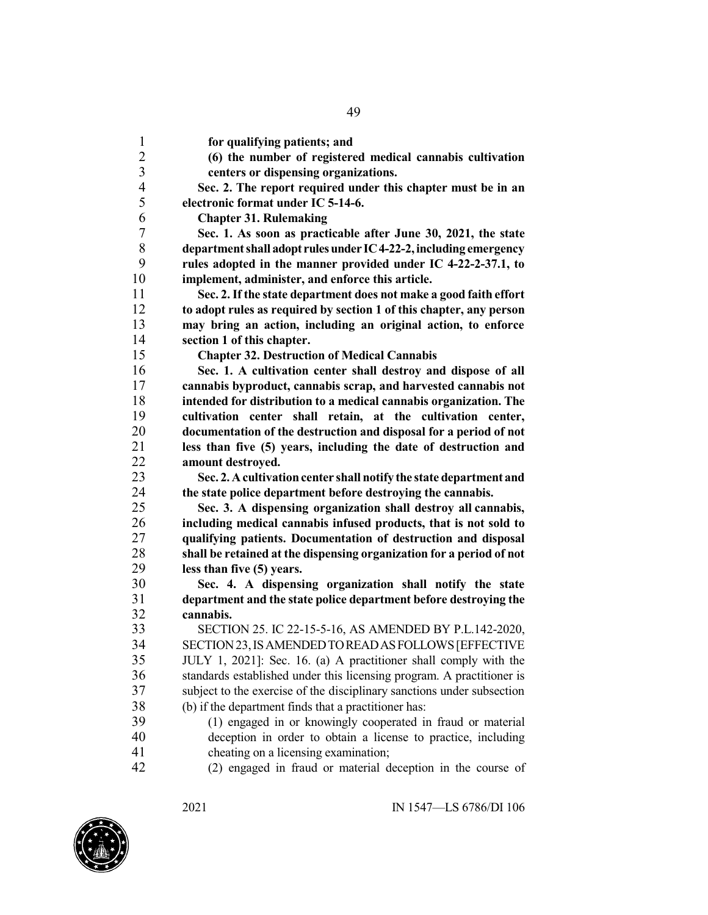**for qualifying patients; and**

**(6) the number of registered medical cannabis cultivation centers or dispensing organizations.**

**Sec. 2. The report required under this chapter must be in an electronic format under IC 5-14-6.**

**Chapter 31. Rulemaking**

**Sec. 1. As soon as practicable after June 30, 2021, the state department shall adopt rules under IC 4-22-2, including emergency rules adopted in the manner provided under IC 4-22-2-37.1, to implement, administer, and enforce this article.**

**Sec. 2. If the state department does not make a good faith effort to adopt rules as required by section 1 of this chapter, any person may bring an action, including an original action, to enforce section 1 of this chapter.**

**Chapter 32. Destruction of Medical Cannabis**

**Sec. 1. A cultivation center shall destroy and dispose of all cannabis byproduct, cannabis scrap, and harvested cannabis not intended for distribution to a medical cannabis organization. The cultivation center shall retain, at the cultivation center, documentation of the destruction and disposal for a period of not less than five (5) years, including the date of destruction and amount destroyed.**

**Sec. 2. A cultivation center shall notify the state department and the state police department before destroying the cannabis.**

**Sec. 3. A dispensing organization shall destroy all cannabis, including medical cannabis infused products, that is not sold to qualifying patients. Documentation of destruction and disposal shall be retained at the dispensing organization for a period of not less than five (5) years.**

**Sec. 4. A dispensing organization shall notify the state department and the state police department before destroying the cannabis.**

SECTION 25. IC 22-15-5-16, AS AMENDED BY P.L.142-2020, SECTION 23, IS AMENDED TO READ AS FOLLOWS [EFFECTIVE JULY 1, 2021]: Sec. 16. (a) A practitioner shall comply with the standards established under this licensing program. A practitioner is subject to the exercise of the disciplinary sanctions under subsection (b) if the department finds that a practitioner has:

(1) engaged in or knowingly cooperated in fraud or material deception in order to obtain a license to practice, including cheating on a licensing examination;

(2) engaged in fraud or material deception in the course of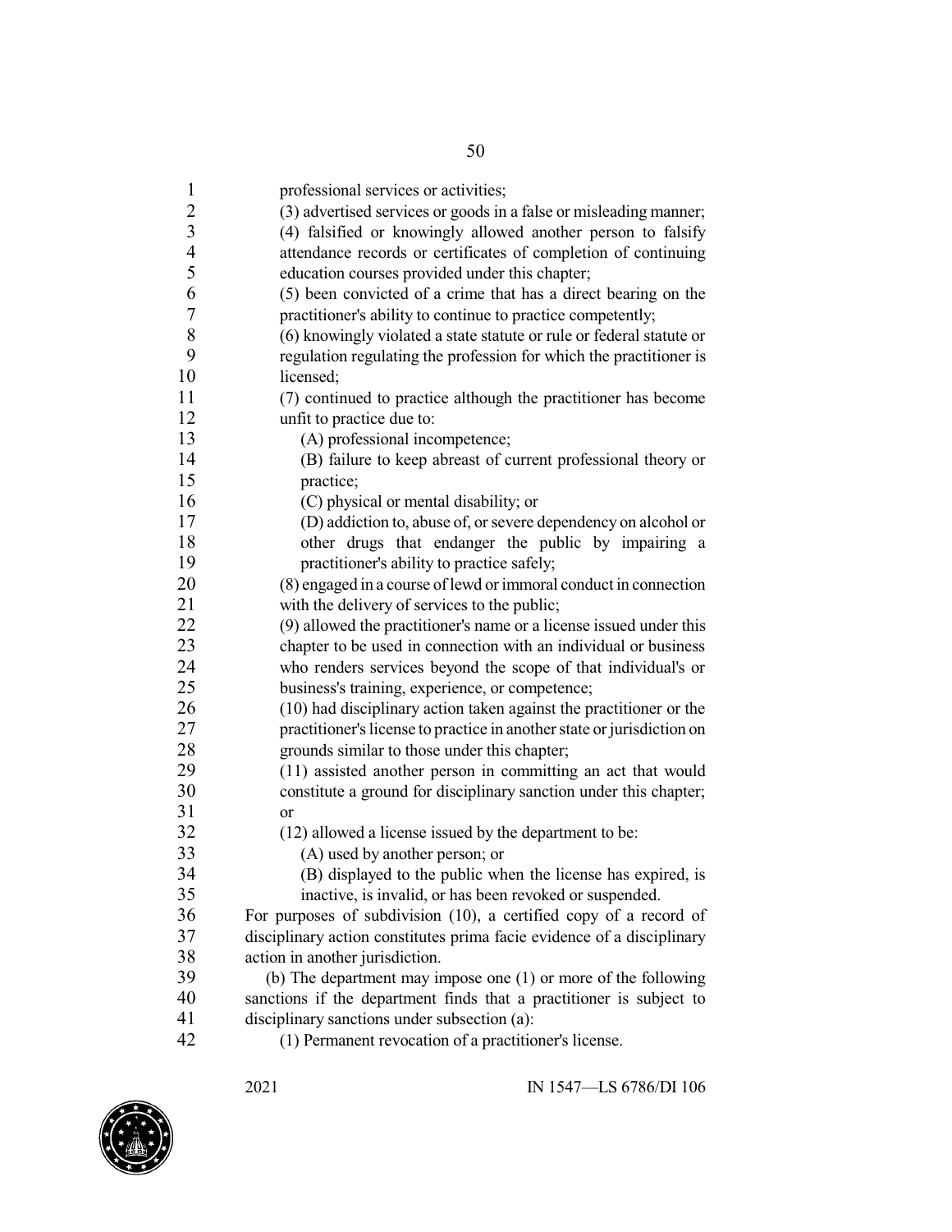professional services or activities;

(3) advertised services or goods in a false or misleading manner;

(4) falsified or knowingly allowed another person to falsify attendance records or certificates of completion of continuing education courses provided under this chapter;

(5) been convicted of a crime that has a direct bearing on the practitioner's ability to continue to practice competently;

(6) knowingly violated a state statute or rule or federal statute or regulation regulating the profession for which the practitioner is licensed;

(7) continued to practice although the practitioner has become unfit to practice due to:

(A) professional incompetence;

(B) failure to keep abreast of current professional theory or practice;

(C) physical or mental disability; or

(D) addiction to, abuse of, or severe dependency on alcohol or other drugs that endanger the public by impairing a practitioner's ability to practice safely;

(8) engaged in a course of lewd or immoral conduct in connection with the delivery of services to the public;

(9) allowed the practitioner's name or a license issued under this chapter to be used in connection with an individual or business who renders services beyond the scope of that individual's or business's training, experience, or competence;

(10) had disciplinary action taken against the practitioner or the practitioner's license to practice in another state or jurisdiction on grounds similar to those under this chapter;

(11) assisted another person in committing an act that would constitute a ground for disciplinary sanction under this chapter; or

(12) allowed a license issued by the department to be:

(A) used by another person; or

(B) displayed to the public when the license has expired, is inactive, is invalid, or has been revoked or suspended.

For purposes of subdivision (10), a certified copy of a record of disciplinary action constitutes prima facie evidence of a disciplinary action in another jurisdiction.

(b) The department may impose one (1) or more of the following sanctions if the department finds that a practitioner is subject to disciplinary sanctions under subsection (a):

(1) Permanent revocation of a practitioner's license.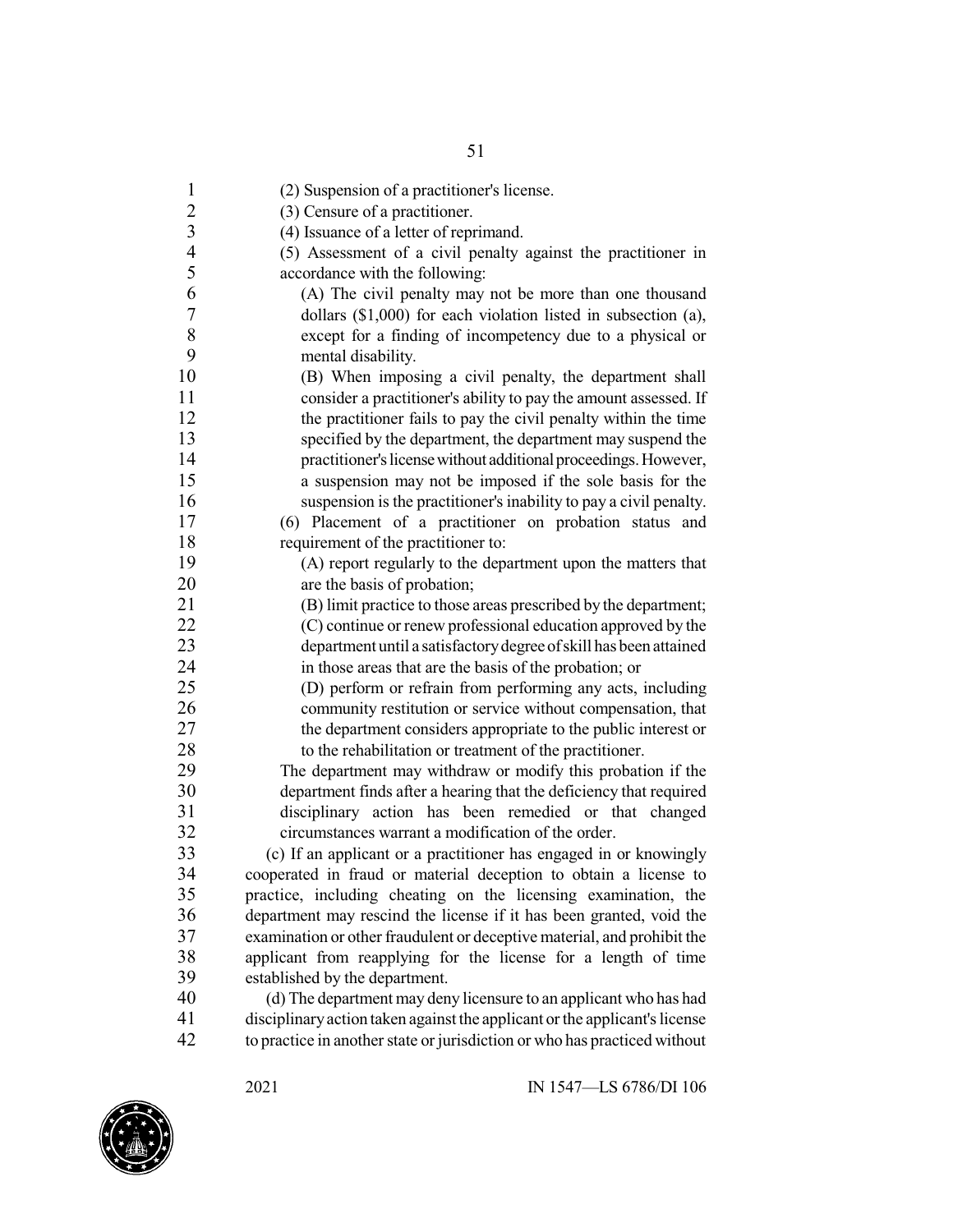(2) Suspension of a practitioner's license.

(3) Censure of a practitioner.

(4) Issuance of a letter of reprimand.

(5) Assessment of a civil penalty against the practitioner in accordance with the following:

(A) The civil penalty may not be more than one thousand dollars ($1,000) for each violation listed in subsection (a), except for a finding of incompetency due to a physical or mental disability.

(B) When imposing a civil penalty, the department shall consider a practitioner's ability to pay the amount assessed. If the practitioner fails to pay the civil penalty within the time specified by the department, the department may suspend the practitioner's license without additional proceedings. However, a suspension may not be imposed if the sole basis for the suspension is the practitioner's inability to pay a civil penalty.

(6) Placement of a practitioner on probation status and requirement of the practitioner to:

(A) report regularly to the department upon the matters that are the basis of probation;

(B) limit practice to those areas prescribed by the department;

(C) continue or renew professional education approved by the department until a satisfactory degree of skill has been attained in those areas that are the basis of the probation; or

(D) perform or refrain from performing any acts, including community restitution or service without compensation, that the department considers appropriate to the public interest or to the rehabilitation or treatment of the practitioner.

The department may withdraw or modify this probation if the department finds after a hearing that the deficiency that required disciplinary action has been remedied or that changed circumstances warrant a modification of the order.

(c) If an applicant or a practitioner has engaged in or knowingly cooperated in fraud or material deception to obtain a license to practice, including cheating on the licensing examination, the department may rescind the license if it has been granted, void the examination or other fraudulent or deceptive material, and prohibit the applicant from reapplying for the license for a length of time established by the department.

(d) The department may deny licensure to an applicant who has had disciplinary action taken against the applicant or the applicant's license to practice in another state or jurisdiction or who has practiced without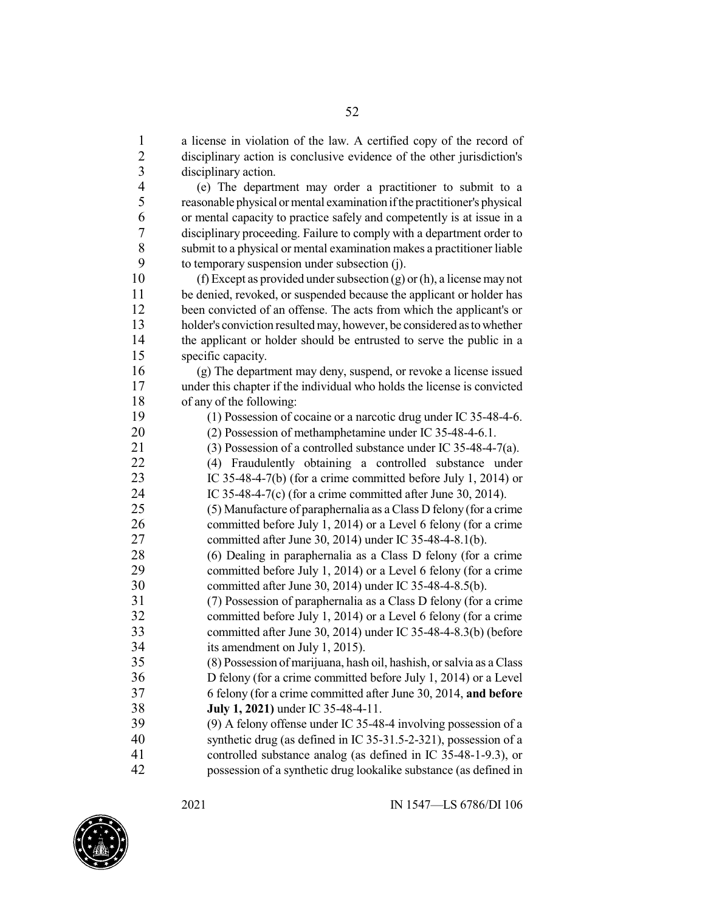a license in violation of the law. A certified copy of the record of disciplinary action is conclusive evidence of the other jurisdiction's disciplinary action.

(e) The department may order a practitioner to submit to a reasonable physical or mental examination if the practitioner's physical or mental capacity to practice safely and competently is at issue in a disciplinary proceeding. Failure to comply with a department order to submit to a physical or mental examination makes a practitioner liable to temporary suspension under subsection (j).

(f) Except as provided under subsection (g) or (h), a license may not be denied, revoked, or suspended because the applicant or holder has been convicted of an offense. The acts from which the applicant's or holder's conviction resulted may, however, be considered as to whether the applicant or holder should be entrusted to serve the public in a specific capacity.

(g) The department may deny, suspend, or revoke a license issued under this chapter if the individual who holds the license is convicted of any of the following:

(1) Possession of cocaine or a narcotic drug under IC 35-48-4-6.

(2) Possession of methamphetamine under IC 35-48-4-6.1.

(3) Possession of a controlled substance under IC 35-48-4-7(a).

(4) Fraudulently obtaining a controlled substance under IC 35-48-4-7(b) (for a crime committed before July 1, 2014) or IC 35-48-4-7(c) (for a crime committed after June 30, 2014).

(5) Manufacture of paraphernalia as a Class D felony (for a crime committed before July 1, 2014) or a Level 6 felony (for a crime committed after June 30, 2014) under IC 35-48-4-8.1(b).

(6) Dealing in paraphernalia as a Class D felony (for a crime committed before July 1, 2014) or a Level 6 felony (for a crime committed after June 30, 2014) under IC 35-48-4-8.5(b).

(7) Possession of paraphernalia as a Class D felony (for a crime committed before July 1, 2014) or a Level 6 felony (for a crime committed after June 30, 2014) under IC 35-48-4-8.3(b) (before its amendment on July 1, 2015).

(8) Possession of marijuana, hash oil, hashish, or salvia as a Class D felony (for a crime committed before July 1, 2014) or a Level 6 felony (for a crime committed after June 30, 2014, **and before July 1, 2021)** under IC 35-48-4-11.

(9) A felony offense under IC 35-48-4 involving possession of a synthetic drug (as defined in IC 35-31.5-2-321), possession of a controlled substance analog (as defined in IC 35-48-1-9.3), or possession of a synthetic drug lookalike substance (as defined in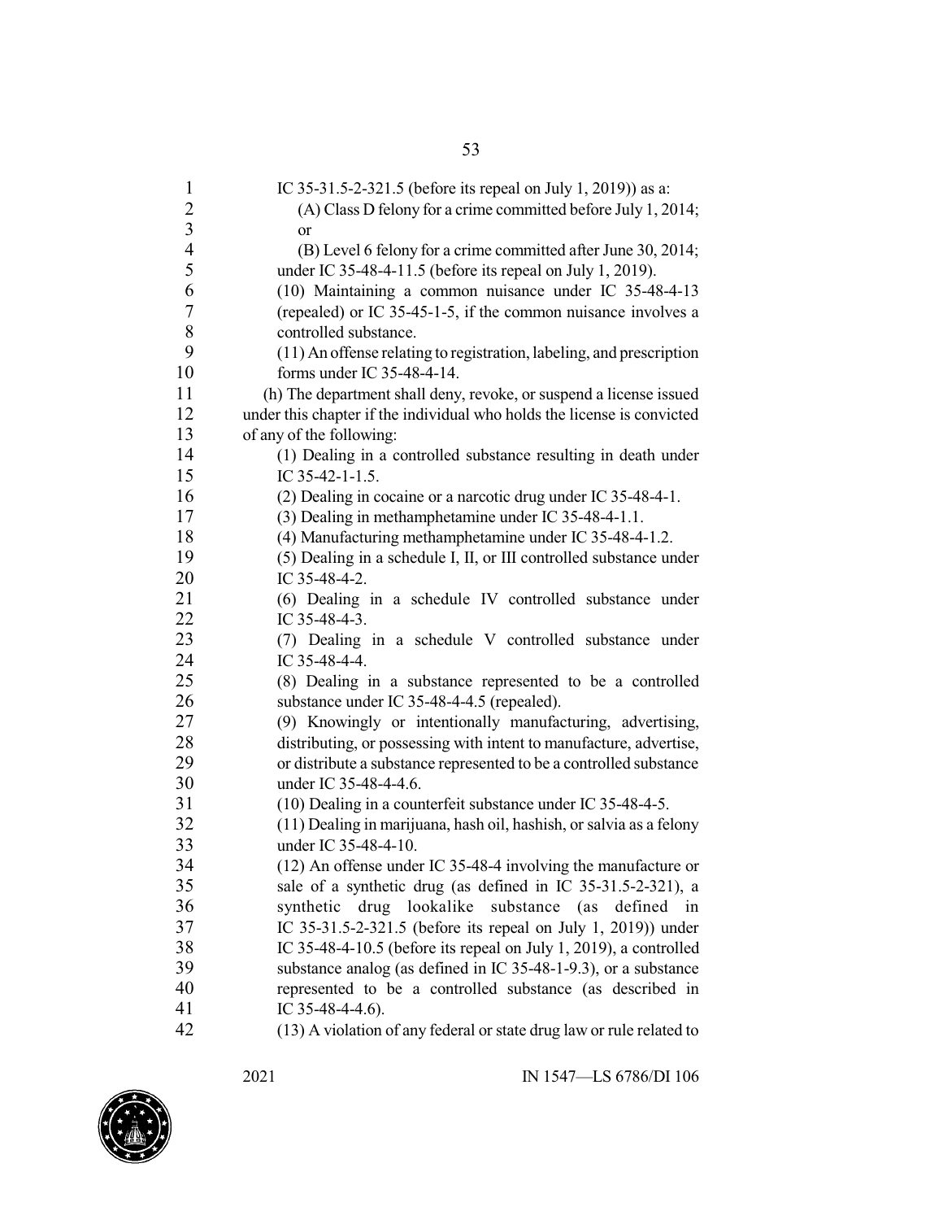IC 35-31.5-2-321.5 (before its repeal on July 1, 2019)) as a:

(A) Class D felony for a crime committed before July 1, 2014; or

(B) Level 6 felony for a crime committed after June 30, 2014;

under IC 35-48-4-11.5 (before its repeal on July 1, 2019).

(10) Maintaining a common nuisance under IC 35-48-4-13 (repealed) or IC 35-45-1-5, if the common nuisance involves a controlled substance.

(11) An offense relating to registration, labeling, and prescription forms under IC 35-48-4-14.

(h) The department shall deny, revoke, or suspend a license issued under this chapter if the individual who holds the license is convicted of any of the following:

(1) Dealing in a controlled substance resulting in death under IC 35-42-1-1.5.

(2) Dealing in cocaine or a narcotic drug under IC 35-48-4-1.

(3) Dealing in methamphetamine under IC 35-48-4-1.1.

(4) Manufacturing methamphetamine under IC 35-48-4-1.2.

(5) Dealing in a schedule I, II, or III controlled substance under IC 35-48-4-2.

(6) Dealing in a schedule IV controlled substance under IC 35-48-4-3.

(7) Dealing in a schedule V controlled substance under IC 35-48-4-4.

(8) Dealing in a substance represented to be a controlled substance under IC 35-48-4-4.5 (repealed).

(9) Knowingly or intentionally manufacturing, advertising, distributing, or possessing with intent to manufacture, advertise, or distribute a substance represented to be a controlled substance under IC 35-48-4-4.6.

(10) Dealing in a counterfeit substance under IC 35-48-4-5.

(11) Dealing in marijuana, hash oil, hashish, or salvia as a felony under IC 35-48-4-10.

(12) An offense under IC 35-48-4 involving the manufacture or sale of a synthetic drug (as defined in IC 35-31.5-2-321), a synthetic drug lookalike substance (as defined in IC 35-31.5-2-321.5 (before its repeal on July 1, 2019)) under IC 35-48-4-10.5 (before its repeal on July 1, 2019), a controlled substance analog (as defined in IC 35-48-1-9.3), or a substance represented to be a controlled substance (as described in IC 35-48-4-4.6).

(13) A violation of any federal or state drug law or rule related to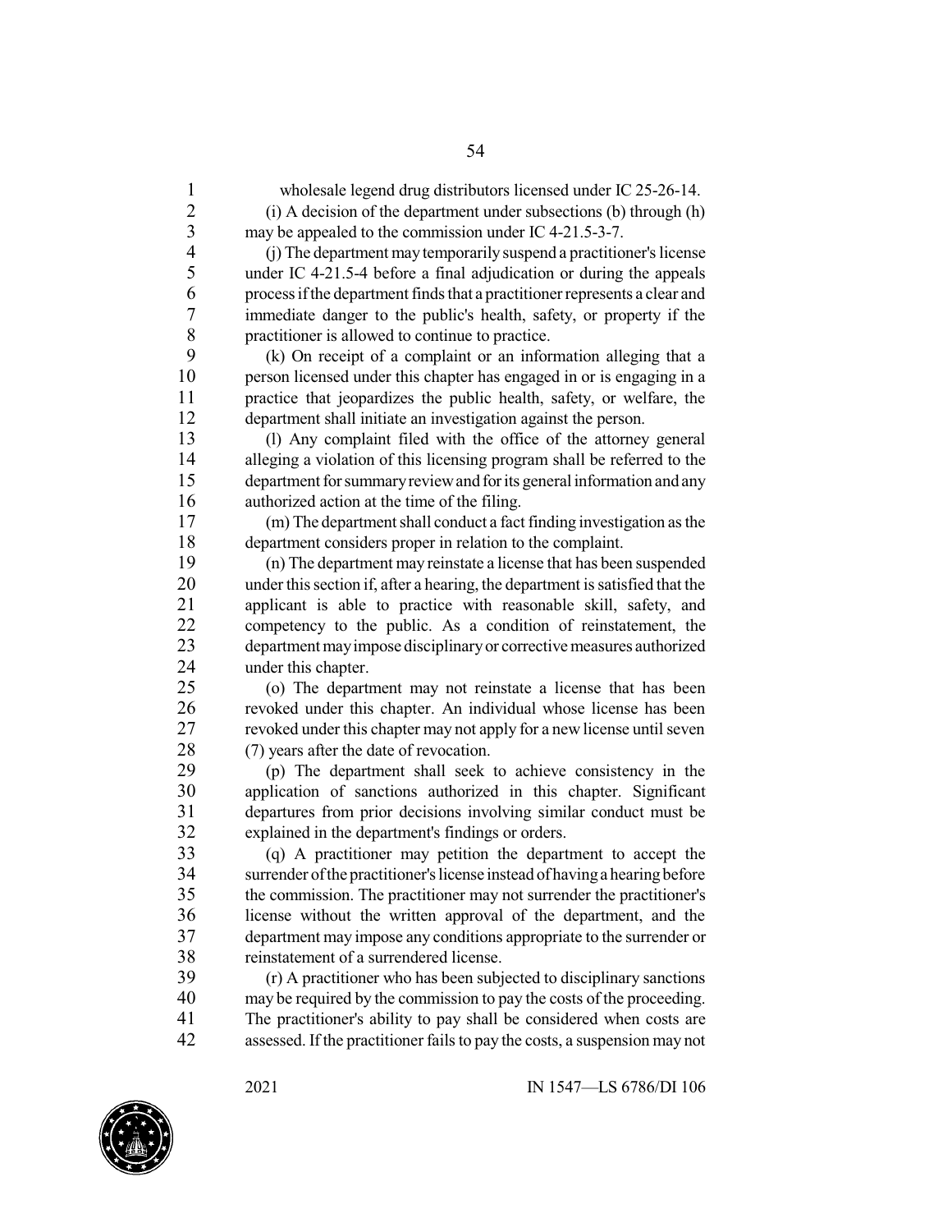wholesale legend drug distributors licensed under IC 25-26-14.

(i) A decision of the department under subsections (b) through (h) may be appealed to the commission under IC 4-21.5-3-7.

(j) The department may temporarily suspend a practitioner's license under IC 4-21.5-4 before a final adjudication or during the appeals process if the department finds that a practitioner represents a clear and immediate danger to the public's health, safety, or property if the practitioner is allowed to continue to practice.

(k) On receipt of a complaint or an information alleging that a person licensed under this chapter has engaged in or is engaging in a practice that jeopardizes the public health, safety, or welfare, the department shall initiate an investigation against the person.

(l) Any complaint filed with the office of the attorney general alleging a violation of this licensing program shall be referred to the department for summary review and for its general information and any authorized action at the time of the filing.

(m) The department shall conduct a fact finding investigation as the department considers proper in relation to the complaint.

(n) The department may reinstate a license that has been suspended under this section if, after a hearing, the department is satisfied that the applicant is able to practice with reasonable skill, safety, and competency to the public. As a condition of reinstatement, the department may impose disciplinary or corrective measures authorized under this chapter.

(o) The department may not reinstate a license that has been revoked under this chapter. An individual whose license has been revoked under this chapter may not apply for a new license until seven (7) years after the date of revocation.

(p) The department shall seek to achieve consistency in the application of sanctions authorized in this chapter. Significant departures from prior decisions involving similar conduct must be explained in the department's findings or orders.

(q) A practitioner may petition the department to accept the surrender of the practitioner's license instead of having a hearing before the commission. The practitioner may not surrender the practitioner's license without the written approval of the department, and the department may impose any conditions appropriate to the surrender or reinstatement of a surrendered license.

(r) A practitioner who has been subjected to disciplinary sanctions may be required by the commission to pay the costs of the proceeding. The practitioner's ability to pay shall be considered when costs are assessed. If the practitioner fails to pay the costs, a suspension may not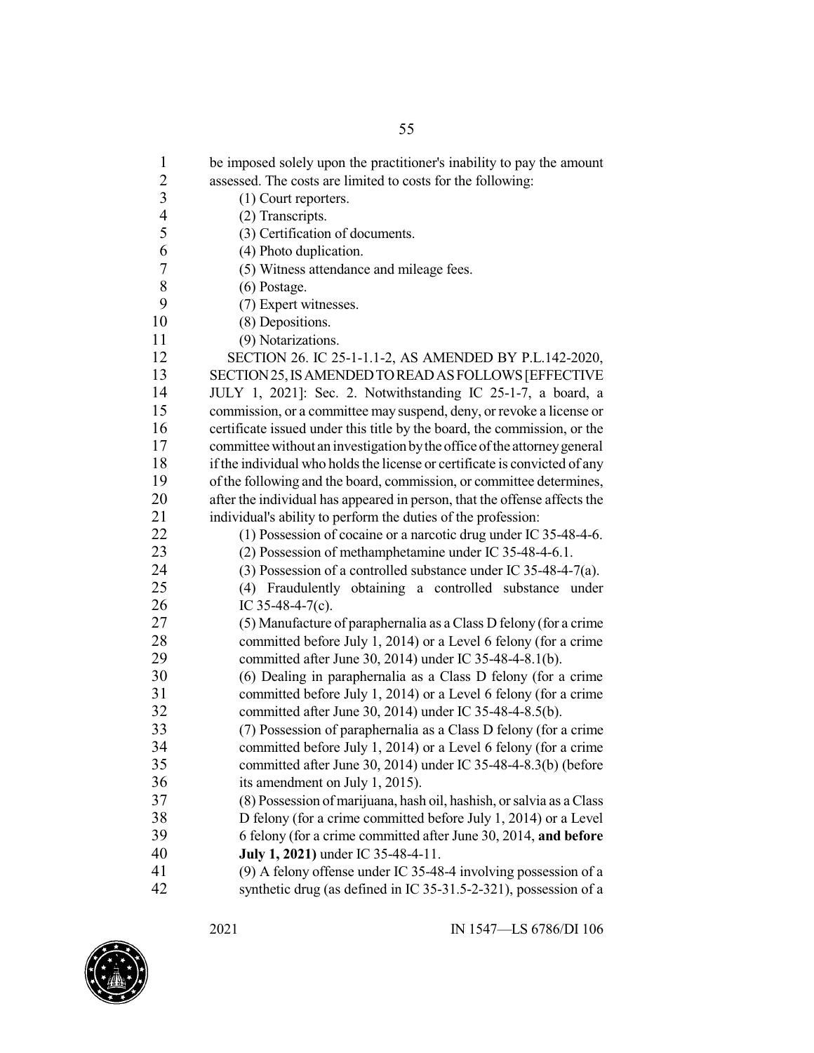be imposed solely upon the practitioner's inability to pay the amount assessed. The costs are limited to costs for the following:

(1) Court reporters.
(2) Transcripts.
(3) Certification of documents.
(4) Photo duplication.
(5) Witness attendance and mileage fees.
(6) Postage.
(7) Expert witnesses.
(8) Depositions.
(9) Notarizations.

SECTION 26. IC 25-1-1.1-2, AS AMENDED BY P.L.142-2020, SECTION 25, IS AMENDED TO READ AS FOLLOWS [EFFECTIVE JULY 1, 2021]: Sec. 2. Notwithstanding IC 25-1-7, a board, a commission, or a committee may suspend, deny, or revoke a license or certificate issued under this title by the board, the commission, or the committee without an investigation by the office of the attorney general if the individual who holds the license or certificate is convicted of any of the following and the board, commission, or committee determines, after the individual has appeared in person, that the offense affects the individual's ability to perform the duties of the profession:

(1) Possession of cocaine or a narcotic drug under IC 35-48-4-6.
(2) Possession of methamphetamine under IC 35-48-4-6.1.
(3) Possession of a controlled substance under IC 35-48-4-7(a).
(4) Fraudulently obtaining a controlled substance under IC 35-48-4-7(c).
(5) Manufacture of paraphernalia as a Class D felony (for a crime committed before July 1, 2014) or a Level 6 felony (for a crime committed after June 30, 2014) under IC 35-48-4-8.1(b).
(6) Dealing in paraphernalia as a Class D felony (for a crime committed before July 1, 2014) or a Level 6 felony (for a crime committed after June 30, 2014) under IC 35-48-4-8.5(b).
(7) Possession of paraphernalia as a Class D felony (for a crime committed before July 1, 2014) or a Level 6 felony (for a crime committed after June 30, 2014) under IC 35-48-4-8.3(b) (before its amendment on July 1, 2015).
(8) Possession of marijuana, hash oil, hashish, or salvia as a Class D felony (for a crime committed before July 1, 2014) or a Level 6 felony (for a crime committed after June 30, 2014, **and before July 1, 2021)** under IC 35-48-4-11.
(9) A felony offense under IC 35-48-4 involving possession of a synthetic drug (as defined in IC 35-31.5-2-321), possession of a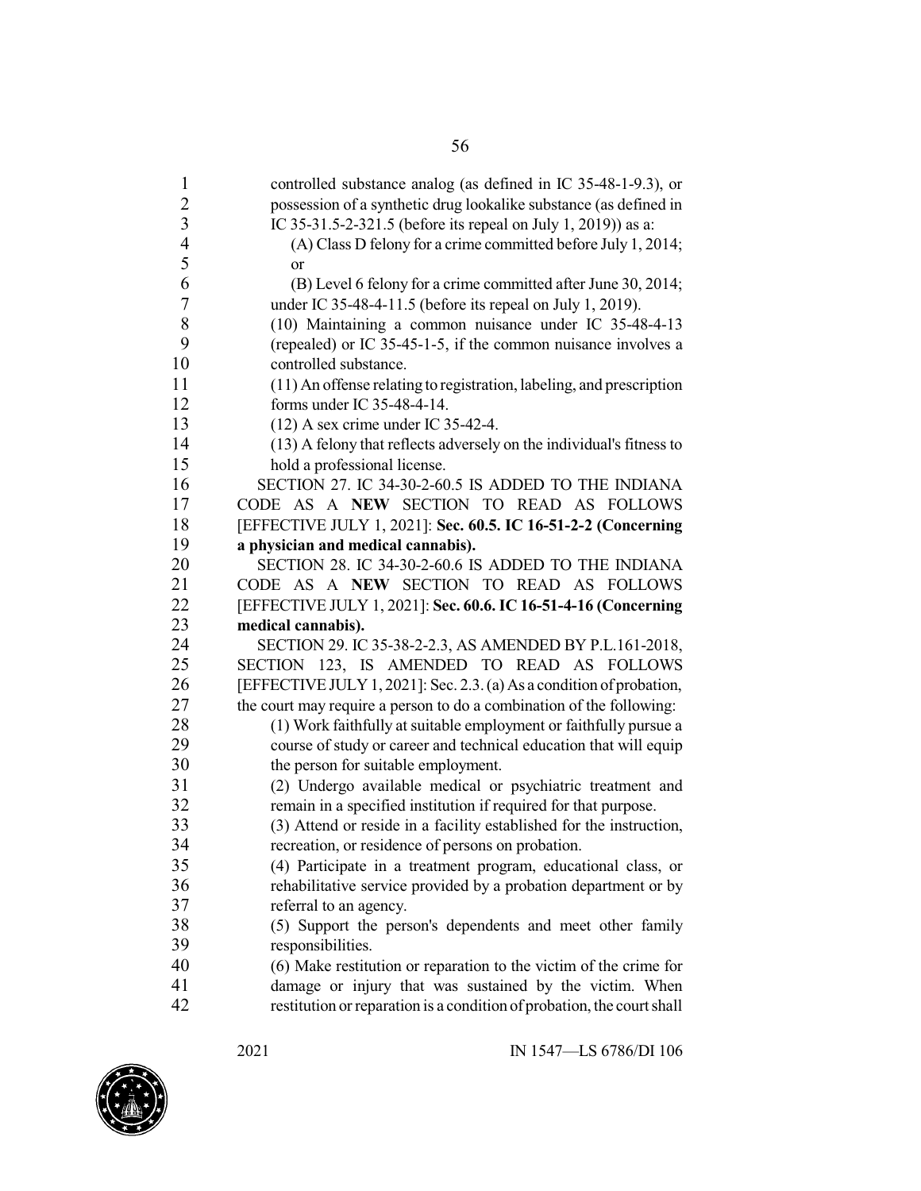controlled substance analog (as defined in IC 35-48-1-9.3), or possession of a synthetic drug lookalike substance (as defined in IC 35-31.5-2-321.5 (before its repeal on July 1, 2019)) as a:

(A) Class D felony for a crime committed before July 1, 2014; or

(B) Level 6 felony for a crime committed after June 30, 2014;

under IC 35-48-4-11.5 (before its repeal on July 1, 2019).

(10) Maintaining a common nuisance under IC 35-48-4-13 (repealed) or IC 35-45-1-5, if the common nuisance involves a controlled substance.

(11) An offense relating to registration, labeling, and prescription forms under IC 35-48-4-14.

(12) A sex crime under IC 35-42-4.

(13) A felony that reflects adversely on the individual's fitness to hold a professional license.

SECTION 27. IC 34-30-2-60.5 IS ADDED TO THE INDIANA CODE AS A **NEW** SECTION TO READ AS FOLLOWS [EFFECTIVE JULY 1, 2021]: **Sec. 60.5. IC 16-51-2-2 (Concerning a physician and medical cannabis).**

SECTION 28. IC 34-30-2-60.6 IS ADDED TO THE INDIANA CODE AS A **NEW** SECTION TO READ AS FOLLOWS [EFFECTIVE JULY 1, 2021]: **Sec. 60.6. IC 16-51-4-16 (Concerning medical cannabis).**

SECTION 29. IC 35-38-2-2.3, AS AMENDED BY P.L.161-2018, SECTION 123, IS AMENDED TO READ AS FOLLOWS [EFFECTIVE JULY 1, 2021]: Sec. 2.3. (a) As a condition of probation, the court may require a person to do a combination of the following:

(1) Work faithfully at suitable employment or faithfully pursue a course of study or career and technical education that will equip the person for suitable employment.

(2) Undergo available medical or psychiatric treatment and remain in a specified institution if required for that purpose.

(3) Attend or reside in a facility established for the instruction, recreation, or residence of persons on probation.

(4) Participate in a treatment program, educational class, or rehabilitative service provided by a probation department or by referral to an agency.

(5) Support the person's dependents and meet other family responsibilities.

(6) Make restitution or reparation to the victim of the crime for damage or injury that was sustained by the victim. When restitution or reparation is a condition of probation, the court shall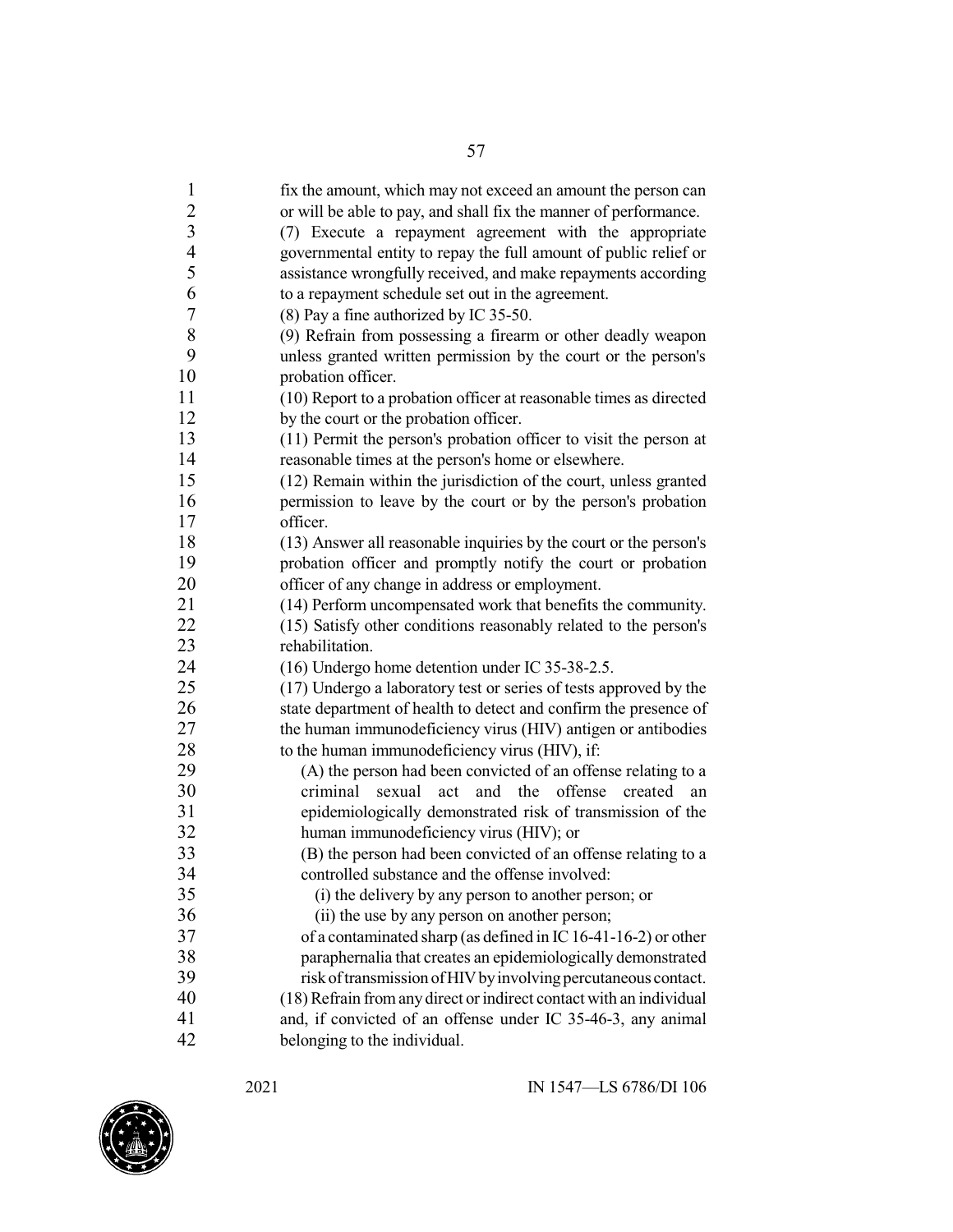fix the amount, which may not exceed an amount the person can or will be able to pay, and shall fix the manner of performance.

(7) Execute a repayment agreement with the appropriate governmental entity to repay the full amount of public relief or assistance wrongfully received, and make repayments according to a repayment schedule set out in the agreement.

(8) Pay a fine authorized by IC 35-50.

(9) Refrain from possessing a firearm or other deadly weapon unless granted written permission by the court or the person's probation officer.

(10) Report to a probation officer at reasonable times as directed by the court or the probation officer.

(11) Permit the person's probation officer to visit the person at reasonable times at the person's home or elsewhere.

(12) Remain within the jurisdiction of the court, unless granted permission to leave by the court or by the person's probation officer.

(13) Answer all reasonable inquiries by the court or the person's probation officer and promptly notify the court or probation officer of any change in address or employment.

(14) Perform uncompensated work that benefits the community.

(15) Satisfy other conditions reasonably related to the person's rehabilitation.

(16) Undergo home detention under IC 35-38-2.5.

(17) Undergo a laboratory test or series of tests approved by the state department of health to detect and confirm the presence of the human immunodeficiency virus (HIV) antigen or antibodies to the human immunodeficiency virus (HIV), if:

(A) the person had been convicted of an offense relating to a criminal sexual act and the offense created an epidemiologically demonstrated risk of transmission of the human immunodeficiency virus (HIV); or

(B) the person had been convicted of an offense relating to a controlled substance and the offense involved:

(i) the delivery by any person to another person; or

(ii) the use by any person on another person;

of a contaminated sharp (as defined in IC 16-41-16-2) or other paraphernalia that creates an epidemiologically demonstrated risk of transmission of HIV by involving percutaneous contact.

(18) Refrain from any direct or indirect contact with an individual and, if convicted of an offense under IC 35-46-3, any animal belonging to the individual.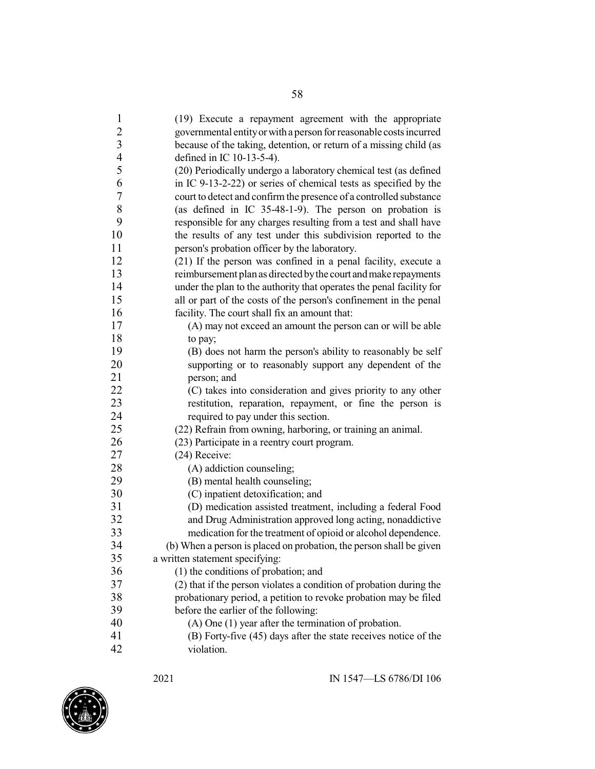(19) Execute a repayment agreement with the appropriate governmental entity or with a person for reasonable costs incurred because of the taking, detention, or return of a missing child (as defined in IC 10-13-5-4).

(20) Periodically undergo a laboratory chemical test (as defined in IC 9-13-2-22) or series of chemical tests as specified by the court to detect and confirm the presence of a controlled substance (as defined in IC 35-48-1-9). The person on probation is responsible for any charges resulting from a test and shall have the results of any test under this subdivision reported to the person's probation officer by the laboratory.

(21) If the person was confined in a penal facility, execute a reimbursement plan as directed by the court and make repayments under the plan to the authority that operates the penal facility for all or part of the costs of the person's confinement in the penal facility. The court shall fix an amount that:

(A) may not exceed an amount the person can or will be able to pay;

(B) does not harm the person's ability to reasonably be self supporting or to reasonably support any dependent of the person; and

(C) takes into consideration and gives priority to any other restitution, reparation, repayment, or fine the person is required to pay under this section.

(22) Refrain from owning, harboring, or training an animal.

(23) Participate in a reentry court program.

(24) Receive:

(A) addiction counseling;

(B) mental health counseling;

(C) inpatient detoxification; and

(D) medication assisted treatment, including a federal Food and Drug Administration approved long acting, nonaddictive medication for the treatment of opioid or alcohol dependence.

(b) When a person is placed on probation, the person shall be given a written statement specifying:

(1) the conditions of probation; and

(2) that if the person violates a condition of probation during the probationary period, a petition to revoke probation may be filed before the earlier of the following:

(A) One (1) year after the termination of probation.

(B) Forty-five (45) days after the state receives notice of the violation.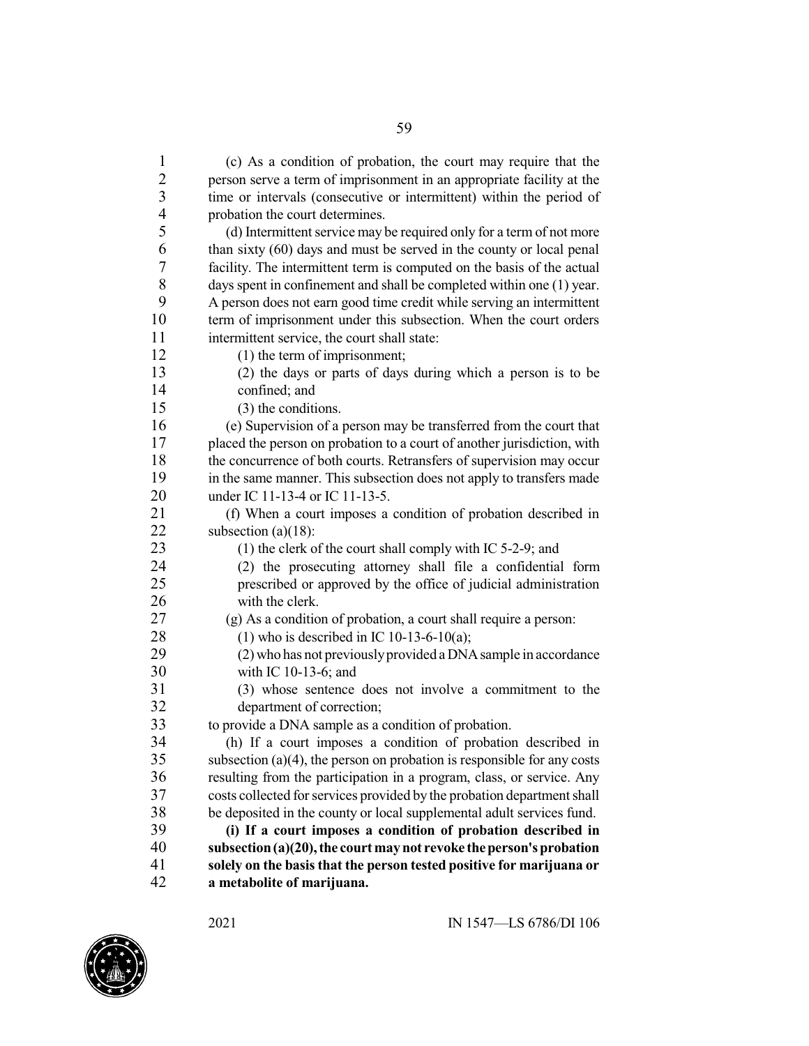(c) As a condition of probation, the court may require that the person serve a term of imprisonment in an appropriate facility at the time or intervals (consecutive or intermittent) within the period of probation the court determines.

(d) Intermittent service may be required only for a term of not more than sixty (60) days and must be served in the county or local penal facility. The intermittent term is computed on the basis of the actual days spent in confinement and shall be completed within one (1) year. A person does not earn good time credit while serving an intermittent term of imprisonment under this subsection. When the court orders intermittent service, the court shall state:

(1) the term of imprisonment;

(2) the days or parts of days during which a person is to be confined; and

(3) the conditions.

(e) Supervision of a person may be transferred from the court that placed the person on probation to a court of another jurisdiction, with the concurrence of both courts. Retransfers of supervision may occur in the same manner. This subsection does not apply to transfers made under IC 11-13-4 or IC 11-13-5.

(f) When a court imposes a condition of probation described in subsection (a)(18):

(1) the clerk of the court shall comply with IC 5-2-9; and

(2) the prosecuting attorney shall file a confidential form prescribed or approved by the office of judicial administration with the clerk.

(g) As a condition of probation, a court shall require a person:

(1) who is described in IC 10-13-6-10(a);

(2) who has not previously provided a DNA sample in accordance with IC 10-13-6; and

(3) whose sentence does not involve a commitment to the department of correction;

to provide a DNA sample as a condition of probation.

(h) If a court imposes a condition of probation described in subsection (a)(4), the person on probation is responsible for any costs resulting from the participation in a program, class, or service. Any costs collected for services provided by the probation department shall be deposited in the county or local supplemental adult services fund.

**(i) If a court imposes a condition of probation described in subsection (a)(20), the court may not revoke the person's probation solely on the basis that the person tested positive for marijuana or a metabolite of marijuana.**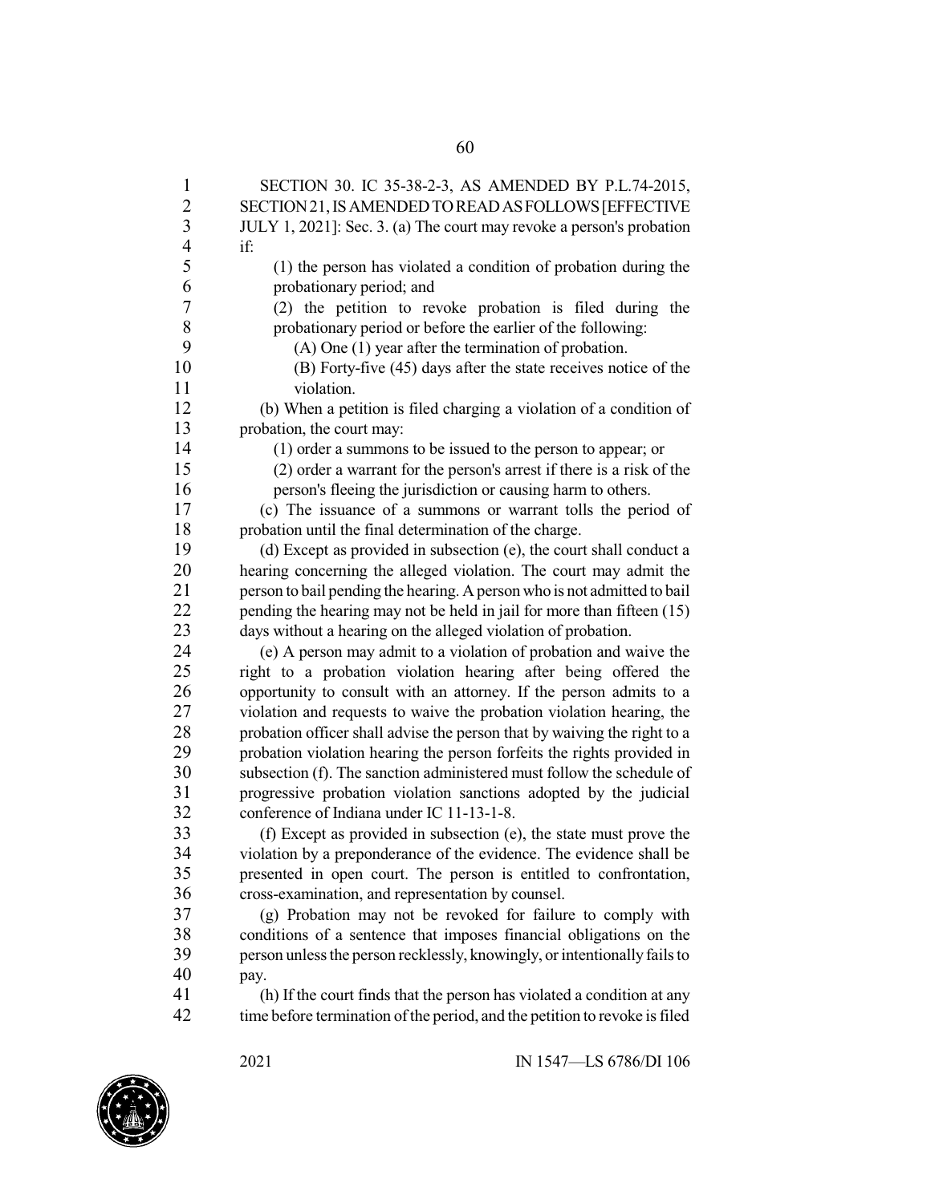SECTION 30. IC 35-38-2-3, AS AMENDED BY P.L.74-2015, SECTION 21, IS AMENDED TO READ AS FOLLOWS [EFFECTIVE JULY 1, 2021]: Sec. 3. (a) The court may revoke a person's probation if:

(1) the person has violated a condition of probation during the probationary period; and

(2) the petition to revoke probation is filed during the probationary period or before the earlier of the following:

(A) One (1) year after the termination of probation.

(B) Forty-five (45) days after the state receives notice of the violation.

(b) When a petition is filed charging a violation of a condition of probation, the court may:

(1) order a summons to be issued to the person to appear; or

(2) order a warrant for the person's arrest if there is a risk of the person's fleeing the jurisdiction or causing harm to others.

(c) The issuance of a summons or warrant tolls the period of probation until the final determination of the charge.

(d) Except as provided in subsection (e), the court shall conduct a hearing concerning the alleged violation. The court may admit the person to bail pending the hearing. A person who is not admitted to bail pending the hearing may not be held in jail for more than fifteen (15) days without a hearing on the alleged violation of probation.

(e) A person may admit to a violation of probation and waive the right to a probation violation hearing after being offered the opportunity to consult with an attorney. If the person admits to a violation and requests to waive the probation violation hearing, the probation officer shall advise the person that by waiving the right to a probation violation hearing the person forfeits the rights provided in subsection (f). The sanction administered must follow the schedule of progressive probation violation sanctions adopted by the judicial conference of Indiana under IC 11-13-1-8.

(f) Except as provided in subsection (e), the state must prove the violation by a preponderance of the evidence. The evidence shall be presented in open court. The person is entitled to confrontation, cross-examination, and representation by counsel.

(g) Probation may not be revoked for failure to comply with conditions of a sentence that imposes financial obligations on the person unless the person recklessly, knowingly, or intentionally fails to pay.

(h) If the court finds that the person has violated a condition at any time before termination of the period, and the petition to revoke is filed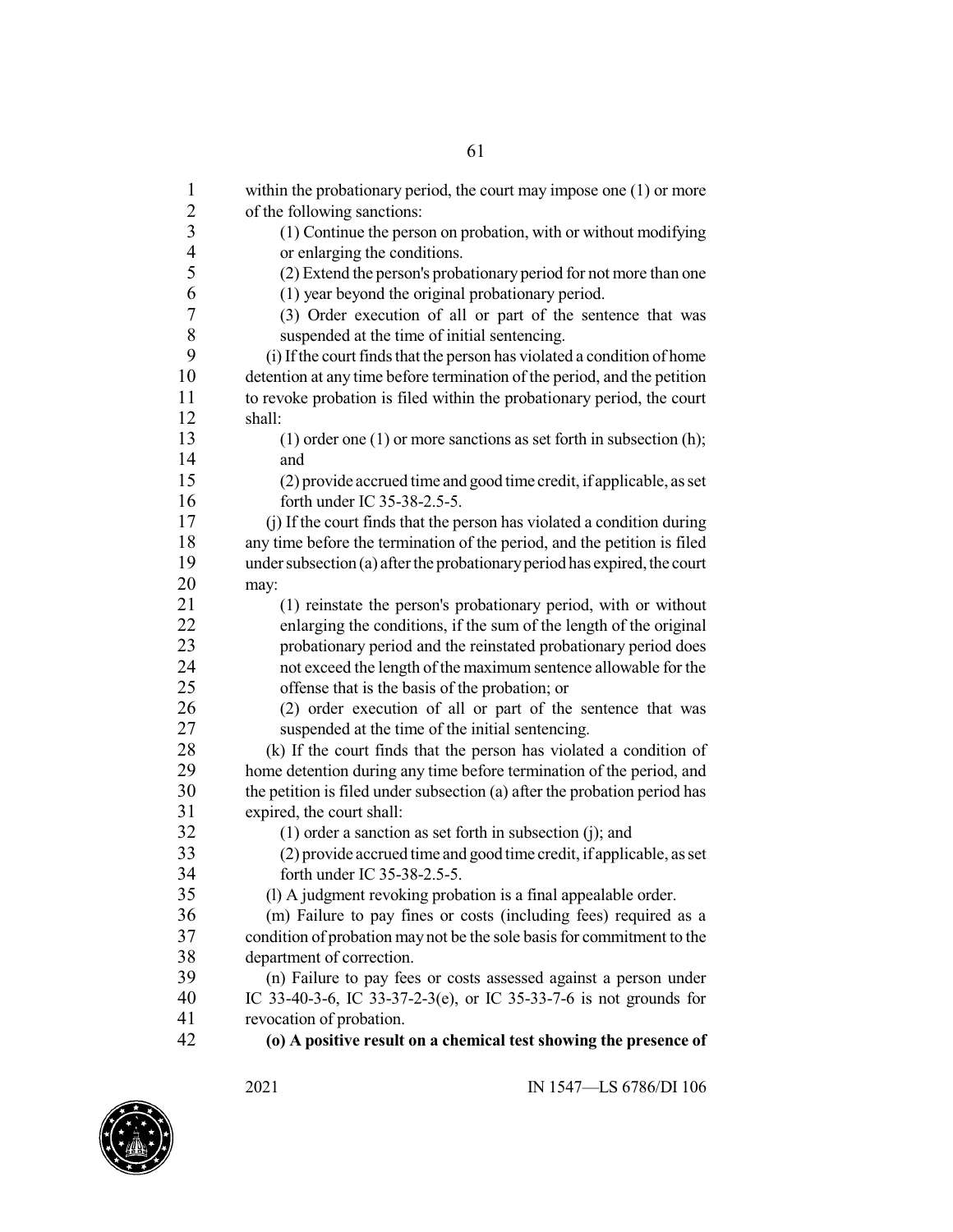within the probationary period, the court may impose one (1) or more of the following sanctions:

(1) Continue the person on probation, with or without modifying or enlarging the conditions.

(2) Extend the person's probationary period for not more than one (1) year beyond the original probationary period.

(3) Order execution of all or part of the sentence that was suspended at the time of initial sentencing.

(i) If the court finds that the person has violated a condition of home detention at any time before termination of the period, and the petition to revoke probation is filed within the probationary period, the court shall:

(1) order one (1) or more sanctions as set forth in subsection (h); and

(2) provide accrued time and good time credit, if applicable, as set forth under IC 35-38-2.5-5.

(j) If the court finds that the person has violated a condition during any time before the termination of the period, and the petition is filed under subsection (a) after the probationary period has expired, the court may:

(1) reinstate the person's probationary period, with or without enlarging the conditions, if the sum of the length of the original probationary period and the reinstated probationary period does not exceed the length of the maximum sentence allowable for the offense that is the basis of the probation; or

(2) order execution of all or part of the sentence that was suspended at the time of the initial sentencing.

(k) If the court finds that the person has violated a condition of home detention during any time before termination of the period, and the petition is filed under subsection (a) after the probation period has expired, the court shall:

(1) order a sanction as set forth in subsection (j); and

(2) provide accrued time and good time credit, if applicable, as set forth under IC 35-38-2.5-5.

(l) A judgment revoking probation is a final appealable order.

(m) Failure to pay fines or costs (including fees) required as a condition of probation may not be the sole basis for commitment to the department of correction.

(n) Failure to pay fees or costs assessed against a person under IC 33-40-3-6, IC 33-37-2-3(e), or IC 35-33-7-6 is not grounds for revocation of probation.

**(o) A positive result on a chemical test showing the presence of**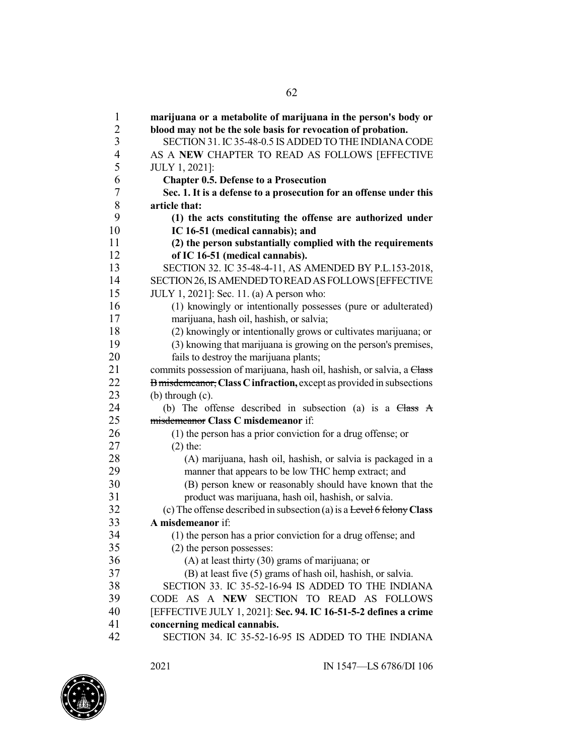**marijuana or a metabolite of marijuana in the person's body or blood may not be the sole basis for revocation of probation.**

SECTION 31. IC 35-48-0.5 IS ADDED TO THE INDIANA CODE AS A **NEW** CHAPTER TO READ AS FOLLOWS [EFFECTIVE JULY 1, 2021]:

**Chapter 0.5. Defense to a Prosecution**

**Sec. 1. It is a defense to a prosecution for an offense under this article that:**

**(1) the acts constituting the offense are authorized under IC 16-51 (medical cannabis); and**

**(2) the person substantially complied with the requirements of IC 16-51 (medical cannabis).**

SECTION 32. IC 35-48-4-11, AS AMENDED BY P.L.153-2018, SECTION 26, IS AMENDED TO READ AS FOLLOWS [EFFECTIVE JULY 1, 2021]: Sec. 11. (a) A person who:

(1) knowingly or intentionally possesses (pure or adulterated) marijuana, hash oil, hashish, or salvia;

(2) knowingly or intentionally grows or cultivates marijuana; or

(3) knowing that marijuana is growing on the person's premises, fails to destroy the marijuana plants;

commits possession of marijuana, hash oil, hashish, or salvia, a ~~Class B misdemeanor,~~ **Class C infraction,** except as provided in subsections (b) through (c).

(b) The offense described in subsection (a) is a ~~Class A misdemeanor~~ **Class C misdemeanor** if:

(1) the person has a prior conviction for a drug offense; or

(2) the:

(A) marijuana, hash oil, hashish, or salvia is packaged in a manner that appears to be low THC hemp extract; and

(B) person knew or reasonably should have known that the product was marijuana, hash oil, hashish, or salvia.

(c) The offense described in subsection (a) is a ~~Level 6 felony~~ **Class A misdemeanor** if:

(1) the person has a prior conviction for a drug offense; and

(2) the person possesses:

(A) at least thirty (30) grams of marijuana; or

(B) at least five (5) grams of hash oil, hashish, or salvia.

SECTION 33. IC 35-52-16-94 IS ADDED TO THE INDIANA CODE AS A **NEW** SECTION TO READ AS FOLLOWS [EFFECTIVE JULY 1, 2021]: **Sec. 94. IC 16-51-5-2 defines a crime concerning medical cannabis.**

SECTION 34. IC 35-52-16-95 IS ADDED TO THE INDIANA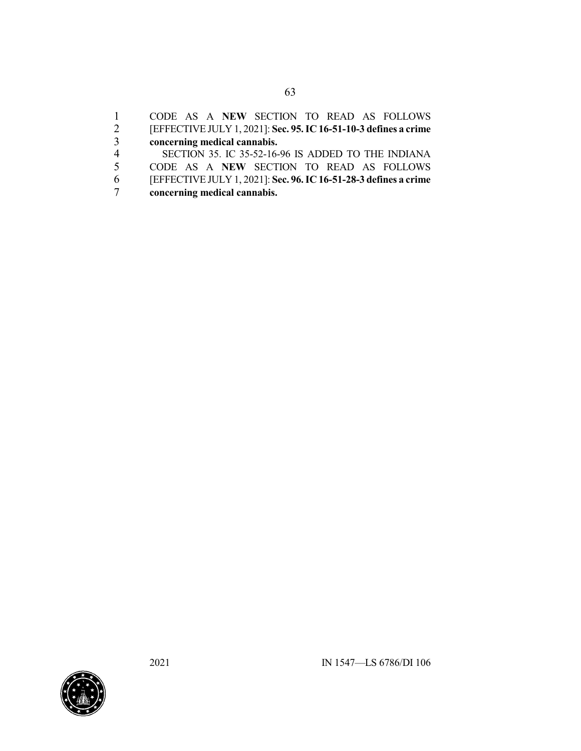CODE AS A **NEW** SECTION TO READ AS FOLLOWS [EFFECTIVE JULY 1, 2021]: **Sec. 95. IC 16-51-10-3 defines a crime concerning medical cannabis.**

SECTION 35. IC 35-52-16-96 IS ADDED TO THE INDIANA CODE AS A **NEW** SECTION TO READ AS FOLLOWS [EFFECTIVE JULY 1, 2021]: **Sec. 96. IC 16-51-28-3 defines a crime concerning medical cannabis.**